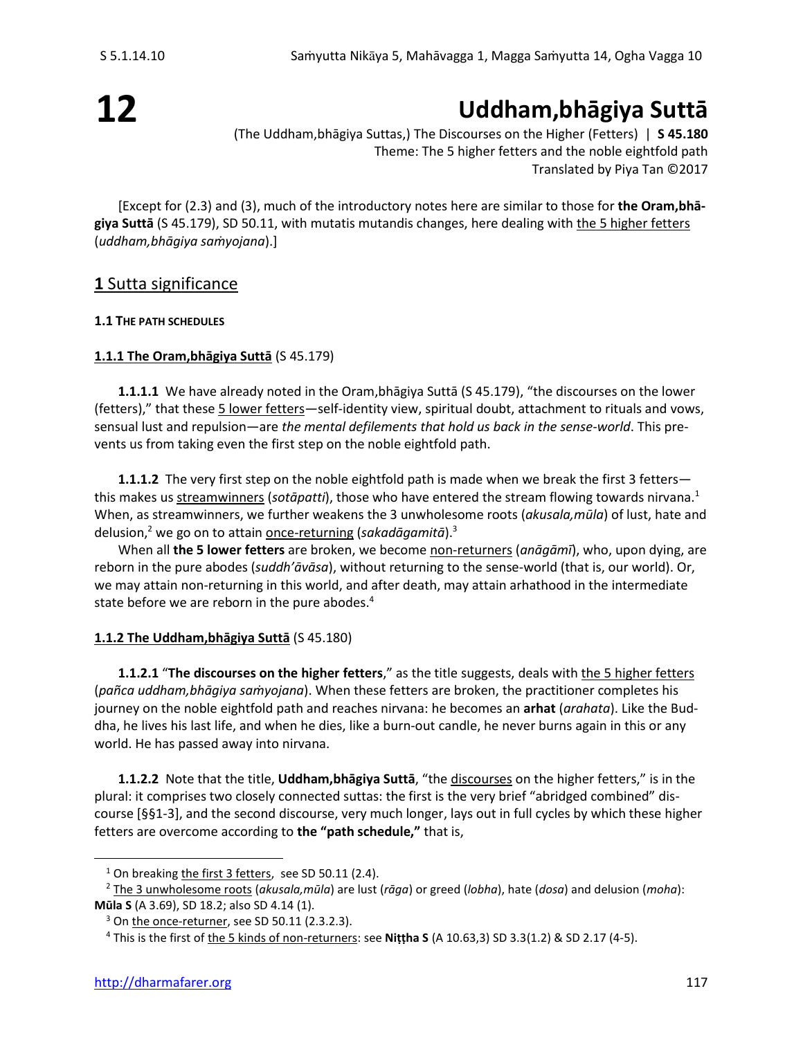# 12

# Uddham,bhāgiya Suttā

(The Uddham,bhāgiya Suttas,) The Discourses on the Higher (Fetters) | **S 45.180**
Theme: The 5 higher fetters and the noble eightfold path
Translated by Piya Tan ©2017

[Except for (2.3) and (3), much of the introductory notes here are similar to those for **the Oram,bhāgiya Suttā** (S 45.179), SD 50.11, with mutatis mutandis changes, here dealing with <u>the 5 higher fetters</u> (*uddham,bhāgiya saṁyojana*).]

## **1** Sutta significance

#### 1.1 The path schedules

#### **1.1.1 The Oram,bhāgiya Suttā** (S 45.179)

**1.1.1.1** We have already noted in the Oram,bhāgiya Suttā (S 45.179), "the discourses on the lower (fetters)," that these <u>5 lower fetters</u>—self-identity view, spiritual doubt, attachment to rituals and vows, sensual lust and repulsion—are *the mental defilements that hold us back in the sense-world*. This prevents us from taking even the first step on the noble eightfold path.

**1.1.1.2** The very first step on the noble eightfold path is made when we break the first 3 fetters—this makes us <u>streamwinners</u> (*sotāpatti*), those who have entered the stream flowing towards nirvana.[1] When, as streamwinners, we further weakens the 3 unwholesome roots (*akusala,mūla*) of lust, hate and delusion,[2] we go on to attain <u>once-returning</u> (*sakadāgamitā*).[3]

When all **the 5 lower fetters** are broken, we become <u>non-returners</u> (*anāgāmī*), who, upon dying, are reborn in the pure abodes (*suddh'āvāsa*), without returning to the sense-world (that is, our world). Or, we may attain non-returning in this world, and after death, may attain arhathood in the intermediate state before we are reborn in the pure abodes.[4]

#### **1.1.2 The Uddham,bhāgiya Suttā** (S 45.180)

**1.1.2.1** "**The discourses on the higher fetters**," as the title suggests, deals with <u>the 5 higher fetters</u> (*pañca uddham,bhāgiya saṁyojana*). When these fetters are broken, the practitioner completes his journey on the noble eightfold path and reaches nirvana: he becomes an **arhat** (*arahata*). Like the Buddha, he lives his last life, and when he dies, like a burn-out candle, he never burns again in this or any world. He has passed away into nirvana.

**1.1.2.2** Note that the title, **Uddham,bhāgiya Suttā**, "the <u>discourses</u> on the higher fetters," is in the plural: it comprises two closely connected suttas: the first is the very brief "abridged combined" discourse [§§1-3], and the second discourse, very much longer, lays out in full cycles by which these higher fetters are overcome according to **the "path schedule,"** that is,

---

[1] On breaking <u>the first 3 fetters</u>, see SD 50.11 (2.4).

[2] <u>The 3 unwholesome roots</u> (*akusala,mūla*) are lust (*rāga*) or greed (*lobha*), hate (*dosa*) and delusion (*moha*): **Mūla S** (A 3.69), SD 18.2; also SD 4.14 (1).

[3] On <u>the once-returner</u>, see SD 50.11 (2.3.2.3).

[4] This is the first of <u>the 5 kinds of non-returners</u>: see **Niṭṭha S** (A 10.63,3) SD 3.3(1.2) & SD 2.17 (4-5).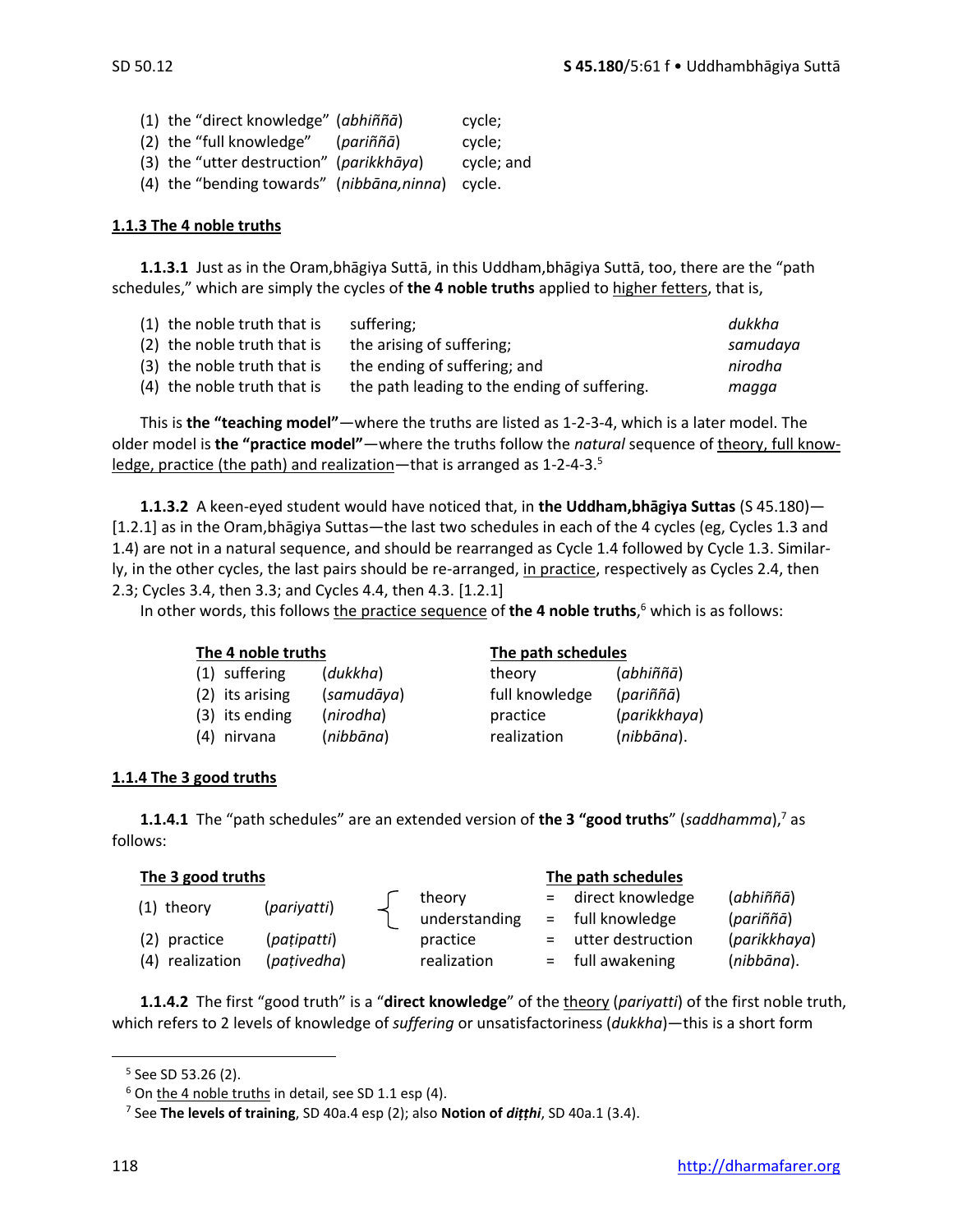(1) the "direct knowledge" (*abhiññā*) cycle;
(2) the "full knowledge" (*pariññā*) cycle;
(3) the "utter destruction" (*parikkhāya*) cycle; and
(4) the "bending towards" (*nibbāna,ninna*) cycle.

### 1.1.3 The 4 noble truths

**1.1.3.1** Just as in the Oram,bhāgiya Suttā, in this Uddham,bhāgiya Suttā, too, there are the "path schedules," which are simply the cycles of **the 4 noble truths** applied to higher fetters, that is,

| | | |
|---|---|---|
| (1) the noble truth that is | suffering; | *dukkha* |
| (2) the noble truth that is | the arising of suffering; | *samudaya* |
| (3) the noble truth that is | the ending of suffering; and | *nirodha* |
| (4) the noble truth that is | the path leading to the ending of suffering. | *magga* |

This is **the "teaching model"**—where the truths are listed as 1-2-3-4, which is a later model. The older model is **the "practice model"**—where the truths follow the *natural* sequence of theory, full knowledge, practice (the path) and realization—that is arranged as 1-2-4-3.[5]

**1.1.3.2** A keen-eyed student would have noticed that, in **the Uddham,bhāgiya Suttas** (S 45.180)—[1.2.1] as in the Oram,bhāgiya Suttas—the last two schedules in each of the 4 cycles (eg, Cycles 1.3 and 1.4) are not in a natural sequence, and should be rearranged as Cycle 1.4 followed by Cycle 1.3. Similarly, in the other cycles, the last pairs should be re-arranged, in practice, respectively as Cycles 2.4, then 2.3; Cycles 3.4, then 3.3; and Cycles 4.4, then 4.3. [1.2.1]

In other words, this follows the practice sequence of **the 4 noble truths**,[6] which is as follows:

| The 4 noble truths | | The path schedules | |
|---|---|---|---|
| (1) suffering | (*dukkha*) | theory | (*abhiññā*) |
| (2) its arising | (*samudāya*) | full knowledge | (*pariññā*) |
| (3) its ending | (*nirodha*) | practice | (*parikkhaya*) |
| (4) nirvana | (*nibbāna*) | realization | (*nibbāna*). |

### 1.1.4 The 3 good truths

**1.1.4.1** The "path schedules" are an extended version of **the 3 "good truths"** (*saddhamma*),[7] as follows:

| The 3 good truths | | | | The path schedules | |
|---|---|---|---|---|---|
| (1) theory | (*pariyatti*) | theory | = | direct knowledge | (*abhiññā*) |
| | | understanding | = | full knowledge | (*pariññā*) |
| (2) practice | (*paṭipatti*) | practice | = | utter destruction | (*parikkhaya*) |
| (4) realization | (*paṭivedha*) | realization | = | full awakening | (*nibbāna*). |

**1.1.4.2** The first "good truth" is a "**direct knowledge**" of the theory (*pariyatti*) of the first noble truth, which refers to 2 levels of knowledge of *suffering* or unsatisfactoriness (*dukkha*)—this is a short form

[5] See SD 53.26 (2).
[6] On the 4 noble truths in detail, see SD 1.1 esp (4).
[7] See **The levels of training**, SD 40a.4 esp (2); also **Notion of *diṭṭhi***, SD 40a.1 (3.4).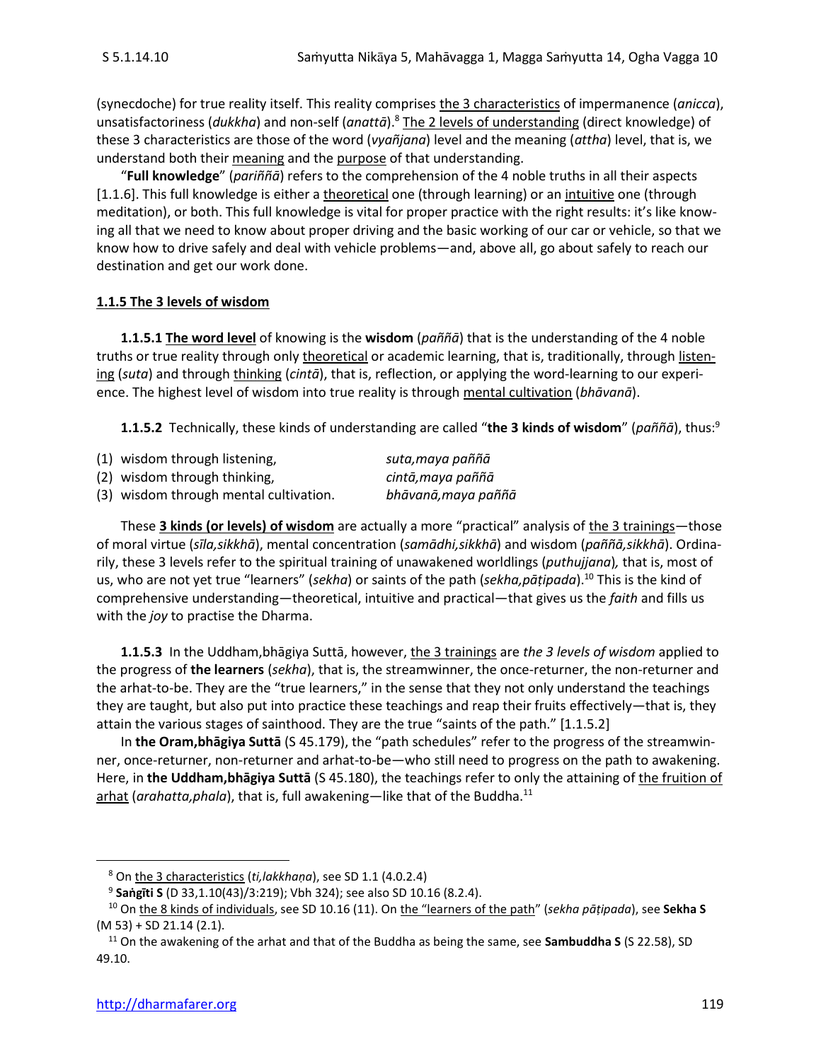(synecdoche) for true reality itself. This reality comprises <u>the 3 characteristics</u> of impermanence (*anicca*), unsatisfactoriness (*dukkha*) and non-self (*anattā*).[8] <u>The 2 levels of understanding</u> (direct knowledge) of these 3 characteristics are those of the word (*vyañjana*) level and the meaning (*attha*) level, that is, we understand both their <u>meaning</u> and the <u>purpose</u> of that understanding.

"**Full knowledge**" (*pariññā*) refers to the comprehension of the 4 noble truths in all their aspects [1.1.6]. This full knowledge is either a <u>theoretical</u> one (through learning) or an <u>intuitive</u> one (through meditation), or both. This full knowledge is vital for proper practice with the right results: it's like knowing all that we need to know about proper driving and the basic working of our car or vehicle, so that we know how to drive safely and deal with vehicle problems—and, above all, go about safely to reach our destination and get our work done.

### <u>1.1.5 The 3 levels of wisdom</u>

**1.1.5.1 <u>The word level</u>** of knowing is the **wisdom** (*paññā*) that is the understanding of the 4 noble truths or true reality through only <u>theoretical</u> or academic learning, that is, traditionally, through <u>listening</u> (*suta*) and through <u>thinking</u> (*cintā*), that is, reflection, or applying the word-learning to our experience. The highest level of wisdom into true reality is through <u>mental cultivation</u> (*bhāvanā*).

**1.1.5.2** Technically, these kinds of understanding are called "**the 3 kinds of wisdom**" (*paññā*), thus:[9]

| | |
|---|---|
| (1) wisdom through listening, | *suta,maya paññā* |
| (2) wisdom through thinking, | *cintā,maya paññā* |
| (3) wisdom through mental cultivation. | *bhāvanā,maya paññā* |

These **<u>3 kinds (or levels) of wisdom</u>** are actually a more "practical" analysis of <u>the 3 trainings</u>—those of moral virtue (*sīla,sikkhā*), mental concentration (*samādhi,sikkhā*) and wisdom (*paññā,sikkhā*). Ordinarily, these 3 levels refer to the spiritual training of unawakened worldlings (*puthujjana*), that is, most of us, who are not yet true "learners" (*sekha*) or saints of the path (*sekha,pāṭipada*).[10] This is the kind of comprehensive understanding—theoretical, intuitive and practical—that gives us the *faith* and fills us with the *joy* to practise the Dharma.

**1.1.5.3** In the Uddham,bhāgiya Suttā, however, <u>the 3 trainings</u> are *the 3 levels of wisdom* applied to the progress of **the learners** (*sekha*), that is, the streamwinner, the once-returner, the non-returner and the arhat-to-be. They are the "true learners," in the sense that they not only understand the teachings they are taught, but also put into practice these teachings and reap their fruits effectively—that is, they attain the various stages of sainthood. They are the true "saints of the path." [1.1.5.2]

In **the Oram,bhāgiya Suttā** (S 45.179), the "path schedules" refer to the progress of the streamwinner, once-returner, non-returner and arhat-to-be—who still need to progress on the path to awakening. Here, in **the Uddham,bhāgiya Suttā** (S 45.180), the teachings refer to only the attaining of <u>the fruition of arhat</u> (*arahatta,phala*), that is, full awakening—like that of the Buddha.[11]

---

[8] On <u>the 3 characteristics</u> (*ti,lakkhaṇa*), see SD 1.1 (4.0.2.4)

[9] **Saṅgīti S** (D 33,1.10(43)/3:219); Vbh 324); see also SD 10.16 (8.2.4).

[10] On <u>the 8 kinds of individuals</u>, see SD 10.16 (11). On <u>the "learners of the path"</u> (*sekha pāṭipada*), see **Sekha S** (M 53) + SD 21.14 (2.1).

[11] On the awakening of the arhat and that of the Buddha as being the same, see **Sambuddha S** (S 22.58), SD 49.10.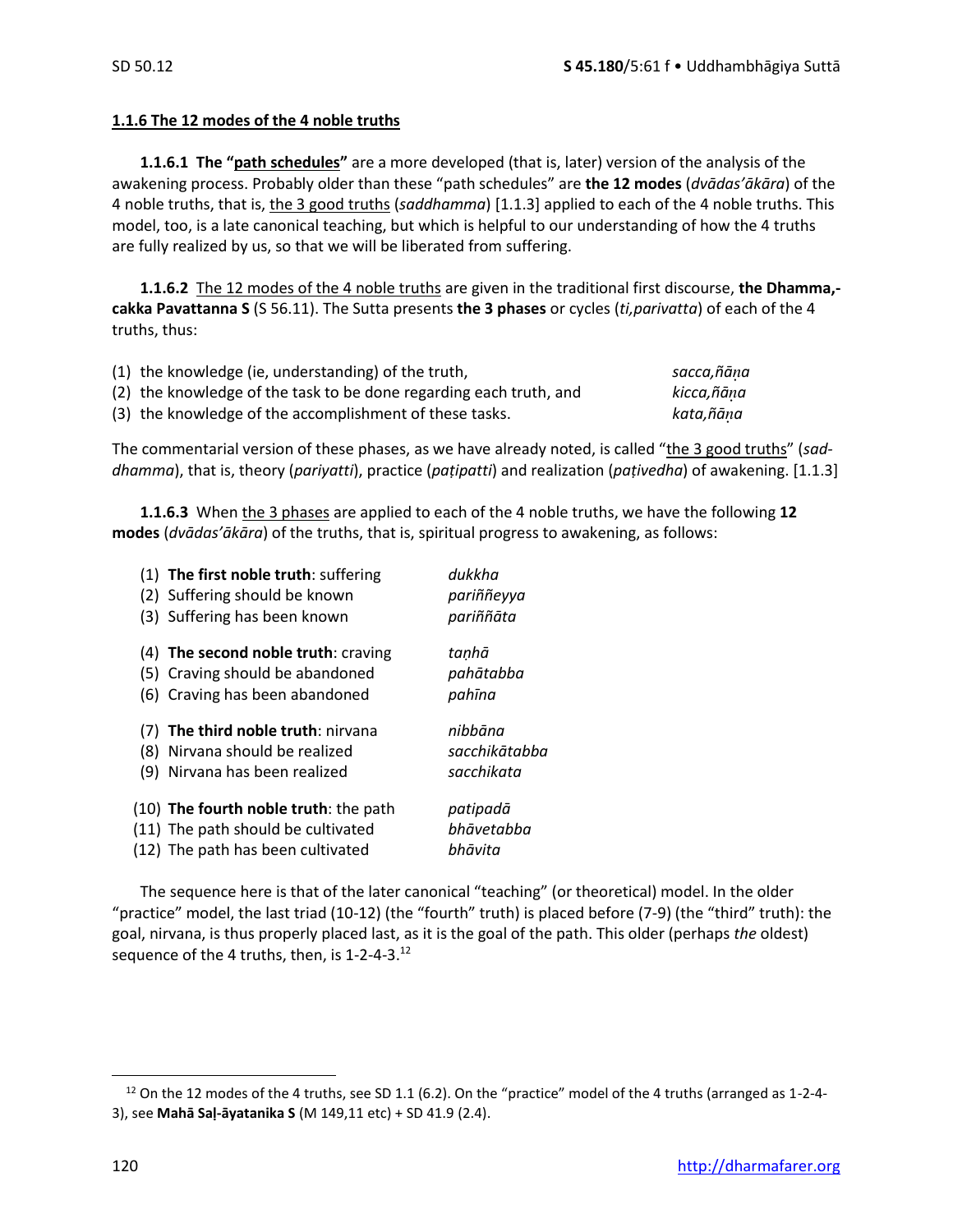**1.1.6 The 12 modes of the 4 noble truths**

**1.1.6.1 The "path schedules"** are a more developed (that is, later) version of the analysis of the awakening process. Probably older than these "path schedules" are **the 12 modes** (*dvādas'ākāra*) of the 4 noble truths, that is, the 3 good truths (*saddhamma*) [1.1.3] applied to each of the 4 noble truths. This model, too, is a late canonical teaching, but which is helpful to our understanding of how the 4 truths are fully realized by us, so that we will be liberated from suffering.

**1.1.6.2** The 12 modes of the 4 noble truths are given in the traditional first discourse, **the Dhamma,-cakka Pavattanna S** (S 56.11). The Sutta presents **the 3 phases** or cycles (*ti,parivatta*) of each of the 4 truths, thus:

| | |
|---|---|
| (1) the knowledge (ie, understanding) of the truth, | *sacca,ñāṇa* |
| (2) the knowledge of the task to be done regarding each truth, and | *kicca,ñāṇa* |
| (3) the knowledge of the accomplishment of these tasks. | *kata,ñāṇa* |

The commentarial version of these phases, as we have already noted, is called "the 3 good truths" (*sad-dhamma*), that is, theory (*pariyatti*), practice (*paṭipatti*) and realization (*paṭivedha*) of awakening. [1.1.3]

**1.1.6.3** When the 3 phases are applied to each of the 4 noble truths, we have the following **12 modes** (*dvādas'ākāra*) of the truths, that is, spiritual progress to awakening, as follows:

| | |
|---|---|
| (1) **The first noble truth**: suffering | *dukkha* |
| (2) Suffering should be known | *pariññeyya* |
| (3) Suffering has been known | *pariññāta* |
| (4) **The second noble truth**: craving | *taṇhā* |
| (5) Craving should be abandoned | *pahātabba* |
| (6) Craving has been abandoned | *pahīna* |
| (7) **The third noble truth**: nirvana | *nibbāna* |
| (8) Nirvana should be realized | *sacchikātabba* |
| (9) Nirvana has been realized | *sacchikata* |
| (10) **The fourth noble truth**: the path | *patipadā* |
| (11) The path should be cultivated | *bhāvetabba* |
| (12) The path has been cultivated | *bhāvita* |

The sequence here is that of the later canonical "teaching" (or theoretical) model. In the older "practice" model, the last triad (10-12) (the "fourth" truth) is placed before (7-9) (the "third" truth): the goal, nirvana, is thus properly placed last, as it is the goal of the path. This older (perhaps *the* oldest) sequence of the 4 truths, then, is 1-2-4-3.[12]

[12] On the 12 modes of the 4 truths, see SD 1.1 (6.2). On the "practice" model of the 4 truths (arranged as 1-2-4-3), see **Mahā Saḷ-āyatanika S** (M 149,11 etc) + SD 41.9 (2.4).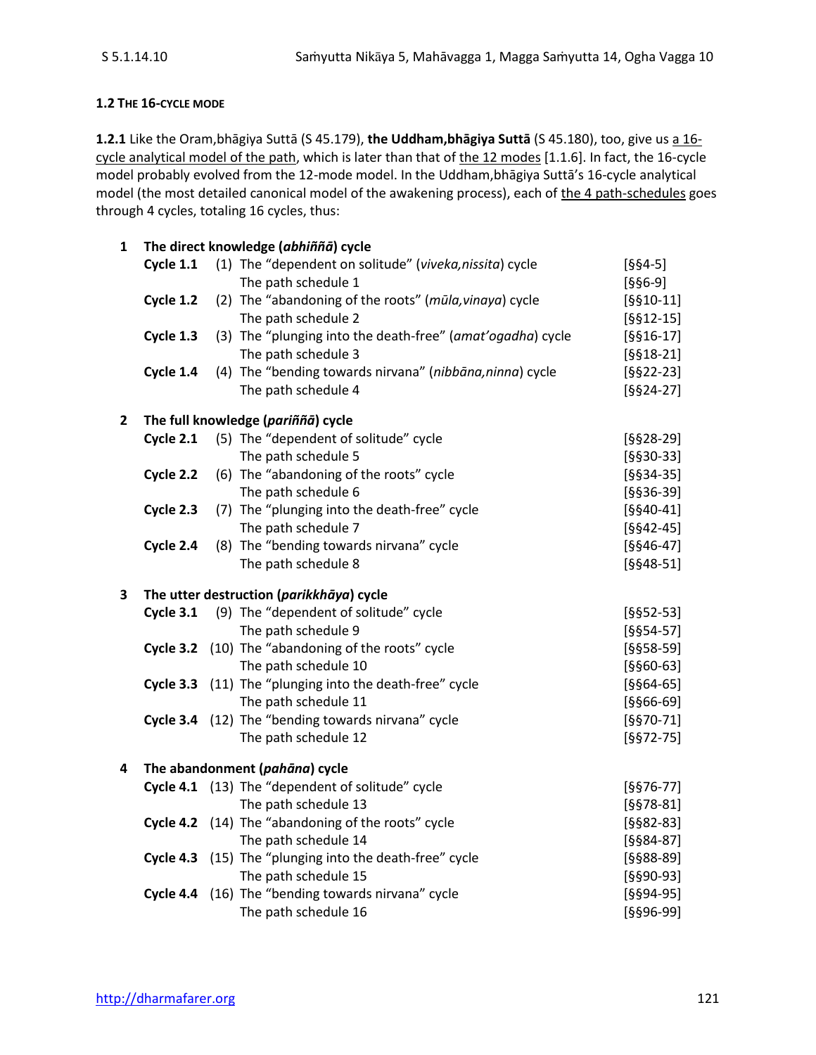### 1.2 The 16-cycle mode

**1.2.1** Like the Oram,bhāgiya Suttā (S 45.179), **the Uddham,bhāgiya Suttā** (S 45.180), too, give us a 16-cycle analytical model of the path, which is later than that of the 12 modes [1.1.6]. In fact, the 16-cycle model probably evolved from the 12-mode model. In the Uddham,bhāgiya Suttā's 16-cycle analytical model (the most detailed canonical model of the awakening process), each of the 4 path-schedules goes through 4 cycles, totaling 16 cycles, thus:

| | | | |
|---|---|---|---|
| **1** | **The direct knowledge (*abhiññā*) cycle** | | |
| | **Cycle 1.1** | (1) The "dependent on solitude" (*viveka,nissita*) cycle | [§§4-5] |
| | | The path schedule 1 | [§§6-9] |
| | **Cycle 1.2** | (2) The "abandoning of the roots" (*mūla,vinaya*) cycle | [§§10-11] |
| | | The path schedule 2 | [§§12-15] |
| | **Cycle 1.3** | (3) The "plunging into the death-free" (*amat'ogadha*) cycle | [§§16-17] |
| | | The path schedule 3 | [§§18-21] |
| | **Cycle 1.4** | (4) The "bending towards nirvana" (*nibbāna,ninna*) cycle | [§§22-23] |
| | | The path schedule 4 | [§§24-27] |
| **2** | **The full knowledge (*pariññā*) cycle** | | |
| | **Cycle 2.1** | (5) The "dependent of solitude" cycle | [§§28-29] |
| | | The path schedule 5 | [§§30-33] |
| | **Cycle 2.2** | (6) The "abandoning of the roots" cycle | [§§34-35] |
| | | The path schedule 6 | [§§36-39] |
| | **Cycle 2.3** | (7) The "plunging into the death-free" cycle | [§§40-41] |
| | | The path schedule 7 | [§§42-45] |
| | **Cycle 2.4** | (8) The "bending towards nirvana" cycle | [§§46-47] |
| | | The path schedule 8 | [§§48-51] |
| **3** | **The utter destruction (*parikkhāya*) cycle** | | |
| | **Cycle 3.1** | (9) The "dependent of solitude" cycle | [§§52-53] |
| | | The path schedule 9 | [§§54-57] |
| | **Cycle 3.2** | (10) The "abandoning of the roots" cycle | [§§58-59] |
| | | The path schedule 10 | [§§60-63] |
| | **Cycle 3.3** | (11) The "plunging into the death-free" cycle | [§§64-65] |
| | | The path schedule 11 | [§§66-69] |
| | **Cycle 3.4** | (12) The "bending towards nirvana" cycle | [§§70-71] |
| | | The path schedule 12 | [§§72-75] |
| **4** | **The abandonment (*pahāna*) cycle** | | |
| | **Cycle 4.1** | (13) The "dependent of solitude" cycle | [§§76-77] |
| | | The path schedule 13 | [§§78-81] |
| | **Cycle 4.2** | (14) The "abandoning of the roots" cycle | [§§82-83] |
| | | The path schedule 14 | [§§84-87] |
| | **Cycle 4.3** | (15) The "plunging into the death-free" cycle | [§§88-89] |
| | | The path schedule 15 | [§§90-93] |
| | **Cycle 4.4** | (16) The "bending towards nirvana" cycle | [§§94-95] |
| | | The path schedule 16 | [§§96-99] |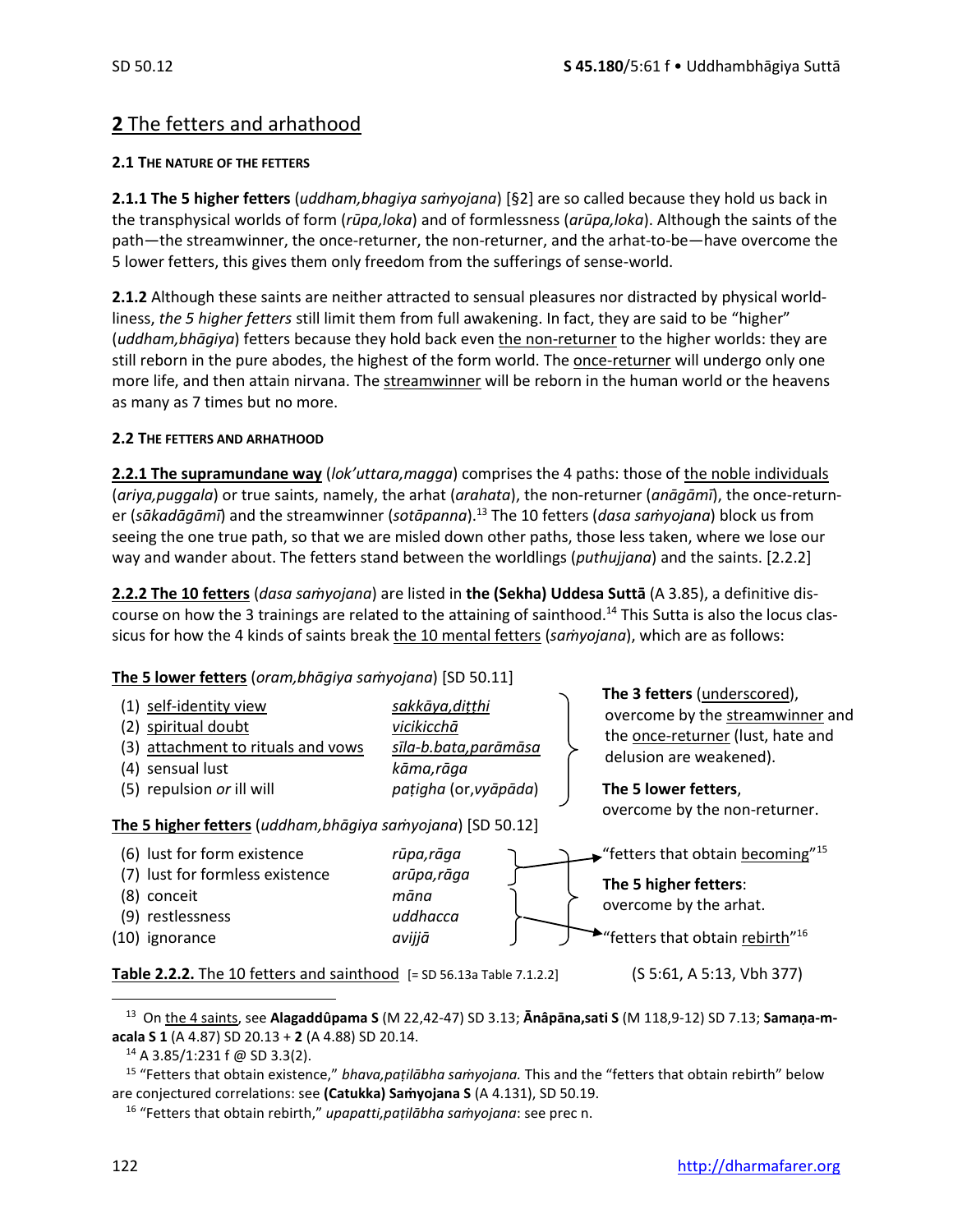## 2 The fetters and arhathood

#### 2.1 THE NATURE OF THE FETTERS

**2.1.1 The 5 higher fetters** (*uddham,bhagiya saṁyojana*) [§2] are so called because they hold us back in the transphysical worlds of form (*rūpa,loka*) and of formlessness (*arūpa,loka*). Although the saints of the path—the streamwinner, the once-returner, the non-returner, and the arhat-to-be—have overcome the 5 lower fetters, this gives them only freedom from the sufferings of sense-world.

**2.1.2** Although these saints are neither attracted to sensual pleasures nor distracted by physical worldliness, *the 5 higher fetters* still limit them from full awakening. In fact, they are said to be "higher" (*uddham,bhāgiya*) fetters because they hold back even the non-returner to the higher worlds: they are still reborn in the pure abodes, the highest of the form world. The once-returner will undergo only one more life, and then attain nirvana. The streamwinner will be reborn in the human world or the heavens as many as 7 times but no more.

#### 2.2 THE FETTERS AND ARHATHOOD

**2.2.1 The supramundane way** (*lok'uttara,magga*) comprises the 4 paths: those of the noble individuals (*ariya,puggala*) or true saints, namely, the arhat (*arahata*), the non-returner (*anāgāmī*), the once-returner (*sākadāgāmī*) and the streamwinner (*sotāpanna*).[13] The 10 fetters (*dasa saṁyojana*) block us from seeing the one true path, so that we are misled down other paths, those less taken, where we lose our way and wander about. The fetters stand between the worldlings (*puthujjana*) and the saints. [2.2.2]

**2.2.2 The 10 fetters** (*dasa saṁyojana*) are listed in **the (Sekha) Uddesa Suttā** (A 3.85), a definitive discourse on how the 3 trainings are related to the attaining of sainthood.[14] This Sutta is also the locus classicus for how the 4 kinds of saints break the 10 mental fetters (*saṁyojana*), which are as follows:

**The 5 lower fetters** (*oram,bhāgiya saṁyojana*) [SD 50.11]

| | | | |
|---|---|---|---|
| (1) self-identity view | *sakkāya,diṭṭhi* | | **The 3 fetters** (underscored), overcome by the streamwinner and the once-returner (lust, hate and delusion are weakened). |
| (2) spiritual doubt | *vicikicchā* | | |
| (3) attachment to rituals and vows | *sīla-b.bata,parāmāsa* | | |
| (4) sensual lust | *kāma,rāga* | | **The 5 lower fetters**, overcome by the non-returner. |
| (5) repulsion *or* ill will | *paṭigha* (or,*vyāpāda*) | | |

**The 5 higher fetters** (*uddham,bhāgiya saṁyojana*) [SD 50.12]

| | | | |
|---|---|---|---|
| (6) lust for form existence | *rūpa,rāga* | (6)–(7) → | "fetters that obtain becoming"[15] |
| (7) lust for formless existence | *arūpa,rāga* | | **The 5 higher fetters**: overcome by the arhat. |
| (8) conceit | *māna* | | |
| (9) restlessness | *uddhacca* | (8)–(10) → | "fetters that obtain rebirth"[16] |
| (10) ignorance | *avijjā* | | |

**Table 2.2.2.** The 10 fetters and sainthood [= SD 56.13a Table 7.1.2.2] (S 5:61, A 5:13, Vbh 377)

---

[13] On the 4 saints, see **Alagaddûpama S** (M 22,42-47) SD 3.13; **Ānâpāna,sati S** (M 118,9-12) SD 7.13; **Samaṇa-m-acala S 1** (A 4.87) SD 20.13 + **2** (A 4.88) SD 20.14.

[14] A 3.85/1:231 f @ SD 3.3(2).

[15] "Fetters that obtain existence," *bhava,paṭilābha saṁyojana.* This and the "fetters that obtain rebirth" below are conjectured correlations: see **(Catukka) Saṁyojana S** (A 4.131), SD 50.19.

[16] "Fetters that obtain rebirth," *upapatti,paṭilābha saṁyojana*: see prec n.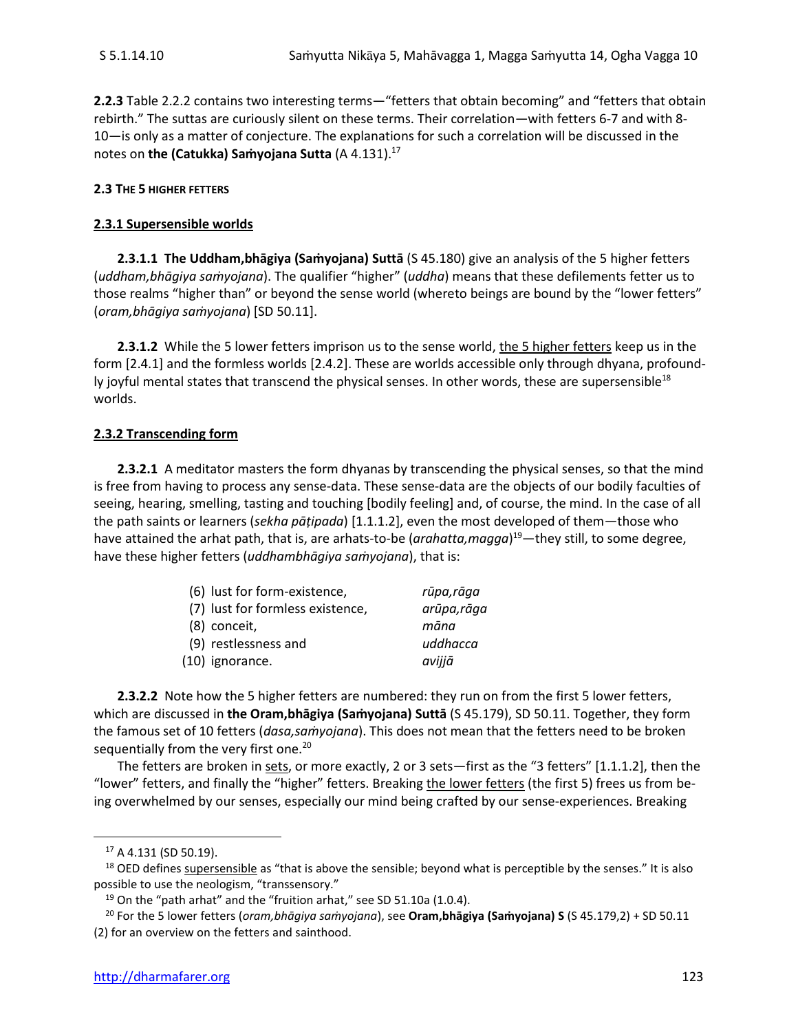**2.2.3** Table 2.2.2 contains two interesting terms—"fetters that obtain becoming" and "fetters that obtain rebirth." The suttas are curiously silent on these terms. Their correlation—with fetters 6-7 and with 8-10—is only as a matter of conjecture. The explanations for such a correlation will be discussed in the notes on **the (Catukka) Saṁyojana Sutta** (A 4.131).[17]

#### 2.3 THE 5 HIGHER FETTERS

#### 2.3.1 Supersensible worlds

**2.3.1.1 The Uddham,bhāgiya (Saṁyojana) Suttā** (S 45.180) give an analysis of the 5 higher fetters (*uddham,bhāgiya saṁyojana*). The qualifier "higher" (*uddha*) means that these defilements fetter us to those realms "higher than" or beyond the sense world (whereto beings are bound by the "lower fetters" (*oram,bhāgiya saṁyojana*) [SD 50.11].

**2.3.1.2** While the 5 lower fetters imprison us to the sense world, the 5 higher fetters keep us in the form [2.4.1] and the formless worlds [2.4.2]. These are worlds accessible only through dhyana, profoundly joyful mental states that transcend the physical senses. In other words, these are supersensible[18] worlds.

#### 2.3.2 Transcending form

**2.3.2.1** A meditator masters the form dhyanas by transcending the physical senses, so that the mind is free from having to process any sense-data. These sense-data are the objects of our bodily faculties of seeing, hearing, smelling, tasting and touching [bodily feeling] and, of course, the mind. In the case of all the path saints or learners (*sekha pāṭipada*) [1.1.1.2], even the most developed of them—those who have attained the arhat path, that is, are arhats-to-be (*arahatta,magga*)[19]—they still, to some degree, have these higher fetters (*uddhambhāgiya saṁyojana*), that is:

| | |
|---|---|
| (6) lust for form-existence, | *rūpa,rāga* |
| (7) lust for formless existence, | *arūpa,rāga* |
| (8) conceit, | *māna* |
| (9) restlessness and | *uddhacca* |
| (10) ignorance. | *avijjā* |

**2.3.2.2** Note how the 5 higher fetters are numbered: they run on from the first 5 lower fetters, which are discussed in **the Oram,bhāgiya (Saṁyojana) Suttā** (S 45.179), SD 50.11. Together, they form the famous set of 10 fetters (*dasa,saṁyojana*). This does not mean that the fetters need to be broken sequentially from the very first one.[20]

The fetters are broken in sets, or more exactly, 2 or 3 sets—first as the "3 fetters" [1.1.1.2], then the "lower" fetters, and finally the "higher" fetters. Breaking the lower fetters (the first 5) frees us from being overwhelmed by our senses, especially our mind being crafted by our sense-experiences. Breaking

---

[17] A 4.131 (SD 50.19).

[18] OED defines supersensible as "that is above the sensible; beyond what is perceptible by the senses." It is also possible to use the neologism, "transsensory."

[19] On the "path arhat" and the "fruition arhat," see SD 51.10a (1.0.4).

[20] For the 5 lower fetters (*oram,bhāgiya saṁyojana*), see **Oram,bhāgiya (Saṁyojana) S** (S 45.179,2) + SD 50.11 (2) for an overview on the fetters and sainthood.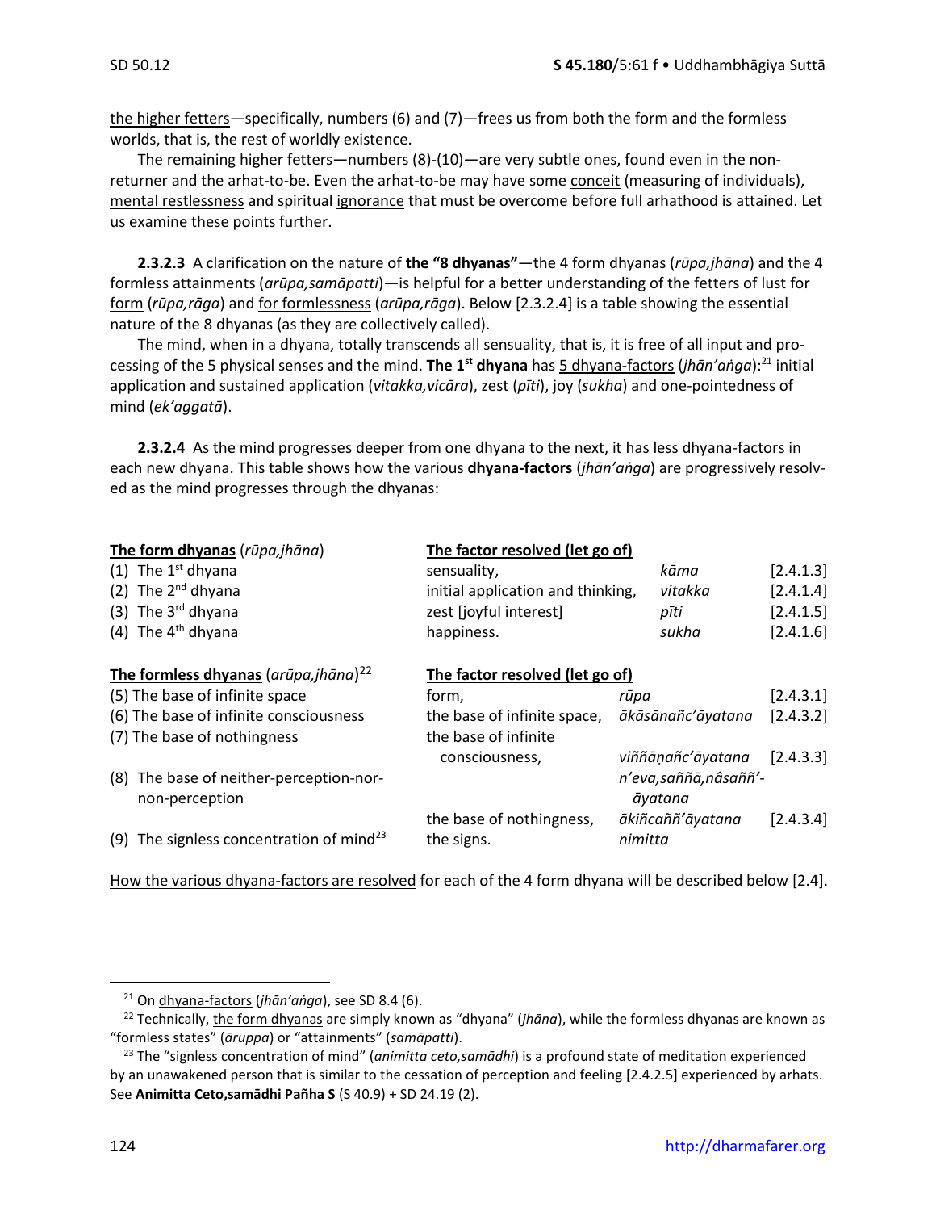the higher fetters—specifically, numbers (6) and (7)—frees us from both the form and the formless worlds, that is, the rest of worldly existence.

The remaining higher fetters—numbers (8)-(10)—are very subtle ones, found even in the non-returner and the arhat-to-be. Even the arhat-to-be may have some conceit (measuring of individuals), mental restlessness and spiritual ignorance that must be overcome before full arhathood is attained. Let us examine these points further.

**2.3.2.3** A clarification on the nature of **the "8 dhyanas"**—the 4 form dhyanas (*rūpa,jhāna*) and the 4 formless attainments (*arūpa,samāpatti*)—is helpful for a better understanding of the fetters of lust for form (*rūpa,rāga*) and for formlessness (*arūpa,rāga*). Below [2.3.2.4] is a table showing the essential nature of the 8 dhyanas (as they are collectively called).

The mind, when in a dhyana, totally transcends all sensuality, that is, it is free of all input and processing of the 5 physical senses and the mind. **The 1st dhyana** has 5 dhyana-factors (*jhān'aṅga*):[21] initial application and sustained application (*vitakka,vicāra*), zest (*pīti*), joy (*sukha*) and one-pointedness of mind (*ek'aggatā*).

**2.3.2.4** As the mind progresses deeper from one dhyana to the next, it has less dhyana-factors in each new dhyana. This table shows how the various **dhyana-factors** (*jhān'aṅga*) are progressively resolved as the mind progresses through the dhyanas:

| **The form dhyanas** (*rūpa,jhāna*) | **The factor resolved (let go of)** | | |
|---|---|---|---|
| (1) The 1st dhyana | sensuality, | *kāma* | [2.4.1.3] |
| (2) The 2nd dhyana | initial application and thinking, | *vitakka* | [2.4.1.4] |
| (3) The 3rd dhyana | zest [joyful interest] | *pīti* | [2.4.1.5] |
| (4) The 4th dhyana | happiness. | *sukha* | [2.4.1.6] |
| **The formless dhyanas** (*arūpa,jhāna*)[22] | **The factor resolved (let go of)** | | |
| (5) The base of infinite space | form, | *rūpa* | [2.4.3.1] |
| (6) The base of infinite consciousness | the base of infinite space, | *ākāsānañc'āyatana* | [2.4.3.2] |
| (7) The base of nothingness | the base of infinite consciousness, | *viññāṇañc'āyatana* | [2.4.3.3] |
| (8) The base of neither-perception-nor-non-perception | the base of nothingness, | *n'eva,saññā,nâsaññ'-āyatana* / *ākiñcaññ'āyatana* | [2.4.3.4] |
| (9) The signless concentration of mind[23] | the signs. | *nimitta* | |

How the various dhyana-factors are resolved for each of the 4 form dhyana will be described below [2.4].

---

[21] On dhyana-factors (*jhān'aṅga*), see SD 8.4 (6).

[22] Technically, the form dhyanas are simply known as "dhyana" (*jhāna*), while the formless dhyanas are known as "formless states" (*āruppa*) or "attainments" (*samāpatti*).

[23] The "signless concentration of mind" (*animitta ceto,samādhi*) is a profound state of meditation experienced by an unawakened person that is similar to the cessation of perception and feeling [2.4.2.5] experienced by arhats. See **Animitta Ceto,samādhi Pañha S** (S 40.9) + SD 24.19 (2).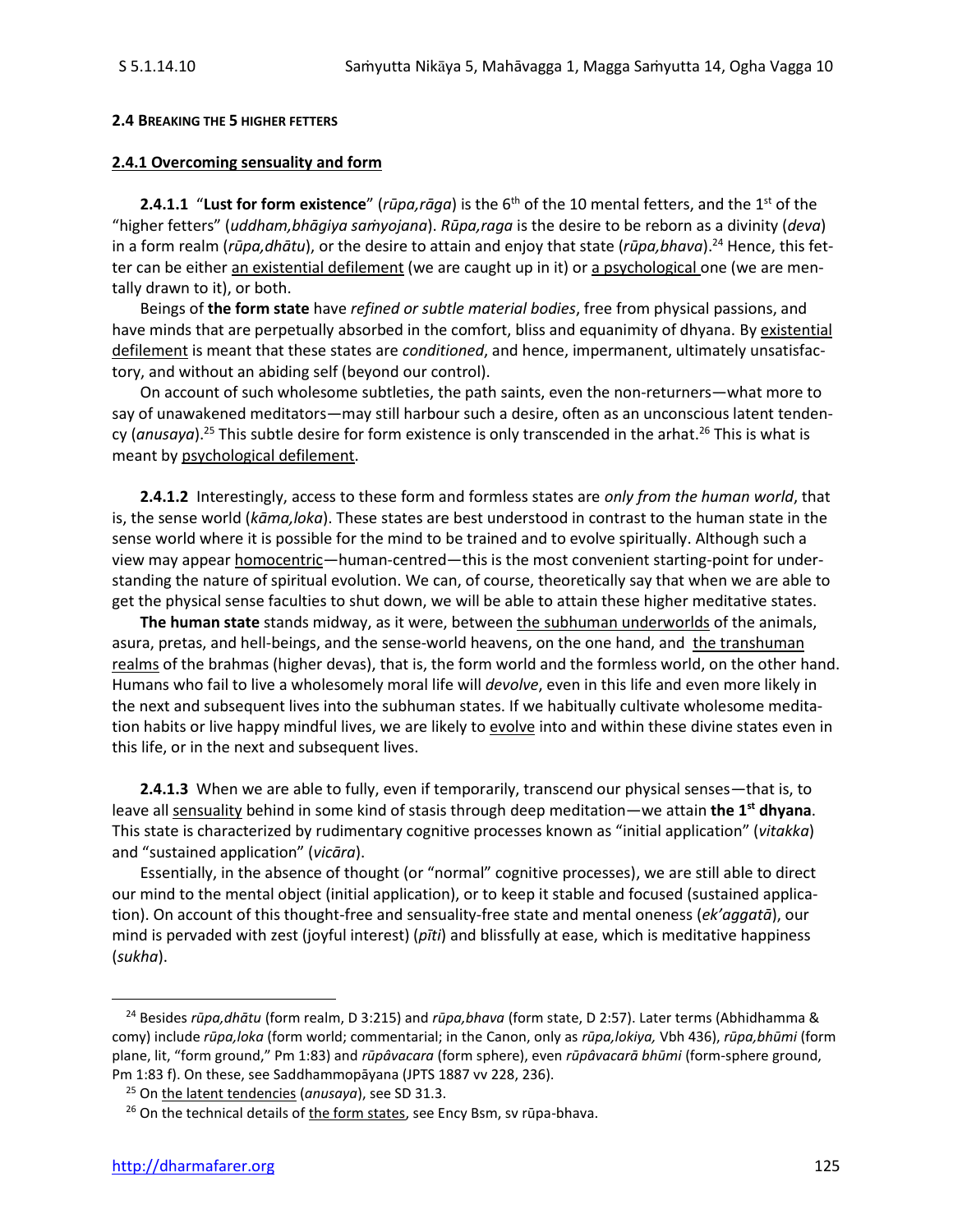#### 2.4 BREAKING THE 5 HIGHER FETTERS

##### 2.4.1 Overcoming sensuality and form

**2.4.1.1** "**Lust for form existence**" (*rūpa,rāga*) is the 6th of the 10 mental fetters, and the 1st of the "higher fetters" (*uddham,bhāgiya saṁyojana*). *Rūpa,raga* is the desire to be reborn as a divinity (*deva*) in a form realm (*rūpa,dhātu*), or the desire to attain and enjoy that state (*rūpa,bhava*).[24] Hence, this fetter can be either an existential defilement (we are caught up in it) or a psychological one (we are mentally drawn to it), or both.

Beings of **the form state** have *refined or subtle material bodies*, free from physical passions, and have minds that are perpetually absorbed in the comfort, bliss and equanimity of dhyana. By existential defilement is meant that these states are *conditioned*, and hence, impermanent, ultimately unsatisfactory, and without an abiding self (beyond our control).

On account of such wholesome subtleties, the path saints, even the non-returners—what more to say of unawakened meditators—may still harbour such a desire, often as an unconscious latent tendency (*anusaya*).[25] This subtle desire for form existence is only transcended in the arhat.[26] This is what is meant by psychological defilement.

**2.4.1.2** Interestingly, access to these form and formless states are *only from the human world*, that is, the sense world (*kāma,loka*). These states are best understood in contrast to the human state in the sense world where it is possible for the mind to be trained and to evolve spiritually. Although such a view may appear homocentric—human-centred—this is the most convenient starting-point for understanding the nature of spiritual evolution. We can, of course, theoretically say that when we are able to get the physical sense faculties to shut down, we will be able to attain these higher meditative states.

**The human state** stands midway, as it were, between the subhuman underworlds of the animals, asura, pretas, and hell-beings, and the sense-world heavens, on the one hand, and the transhuman realms of the brahmas (higher devas), that is, the form world and the formless world, on the other hand. Humans who fail to live a wholesomely moral life will *devolve*, even in this life and even more likely in the next and subsequent lives into the subhuman states. If we habitually cultivate wholesome meditation habits or live happy mindful lives, we are likely to evolve into and within these divine states even in this life, or in the next and subsequent lives.

**2.4.1.3** When we are able to fully, even if temporarily, transcend our physical senses—that is, to leave all sensuality behind in some kind of stasis through deep meditation—we attain **the 1st dhyana**. This state is characterized by rudimentary cognitive processes known as "initial application" (*vitakka*) and "sustained application" (*vicāra*).

Essentially, in the absence of thought (or "normal" cognitive processes), we are still able to direct our mind to the mental object (initial application), or to keep it stable and focused (sustained application). On account of this thought-free and sensuality-free state and mental oneness (*ek'aggatā*), our mind is pervaded with zest (joyful interest) (*pīti*) and blissfully at ease, which is meditative happiness (*sukha*).

---

[24] Besides *rūpa,dhātu* (form realm, D 3:215) and *rūpa,bhava* (form state, D 2:57). Later terms (Abhidhamma & comy) include *rūpa,loka* (form world; commentarial; in the Canon, only as *rūpa,lokiya,* Vbh 436), *rūpa,bhūmi* (form plane, lit, "form ground," Pm 1:83) and *rūpâvacara* (form sphere), even *rūpâvacarā bhūmi* (form-sphere ground, Pm 1:83 f). On these, see Saddhammopāyana (JPTS 1887 vv 228, 236).

[25] On the latent tendencies (*anusaya*), see SD 31.3.

[26] On the technical details of the form states, see Ency Bsm, sv rūpa-bhava.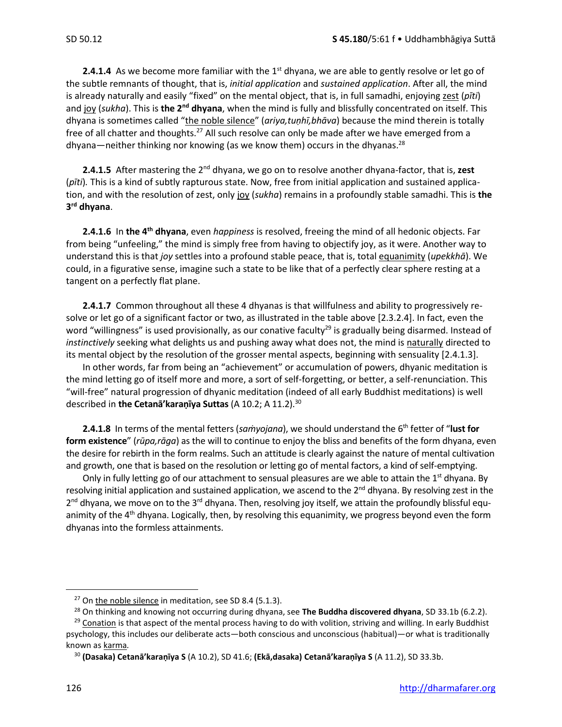**2.4.1.4** As we become more familiar with the 1st dhyana, we are able to gently resolve or let go of the subtle remnants of thought, that is, *initial application* and *sustained application*. After all, the mind is already naturally and easily "fixed" on the mental object, that is, in full samadhi, enjoying zest (*pīti*) and joy (*sukha*). This is **the 2nd dhyana**, when the mind is fully and blissfully concentrated on itself. This dhyana is sometimes called "the noble silence" (*ariya,tuṇhī,bhāva*) because the mind therein is totally free of all chatter and thoughts.[27] All such resolve can only be made after we have emerged from a dhyana—neither thinking nor knowing (as we know them) occurs in the dhyanas.[28]

**2.4.1.5** After mastering the 2nd dhyana, we go on to resolve another dhyana-factor, that is, **zest** (*pīti*). This is a kind of subtly rapturous state. Now, free from initial application and sustained application, and with the resolution of zest, only joy (*sukha*) remains in a profoundly stable samadhi. This is **the 3rd dhyana**.

**2.4.1.6** In **the 4th dhyana**, even *happiness* is resolved, freeing the mind of all hedonic objects. Far from being "unfeeling," the mind is simply free from having to objectify joy, as it were. Another way to understand this is that *joy* settles into a profound stable peace, that is, total equanimity (*upekkhā*). We could, in a figurative sense, imagine such a state to be like that of a perfectly clear sphere resting at a tangent on a perfectly flat plane.

**2.4.1.7** Common throughout all these 4 dhyanas is that willfulness and ability to progressively resolve or let go of a significant factor or two, as illustrated in the table above [2.3.2.4]. In fact, even the word "willingness" is used provisionally, as our conative faculty[29] is gradually being disarmed. Instead of *instinctively* seeking what delights us and pushing away what does not, the mind is naturally directed to its mental object by the resolution of the grosser mental aspects, beginning with sensuality [2.4.1.3].

In other words, far from being an "achievement" or accumulation of powers, dhyanic meditation is the mind letting go of itself more and more, a sort of self-forgetting, or better, a self-renunciation. This "will-free" natural progression of dhyanic meditation (indeed of all early Buddhist meditations) is well described in **the Cetanā'karaṇīya Suttas** (A 10.2; A 11.2).[30]

**2.4.1.8** In terms of the mental fetters (*saṁyojana*), we should understand the 6th fetter of "**lust for form existence**" (*rūpa,rāga*) as the will to continue to enjoy the bliss and benefits of the form dhyana, even the desire for rebirth in the form realms. Such an attitude is clearly against the nature of mental cultivation and growth, one that is based on the resolution or letting go of mental factors, a kind of self-emptying.

Only in fully letting go of our attachment to sensual pleasures are we able to attain the 1st dhyana. By resolving initial application and sustained application, we ascend to the 2nd dhyana. By resolving zest in the 2nd dhyana, we move on to the 3rd dhyana. Then, resolving joy itself, we attain the profoundly blissful equanimity of the 4th dhyana. Logically, then, by resolving this equanimity, we progress beyond even the form dhyanas into the formless attainments.

---

[27] On the noble silence in meditation, see SD 8.4 (5.1.3).

[28] On thinking and knowing not occurring during dhyana, see **The Buddha discovered dhyana**, SD 33.1b (6.2.2).

[29] Conation is that aspect of the mental process having to do with volition, striving and willing. In early Buddhist psychology, this includes our deliberate acts—both conscious and unconscious (habitual)—or what is traditionally known as karma.

[30] **(Dasaka) Cetanā'karaṇīya S** (A 10.2), SD 41.6; **(Ekā,dasaka) Cetanā'karaṇīya S** (A 11.2), SD 33.3b.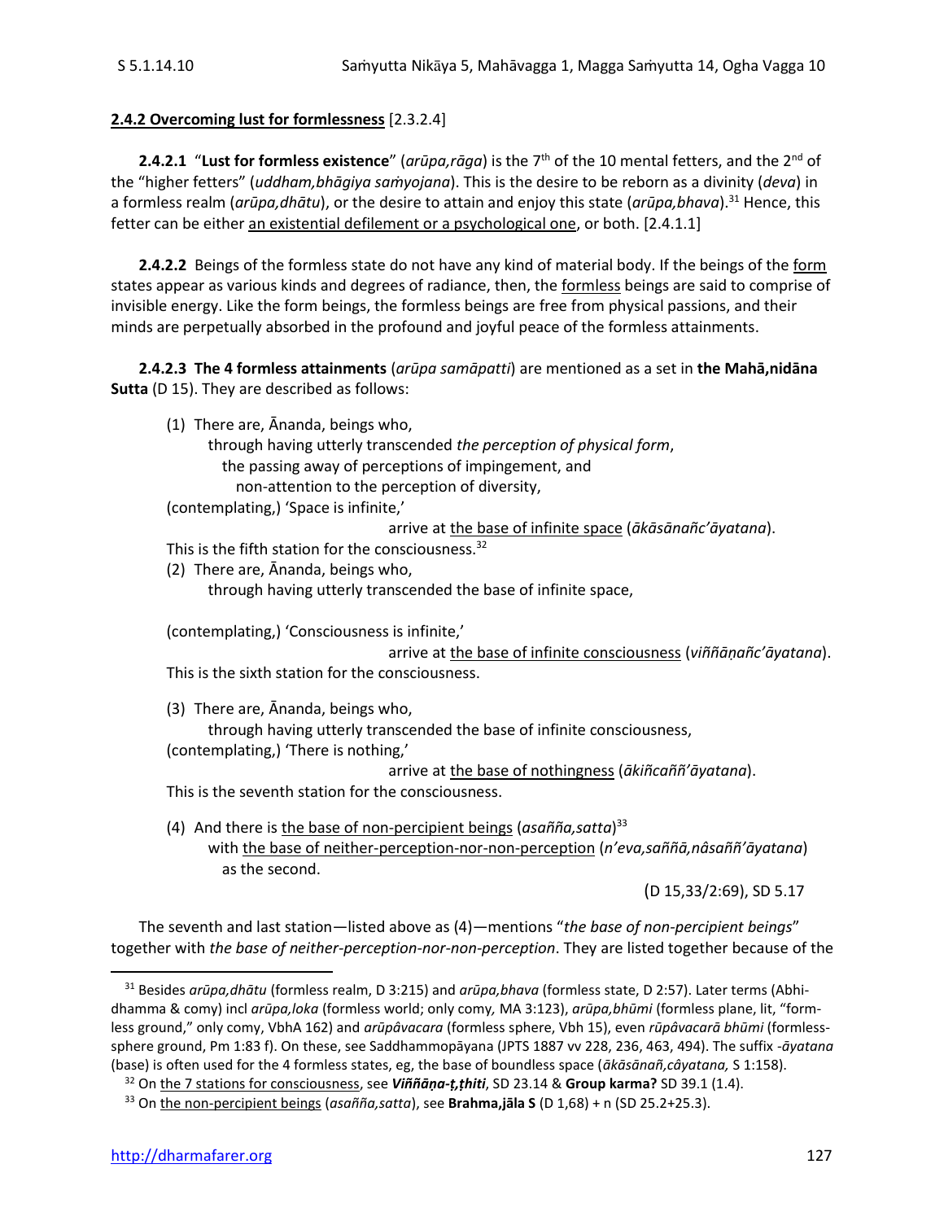**2.4.2 Overcoming lust for formlessness** [2.3.2.4]

**2.4.2.1** "**Lust for formless existence**" (*arūpa,rāga*) is the 7th of the 10 mental fetters, and the 2nd of the "higher fetters" (*uddham,bhāgiya saṁyojana*). This is the desire to be reborn as a divinity (*deva*) in a formless realm (*arūpa,dhātu*), or the desire to attain and enjoy this state (*arūpa,bhava*).[31] Hence, this fetter can be either an existential defilement or a psychological one, or both. [2.4.1.1]

**2.4.2.2** Beings of the formless state do not have any kind of material body. If the beings of the form states appear as various kinds and degrees of radiance, then, the formless beings are said to comprise of invisible energy. Like the form beings, the formless beings are free from physical passions, and their minds are perpetually absorbed in the profound and joyful peace of the formless attainments.

**2.4.2.3** **The 4 formless attainments** (*arūpa samāpatti*) are mentioned as a set in **the Mahā,nidāna Sutta** (D 15). They are described as follows:

> (1) There are, Ānanda, beings who,
> through having utterly transcended *the perception of physical form*,
> the passing away of perceptions of impingement, and
> non-attention to the perception of diversity,
> (contemplating,) 'Space is infinite,'
> arrive at the base of infinite space (*ākāsānañc'āyatana*).
> This is the fifth station for the consciousness.[32]
>
> (2) There are, Ānanda, beings who,
> through having utterly transcended the base of infinite space,
> (contemplating,) 'Consciousness is infinite,'
> arrive at the base of infinite consciousness (*viññāṇañc'āyatana*).
> This is the sixth station for the consciousness.
>
> (3) There are, Ānanda, beings who,
> through having utterly transcended the base of infinite consciousness,
> (contemplating,) 'There is nothing,'
> arrive at the base of nothingness (*ākiñcaññ'āyatana*).
> This is the seventh station for the consciousness.
>
> (4) And there is the base of non-percipient beings (*asañña,satta*)[33]
> with the base of neither-perception-nor-non-perception (*n'eva,saññā,nâsaññ'āyatana*)
> as the second.
>
> (D 15,33/2:69), SD 5.17

The seventh and last station—listed above as (4)—mentions "*the base of non-percipient beings*" together with *the base of neither-perception-nor-non-perception*. They are listed together because of the

---

[31] Besides *arūpa,dhātu* (formless realm, D 3:215) and *arūpa,bhava* (formless state, D 2:57). Later terms (Abhidhamma & comy) incl *arūpa,loka* (formless world; only comy*,* MA 3:123), *arūpa,bhūmi* (formless plane, lit, "formless ground," only comy, VbhA 162) and *arūpâvacara* (formless sphere, Vbh 15), even *rūpâvacarā bhūmi* (formless-sphere ground, Pm 1:83 f). On these, see Saddhammopāyana (JPTS 1887 vv 228, 236, 463, 494). The suffix *-āyatana* (base) is often used for the 4 formless states, eg, the base of boundless space (*ākāsānañ,câyatana,* S 1:158).

[32] On the 7 stations for consciousness, see ***Viññāṇa-ṭ,ṭhiti***, SD 23.14 & **Group karma?** SD 39.1 (1.4).

[33] On the non-percipient beings (*asañña,satta*), see **Brahma,jāla S** (D 1,68) + n (SD 25.2+25.3).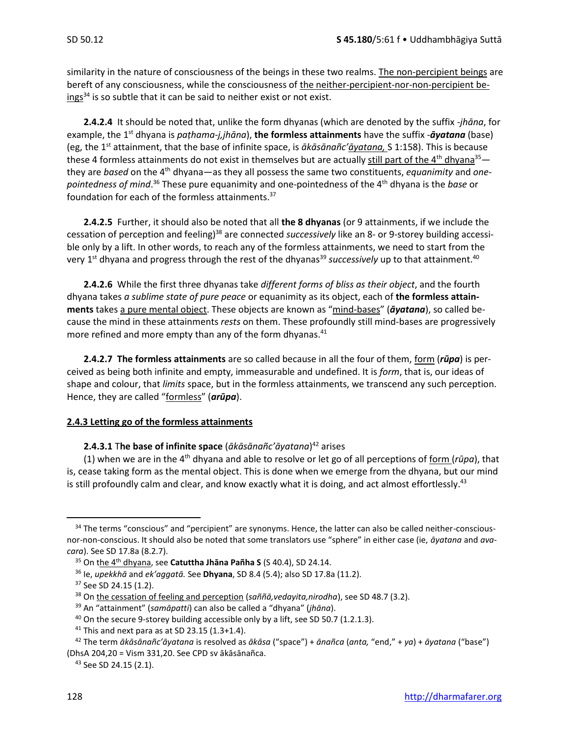similarity in the nature of consciousness of the beings in these two realms. The non-percipient beings are bereft of any consciousness, while the consciousness of the neither-percipient-nor-non-percipient beings[34] is so subtle that it can be said to neither exist or not exist.

**2.4.2.4** It should be noted that, unlike the form dhyanas (which are denoted by the suffix *-jhāna*, for example, the 1st dhyana is *paṭhama-j,jhāna*), **the formless attainments** have the suffix *-āyatana* (base) (eg, the 1st attainment, that the base of infinite space, is *ākāsānañc'āyatana,* S 1:158). This is because these 4 formless attainments do not exist in themselves but are actually still part of the 4th dhyana[35]—they are *based* on the 4th dhyana—as they all possess the same two constituents, *equanimity* and *one-pointedness of mind*.[36] These pure equanimity and one-pointedness of the 4th dhyana is the *base* or foundation for each of the formless attainments.[37]

**2.4.2.5** Further, it should also be noted that all **the 8 dhyanas** (or 9 attainments, if we include the cessation of perception and feeling)[38] are connected *successively* like an 8- or 9-storey building accessible only by a lift. In other words, to reach any of the formless attainments, we need to start from the very 1st dhyana and progress through the rest of the dhyanas[39] *successively* up to that attainment.[40]

**2.4.2.6** While the first three dhyanas take *different forms of bliss as their object*, and the fourth dhyana takes *a sublime state of pure peace* or equanimity as its object, each of **the formless attainments** takes a pure mental object. These objects are known as "mind-bases" (***āyatana***), so called because the mind in these attainments *rests* on them. These profoundly still mind-bases are progressively more refined and more empty than any of the form dhyanas.[41]

**2.4.2.7 The formless attainments** are so called because in all the four of them, form (***rūpa***) is perceived as being both infinite and empty, immeasurable and undefined. It is *form*, that is, our ideas of shape and colour, that *limits* space, but in the formless attainments, we transcend any such perception. Hence, they are called "formless" (***arūpa***).

### 2.4.3 Letting go of the formless attainments

**2.4.3.1 The base of infinite space** (*ākāsānañc'āyatana*)[42] arises

(1) when we are in the 4th dhyana and able to resolve or let go of all perceptions of form (*rūpa*), that is, cease taking form as the mental object. This is done when we emerge from the dhyana, but our mind is still profoundly calm and clear, and know exactly what it is doing, and act almost effortlessly.[43]

---

[34] The terms "conscious" and "percipient" are synonyms. Hence, the latter can also be called neither-conscious-nor-non-conscious. It should also be noted that some translators use "sphere" in either case (ie, *āyatana* and *avacara*). See SD 17.8a (8.2.7).

[35] On the 4th dhyana, see **Catuttha Jhāna Pañha S** (S 40.4), SD 24.14.

[36] Ie, *upekkhā* and *ek'aggatā.* See **Dhyana**, SD 8.4 (5.4); also SD 17.8a (11.2).

[37] See SD 24.15 (1.2).

[38] On the cessation of feeling and perception (*saññā,vedayita,nirodha*), see SD 48.7 (3.2).

[39] An "attainment" (*samāpatti*) can also be called a "dhyana" (*jhāna*).

[40] On the secure 9-storey building accessible only by a lift, see SD 50.7 (1.2.1.3).

[41] This and next para as at SD 23.15 (1.3+1.4).

[42] The term *ākāsānañc'āyatana* is resolved as *ākāsa* ("space") + *ānañca* (*anta,* "end," + *ya*) + *āyatana* ("base") (DhsA 204,20 = Vism 331,20. See CPD sv ākāsānañca.

[43] See SD 24.15 (2.1).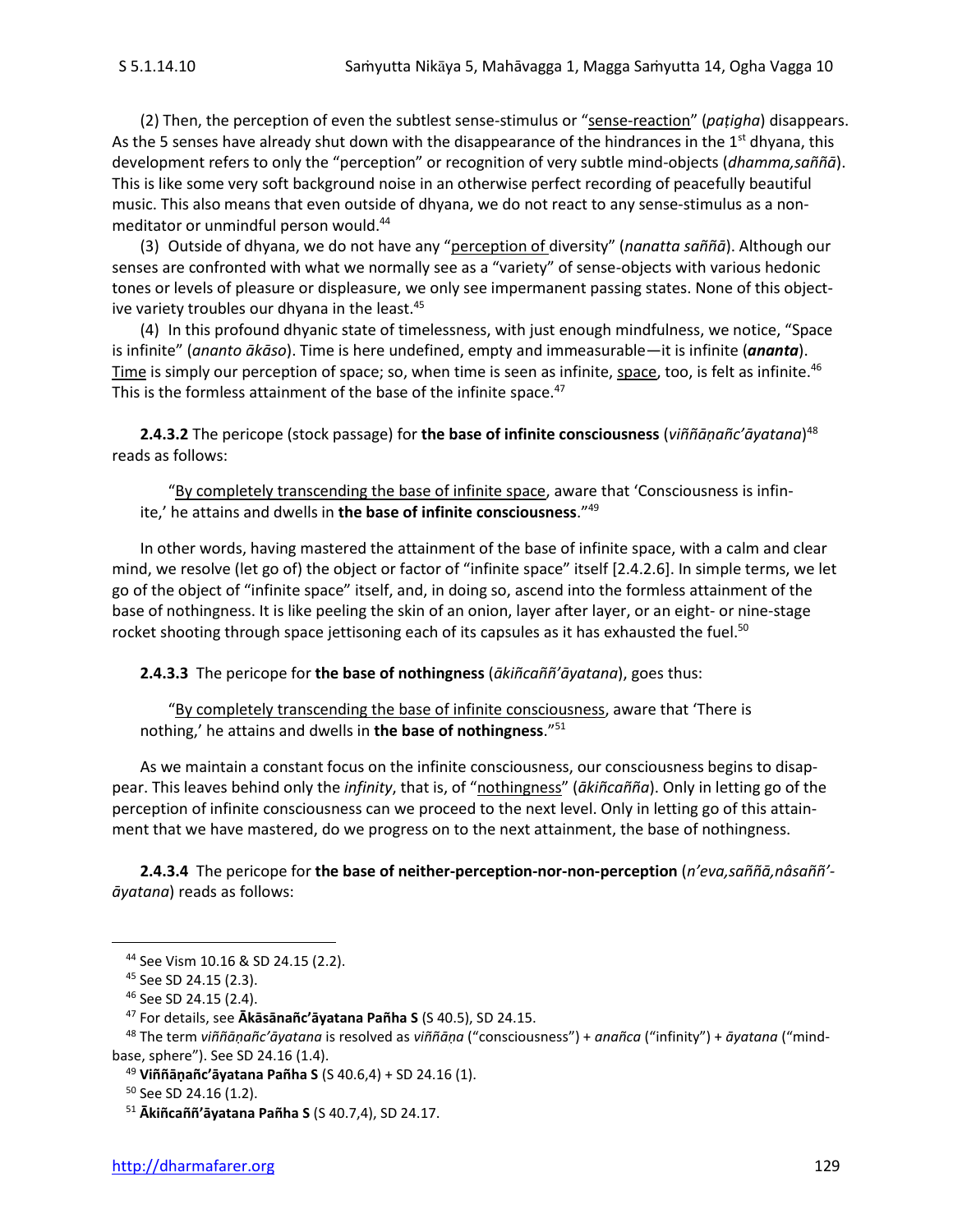(2) Then, the perception of even the subtlest sense-stimulus or "sense-reaction" (*paṭigha*) disappears. As the 5 senses have already shut down with the disappearance of the hindrances in the 1st dhyana, this development refers to only the "perception" or recognition of very subtle mind-objects (*dhamma,saññā*). This is like some very soft background noise in an otherwise perfect recording of peacefully beautiful music. This also means that even outside of dhyana, we do not react to any sense-stimulus as a non-meditator or unmindful person would.[44]

(3) Outside of dhyana, we do not have any "perception of diversity" (*nanatta saññā*). Although our senses are confronted with what we normally see as a "variety" of sense-objects with various hedonic tones or levels of pleasure or displeasure, we only see impermanent passing states. None of this objective variety troubles our dhyana in the least.[45]

(4) In this profound dhyanic state of timelessness, with just enough mindfulness, we notice, "Space is infinite" (*ananto ākāso*). Time is here undefined, empty and immeasurable—it is infinite (***ananta***). Time is simply our perception of space; so, when time is seen as infinite, space, too, is felt as infinite.[46] This is the formless attainment of the base of the infinite space.[47]

**2.4.3.2** The pericope (stock passage) for **the base of infinite consciousness** (*viññāṇañc'āyatana*)[48] reads as follows:

> "By completely transcending the base of infinite space, aware that 'Consciousness is infinite,' he attains and dwells in **the base of infinite consciousness**."[49]

In other words, having mastered the attainment of the base of infinite space, with a calm and clear mind, we resolve (let go of) the object or factor of "infinite space" itself [2.4.2.6]. In simple terms, we let go of the object of "infinite space" itself, and, in doing so, ascend into the formless attainment of the base of nothingness. It is like peeling the skin of an onion, layer after layer, or an eight- or nine-stage rocket shooting through space jettisoning each of its capsules as it has exhausted the fuel.[50]

**2.4.3.3** The pericope for **the base of nothingness** (*ākiñcaññ'āyatana*), goes thus:

> "By completely transcending the base of infinite consciousness, aware that 'There is nothing,' he attains and dwells in **the base of nothingness**."[51]

As we maintain a constant focus on the infinite consciousness, our consciousness begins to disappear. This leaves behind only the *infinity*, that is, of "nothingness" (*ākiñcañña*). Only in letting go of the perception of infinite consciousness can we proceed to the next level. Only in letting go of this attainment that we have mastered, do we progress on to the next attainment, the base of nothingness.

**2.4.3.4** The pericope for **the base of neither-perception-nor-non-perception** (*n'eva,saññā,nâsaññ'-āyatana*) reads as follows:

---

[44] See Vism 10.16 & SD 24.15 (2.2).

[45] See SD 24.15 (2.3).

[46] See SD 24.15 (2.4).

[47] For details, see **Ākāsānañc'āyatana Pañha S** (S 40.5), SD 24.15.

[48] The term *viññāṇañc'āyatana* is resolved as *viññāṇa* ("consciousness") + *anañca* ("infinity") + *āyatana* ("mind-base, sphere"). See SD 24.16 (1.4).

[49] **Viññāṇañc'āyatana Pañha S** (S 40.6,4) + SD 24.16 (1).

[50] See SD 24.16 (1.2).

[51] **Ākiñcaññ'āyatana Pañha S** (S 40.7,4), SD 24.17.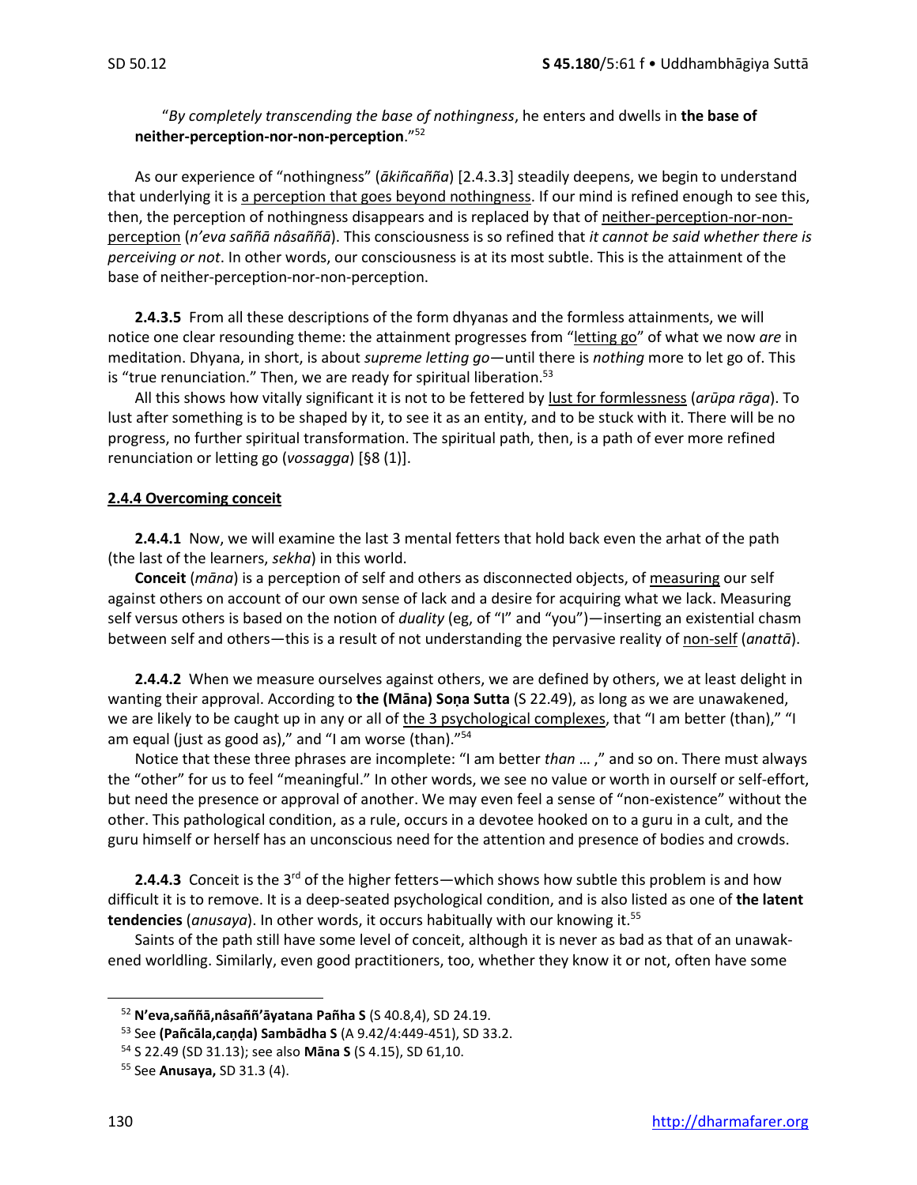"*By completely transcending the base of nothingness*, he enters and dwells in **the base of neither-perception-nor-non-perception**."[52]

As our experience of "nothingness" (*ākiñcañña*) [2.4.3.3] steadily deepens, we begin to understand that underlying it is a perception that goes beyond nothingness. If our mind is refined enough to see this, then, the perception of nothingness disappears and is replaced by that of neither-perception-nor-non-perception (*n'eva saññā nâsaññā*). This consciousness is so refined that *it cannot be said whether there is perceiving or not*. In other words, our consciousness is at its most subtle. This is the attainment of the base of neither-perception-nor-non-perception.

**2.4.3.5** From all these descriptions of the form dhyanas and the formless attainments, we will notice one clear resounding theme: the attainment progresses from "letting go" of what we now *are* in meditation. Dhyana, in short, is about *supreme letting go*—until there is *nothing* more to let go of. This is "true renunciation." Then, we are ready for spiritual liberation.[53]

All this shows how vitally significant it is not to be fettered by lust for formlessness (*arūpa rāga*). To lust after something is to be shaped by it, to see it as an entity, and to be stuck with it. There will be no progress, no further spiritual transformation. The spiritual path, then, is a path of ever more refined renunciation or letting go (*vossagga*) [§8 (1)].

### 2.4.4 Overcoming conceit

**2.4.4.1** Now, we will examine the last 3 mental fetters that hold back even the arhat of the path (the last of the learners, *sekha*) in this world.

**Conceit** (*māna*) is a perception of self and others as disconnected objects, of measuring our self against others on account of our own sense of lack and a desire for acquiring what we lack. Measuring self versus others is based on the notion of *duality* (eg, of "I" and "you")—inserting an existential chasm between self and others—this is a result of not understanding the pervasive reality of non-self (*anattā*).

**2.4.4.2** When we measure ourselves against others, we are defined by others, we at least delight in wanting their approval. According to **the (Māna) Soṇa Sutta** (S 22.49), as long as we are unawakened, we are likely to be caught up in any or all of the 3 psychological complexes, that "I am better (than)," "I am equal (just as good as)," and "I am worse (than)."[54]

Notice that these three phrases are incomplete: "I am better *than* … ," and so on. There must always the "other" for us to feel "meaningful." In other words, we see no value or worth in ourself or self-effort, but need the presence or approval of another. We may even feel a sense of "non-existence" without the other. This pathological condition, as a rule, occurs in a devotee hooked on to a guru in a cult, and the guru himself or herself has an unconscious need for the attention and presence of bodies and crowds.

**2.4.4.3** Conceit is the 3rd of the higher fetters—which shows how subtle this problem is and how difficult it is to remove. It is a deep-seated psychological condition, and is also listed as one of **the latent tendencies** (*anusaya*). In other words, it occurs habitually with our knowing it.[55]

Saints of the path still have some level of conceit, although it is never as bad as that of an unawakened worldling. Similarly, even good practitioners, too, whether they know it or not, often have some

---

[52] **N'eva,saññā,nâsaññ'āyatana Pañha S** (S 40.8,4), SD 24.19.

[53] See **(Pañcāla,caṇḍa) Sambādha S** (A 9.42/4:449-451), SD 33.2.

[54] S 22.49 (SD 31.13); see also **Māna S** (S 4.15), SD 61,10.

[55] See **Anusaya,** SD 31.3 (4).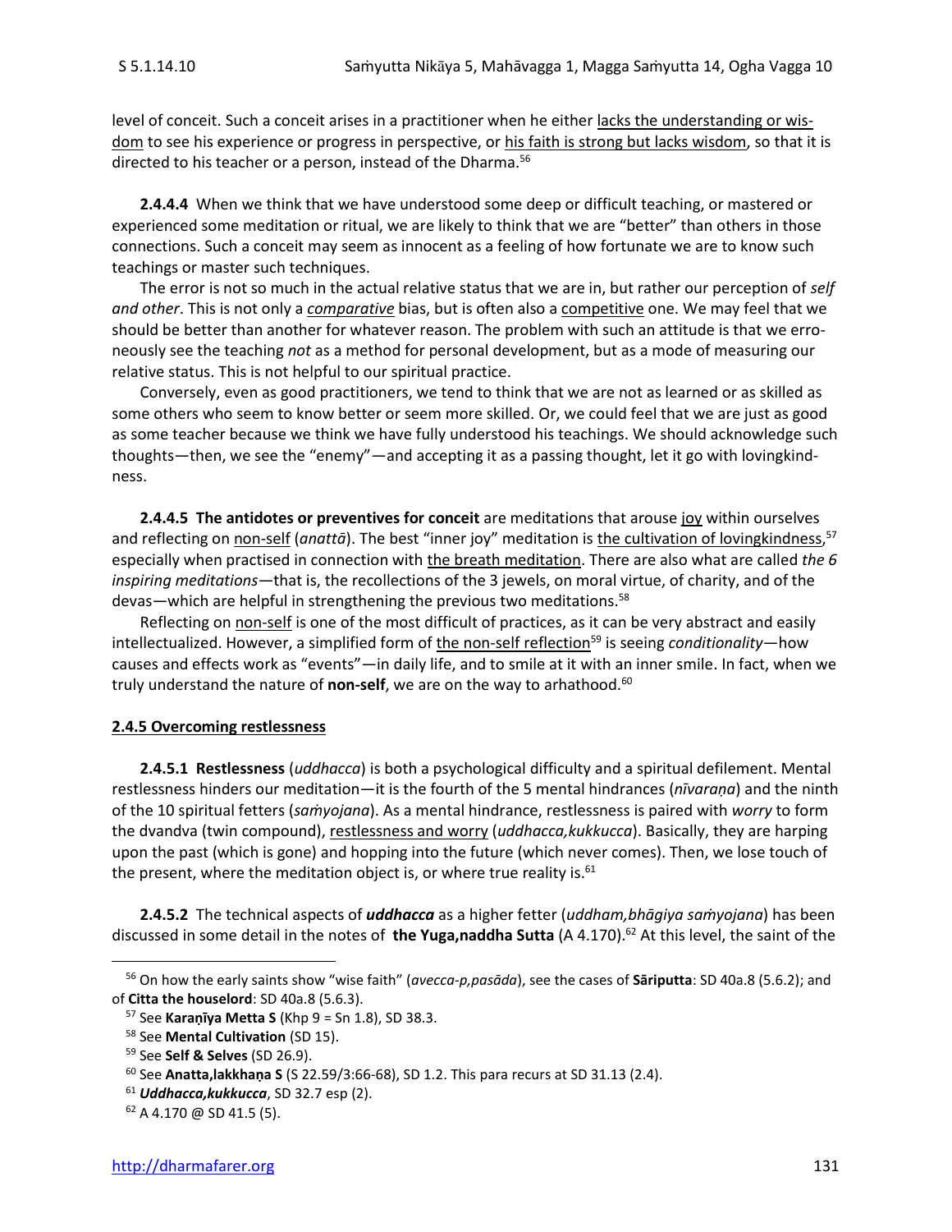level of conceit. Such a conceit arises in a practitioner when he either lacks the understanding or wisdom to see his experience or progress in perspective, or his faith is strong but lacks wisdom, so that it is directed to his teacher or a person, instead of the Dharma.[56]

**2.4.4.4** When we think that we have understood some deep or difficult teaching, or mastered or experienced some meditation or ritual, we are likely to think that we are "better" than others in those connections. Such a conceit may seem as innocent as a feeling of how fortunate we are to know such teachings or master such techniques.

The error is not so much in the actual relative status that we are in, but rather our perception of *self and other*. This is not only a *comparative* bias, but is often also a competitive one. We may feel that we should be better than another for whatever reason. The problem with such an attitude is that we erroneously see the teaching *not* as a method for personal development, but as a mode of measuring our relative status. This is not helpful to our spiritual practice.

Conversely, even as good practitioners, we tend to think that we are not as learned or as skilled as some others who seem to know better or seem more skilled. Or, we could feel that we are just as good as some teacher because we think we have fully understood his teachings. We should acknowledge such thoughts—then, we see the "enemy"—and accepting it as a passing thought, let it go with lovingkindness.

**2.4.4.5 The antidotes or preventives for conceit** are meditations that arouse joy within ourselves and reflecting on non-self (*anattā*). The best "inner joy" meditation is the cultivation of lovingkindness,[57] especially when practised in connection with the breath meditation. There are also what are called *the 6 inspiring meditations*—that is, the recollections of the 3 jewels, on moral virtue, of charity, and of the devas—which are helpful in strengthening the previous two meditations.[58]

Reflecting on non-self is one of the most difficult of practices, as it can be very abstract and easily intellectualized. However, a simplified form of the non-self reflection[59] is seeing *conditionality*—how causes and effects work as "events"—in daily life, and to smile at it with an inner smile. In fact, when we truly understand the nature of **non-self**, we are on the way to arhathood.[60]

### 2.4.5 Overcoming restlessness

**2.4.5.1 Restlessness** (*uddhacca*) is both a psychological difficulty and a spiritual defilement. Mental restlessness hinders our meditation—it is the fourth of the 5 mental hindrances (*nīvaraṇa*) and the ninth of the 10 spiritual fetters (*saṁyojana*). As a mental hindrance, restlessness is paired with *worry* to form the dvandva (twin compound), restlessness and worry (*uddhacca,kukkucca*). Basically, they are harping upon the past (which is gone) and hopping into the future (which never comes). Then, we lose touch of the present, where the meditation object is, or where true reality is.[61]

**2.4.5.2** The technical aspects of ***uddhacca*** as a higher fetter (*uddham,bhāgiya saṁyojana*) has been discussed in some detail in the notes of **the Yuga,naddha Sutta** (A 4.170).[62] At this level, the saint of the

---

[56] On how the early saints show "wise faith" (*avecca-p,pasāda*), see the cases of **Sāriputta**: SD 40a.8 (5.6.2); and of **Citta the houselord**: SD 40a.8 (5.6.3).

[57] See **Karaṇīya Metta S** (Khp 9 = Sn 1.8), SD 38.3.

[58] See **Mental Cultivation** (SD 15).

[59] See **Self & Selves** (SD 26.9).

[60] See **Anatta,lakkhaṇa S** (S 22.59/3:66-68), SD 1.2. This para recurs at SD 31.13 (2.4).

[61] ***Uddhacca,kukkucca***, SD 32.7 esp (2).

[62] A 4.170 @ SD 41.5 (5).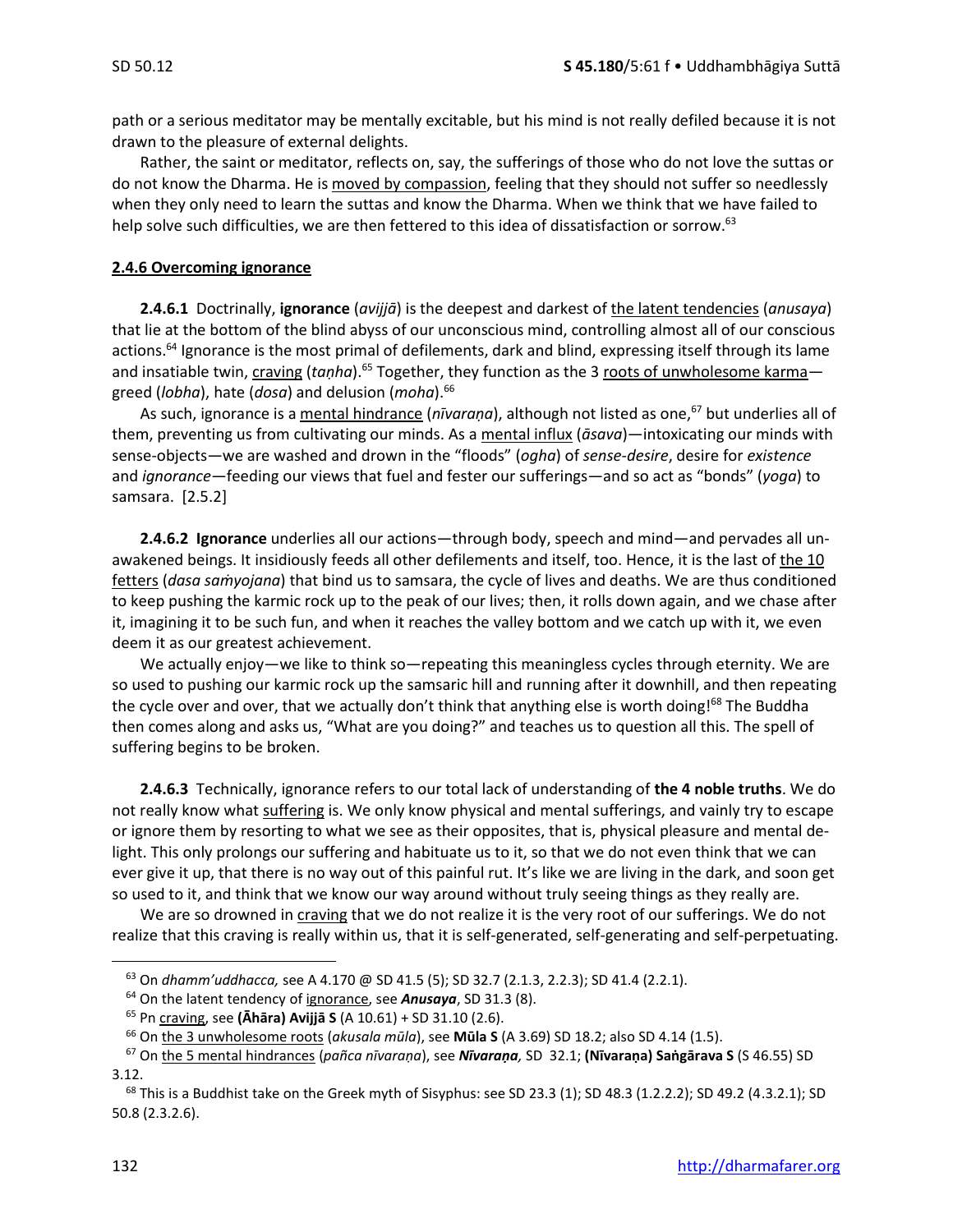path or a serious meditator may be mentally excitable, but his mind is not really defiled because it is not drawn to the pleasure of external delights.

Rather, the saint or meditator, reflects on, say, the sufferings of those who do not love the suttas or do not know the Dharma. He is moved by compassion, feeling that they should not suffer so needlessly when they only need to learn the suttas and know the Dharma. When we think that we have failed to help solve such difficulties, we are then fettered to this idea of dissatisfaction or sorrow.[63]

**2.4.6 Overcoming ignorance**

**2.4.6.1** Doctrinally, **ignorance** (*avijjā*) is the deepest and darkest of the latent tendencies (*anusaya*) that lie at the bottom of the blind abyss of our unconscious mind, controlling almost all of our conscious actions.[64] Ignorance is the most primal of defilements, dark and blind, expressing itself through its lame and insatiable twin, craving (*taṇha*).[65] Together, they function as the 3 roots of unwholesome karma—greed (*lobha*), hate (*dosa*) and delusion (*moha*).[66]

As such, ignorance is a mental hindrance (*nīvaraṇa*), although not listed as one,[67] but underlies all of them, preventing us from cultivating our minds. As a mental influx (*āsava*)—intoxicating our minds with sense-objects—we are washed and drown in the "floods" (*ogha*) of *sense-desire*, desire for *existence* and *ignorance*—feeding our views that fuel and fester our sufferings—and so act as "bonds" (*yoga*) to samsara. [2.5.2]

**2.4.6.2** **Ignorance** underlies all our actions—through body, speech and mind—and pervades all unawakened beings. It insidiously feeds all other defilements and itself, too. Hence, it is the last of the 10 fetters (*dasa saṁyojana*) that bind us to samsara, the cycle of lives and deaths. We are thus conditioned to keep pushing the karmic rock up to the peak of our lives; then, it rolls down again, and we chase after it, imagining it to be such fun, and when it reaches the valley bottom and we catch up with it, we even deem it as our greatest achievement.

We actually enjoy—we like to think so—repeating this meaningless cycles through eternity. We are so used to pushing our karmic rock up the samsaric hill and running after it downhill, and then repeating the cycle over and over, that we actually don't think that anything else is worth doing![68] The Buddha then comes along and asks us, "What are you doing?" and teaches us to question all this. The spell of suffering begins to be broken.

**2.4.6.3** Technically, ignorance refers to our total lack of understanding of **the 4 noble truths**. We do not really know what suffering is. We only know physical and mental sufferings, and vainly try to escape or ignore them by resorting to what we see as their opposites, that is, physical pleasure and mental delight. This only prolongs our suffering and habituate us to it, so that we do not even think that we can ever give it up, that there is no way out of this painful rut. It's like we are living in the dark, and soon get so used to it, and think that we know our way around without truly seeing things as they really are.

We are so drowned in craving that we do not realize it is the very root of our sufferings. We do not realize that this craving is really within us, that it is self-generated, self-generating and self-perpetuating.

---

[63] On *dhamm'uddhacca,* see A 4.170 @ SD 41.5 (5); SD 32.7 (2.1.3, 2.2.3); SD 41.4 (2.2.1).

[64] On the latent tendency of ignorance, see ***Anusaya***, SD 31.3 (8).

[65] Pn craving, see **(Āhāra) Avijjā S** (A 10.61) + SD 31.10 (2.6).

[66] On the 3 unwholesome roots (*akusala mūla*), see **Mūla S** (A 3.69) SD 18.2; also SD 4.14 (1.5).

[67] On the 5 mental hindrances (*pañca nīvaraṇa*), see ***Nīvaraṇa,*** SD 32.1; **(Nīvaraṇa) Saṅgārava S** (S 46.55) SD 3.12.

[68] This is a Buddhist take on the Greek myth of Sisyphus: see SD 23.3 (1); SD 48.3 (1.2.2.2); SD 49.2 (4.3.2.1); SD 50.8 (2.3.2.6).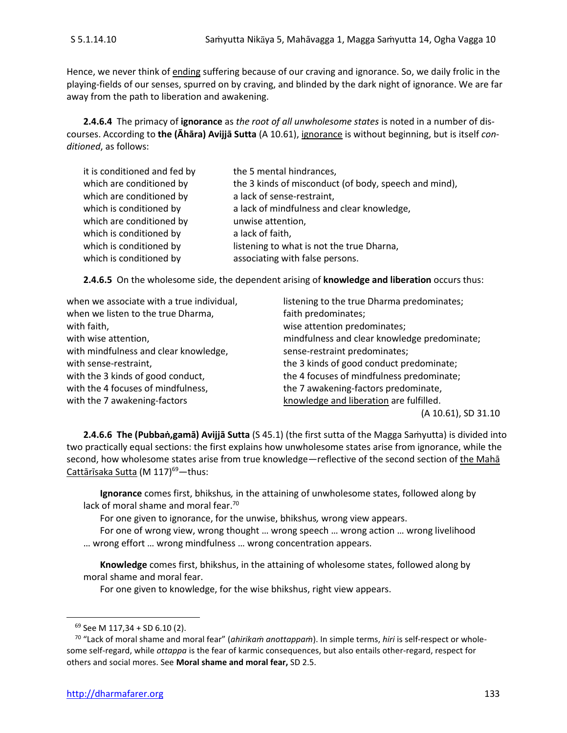Hence, we never think of ending suffering because of our craving and ignorance. So, we daily frolic in the playing-fields of our senses, spurred on by craving, and blinded by the dark night of ignorance. We are far away from the path to liberation and awakening.

**2.4.6.4** The primacy of **ignorance** as *the root of all unwholesome states* is noted in a number of discourses. According to **the (Āhāra) Avijjā Sutta** (A 10.61), ignorance is without beginning, but is itself *conditioned*, as follows:

| | |
|---|---|
| it is conditioned and fed by | the 5 mental hindrances, |
| which are conditioned by | the 3 kinds of misconduct (of body, speech and mind), |
| which are conditioned by | a lack of sense-restraint, |
| which is conditioned by | a lack of mindfulness and clear knowledge, |
| which are conditioned by | unwise attention, |
| which is conditioned by | a lack of faith, |
| which is conditioned by | listening to what is not the true Dharna, |
| which is conditioned by | associating with false persons. |

**2.4.6.5** On the wholesome side, the dependent arising of **knowledge and liberation** occurs thus:

| | |
|---|---|
| when we associate with a true individual, | listening to the true Dharma predominates; |
| when we listen to the true Dharma, | faith predominates; |
| with faith, | wise attention predominates; |
| with wise attention, | mindfulness and clear knowledge predominate; |
| with mindfulness and clear knowledge, | sense-restraint predominates; |
| with sense-restraint, | the 3 kinds of good conduct predominate; |
| with the 3 kinds of good conduct, | the 4 focuses of mindfulness predominate; |
| with the 4 focuses of mindfulness, | the 7 awakening-factors predominate, |
| with the 7 awakening-factors | knowledge and liberation are fulfilled. |

(A 10.61), SD 31.10

**2.4.6.6 The (Pubbaṅ,gamā) Avijjā Sutta** (S 45.1) (the first sutta of the Magga Saṁyutta) is divided into two practically equal sections: the first explains how unwholesome states arise from ignorance, while the second, how wholesome states arise from true knowledge—reflective of the second section of the Mahā Cattārīsaka Sutta (M 117)[69]—thus:

> **Ignorance** comes first, bhikshus*,* in the attaining of unwholesome states, followed along by lack of moral shame and moral fear.[70]
>
> For one given to ignorance, for the unwise, bhikshus*,* wrong view appears.
>
> For one of wrong view, wrong thought … wrong speech … wrong action … wrong livelihood … wrong effort … wrong mindfulness … wrong concentration appears.
>
> **Knowledge** comes first, bhikshus, in the attaining of wholesome states, followed along by moral shame and moral fear.
>
> For one given to knowledge, for the wise bhikshus, right view appears.

---

[69] See M 117,34 + SD 6.10 (2).

[70] "Lack of moral shame and moral fear" (*ahirikaṁ anottappaṁ*). In simple terms, *hiri* is self-respect or wholesome self-regard, while *ottappa* is the fear of karmic consequences, but also entails other-regard, respect for others and social mores. See **Moral shame and moral fear,** SD 2.5.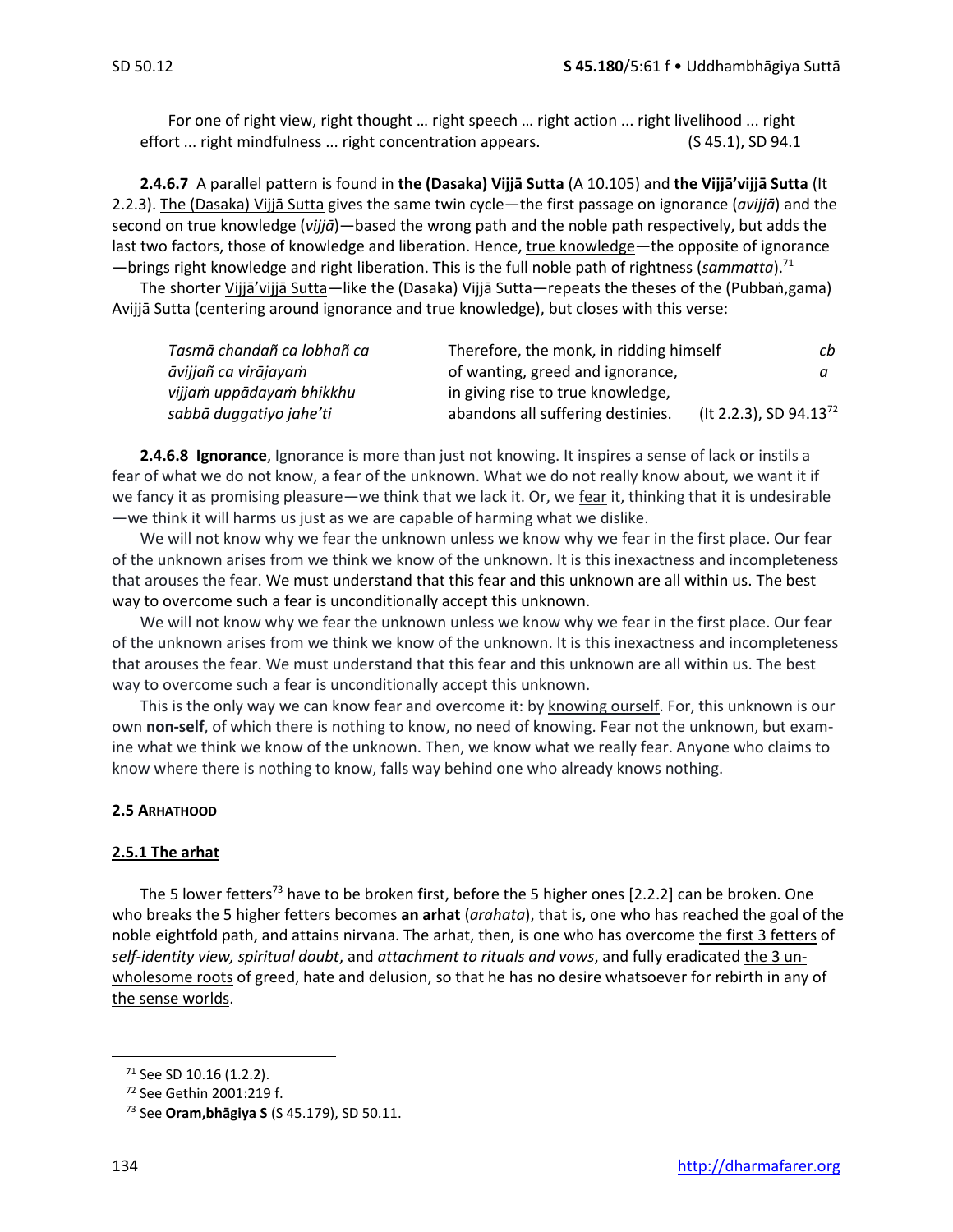For one of right view, right thought … right speech … right action ... right livelihood ... right effort ... right mindfulness ... right concentration appears. (S 45.1), SD 94.1

**2.4.6.7** A parallel pattern is found in **the (Dasaka) Vijjā Sutta** (A 10.105) and **the Vijjā'vijjā Sutta** (It 2.2.3). The (Dasaka) Vijjā Sutta gives the same twin cycle—the first passage on ignorance (*avijjā*) and the second on true knowledge (*vijjā*)—based the wrong path and the noble path respectively, but adds the last two factors, those of knowledge and liberation. Hence, true knowledge—the opposite of ignorance—brings right knowledge and right liberation. This is the full noble path of rightness (*sammatta*).[71]

The shorter Vijjā'vijjā Sutta—like the (Dasaka) Vijjā Sutta—repeats the theses of the (Pubbaṅ,gama) Avijjā Sutta (centering around ignorance and true knowledge), but closes with this verse:

| | | |
|---|---|---|
| *Tasmā chandañ ca lobhañ ca* | Therefore, the monk, in ridding himself | *cb* |
| *āvijjañ ca virājayaṁ* | of wanting, greed and ignorance, | *a* |
| *vijjaṁ uppādayaṁ bhikkhu* | in giving rise to true knowledge, | |
| *sabbā duggatiyo jahe'ti* | abandons all suffering destinies. | (It 2.2.3), SD 94.13[72] |

**2.4.6.8 Ignorance**, Ignorance is more than just not knowing. It inspires a sense of lack or instils a fear of what we do not know, a fear of the unknown. What we do not really know about, we want it if we fancy it as promising pleasure—we think that we lack it. Or, we fear it, thinking that it is undesirable—we think it will harms us just as we are capable of harming what we dislike.

We will not know why we fear the unknown unless we know why we fear in the first place. Our fear of the unknown arises from we think we know of the unknown. It is this inexactness and incompleteness that arouses the fear. We must understand that this fear and this unknown are all within us. The best way to overcome such a fear is unconditionally accept this unknown.

We will not know why we fear the unknown unless we know why we fear in the first place. Our fear of the unknown arises from we think we know of the unknown. It is this inexactness and incompleteness that arouses the fear. We must understand that this fear and this unknown are all within us. The best way to overcome such a fear is unconditionally accept this unknown.

This is the only way we can know fear and overcome it: by knowing ourself. For, this unknown is our own **non-self**, of which there is nothing to know, no need of knowing. Fear not the unknown, but examine what we think we know of the unknown. Then, we know what we really fear. Anyone who claims to know where there is nothing to know, falls way behind one who already knows nothing.

### 2.5 ARHATHOOD

#### 2.5.1 The arhat

The 5 lower fetters[73] have to be broken first, before the 5 higher ones [2.2.2] can be broken. One who breaks the 5 higher fetters becomes **an arhat** (*arahata*), that is, one who has reached the goal of the noble eightfold path, and attains nirvana. The arhat, then, is one who has overcome the first 3 fetters of *self-identity view, spiritual doubt*, and *attachment to rituals and vows*, and fully eradicated the 3 unwholesome roots of greed, hate and delusion, so that he has no desire whatsoever for rebirth in any of the sense worlds.

---

[71] See SD 10.16 (1.2.2).

[72] See Gethin 2001:219 f.

[73] See **Oram,bhāgiya S** (S 45.179), SD 50.11.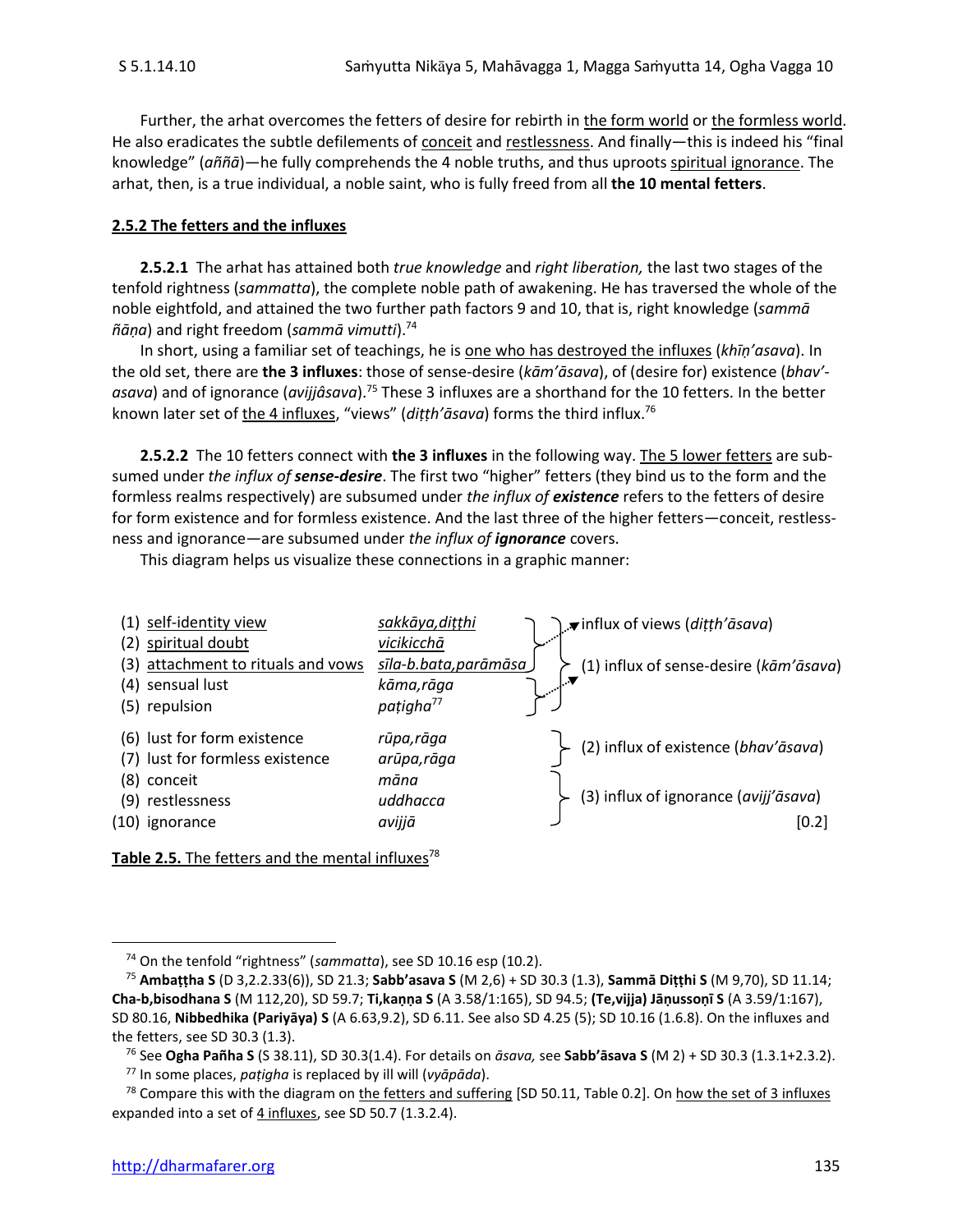Further, the arhat overcomes the fetters of desire for rebirth in the form world or the formless world. He also eradicates the subtle defilements of conceit and restlessness. And finally—this is indeed his "final knowledge" (*aññā*)—he fully comprehends the 4 noble truths, and thus uproots spiritual ignorance. The arhat, then, is a true individual, a noble saint, who is fully freed from all **the 10 mental fetters**.

### 2.5.2 The fetters and the influxes

**2.5.2.1** The arhat has attained both *true knowledge* and *right liberation,* the last two stages of the tenfold rightness (*sammatta*), the complete noble path of awakening. He has traversed the whole of the noble eightfold, and attained the two further path factors 9 and 10, that is, right knowledge (*sammā ñāṇa*) and right freedom (*sammā vimutti*).[74]

In short, using a familiar set of teachings, he is one who has destroyed the influxes (*khīṇ'asava*). In the old set, there are **the 3 influxes**: those of sense-desire (*kām'āsava*), of (desire for) existence (*bhav'-asava*) and of ignorance (*avijjâsava*).[75] These 3 influxes are a shorthand for the 10 fetters. In the better known later set of the 4 influxes, "views" (*diṭṭh'āsava*) forms the third influx.[76]

**2.5.2.2** The 10 fetters connect with **the 3 influxes** in the following way. The 5 lower fetters are subsumed under *the influx of **sense-desire***. The first two "higher" fetters (they bind us to the form and the formless realms respectively) are subsumed under *the influx of **existence*** refers to the fetters of desire for form existence and for formless existence. And the last three of the higher fetters—conceit, restlessness and ignorance—are subsumed under *the influx of **ignorance*** covers.

This diagram helps us visualize these connections in a graphic manner:

| Fetter | Pali | Influx |
|---|---|---|
| (1) self-identity view | *sakkāya,diṭṭhi* | influx of views (*diṭṭh'āsava*) [fetters 1–3]; (1) influx of sense-desire (*kām'āsava*) [fetters 1–5] |
| (2) spiritual doubt | *vicikicchā* | |
| (3) attachment to rituals and vows | *sīla-b.bata,parāmāsa* | |
| (4) sensual lust | *kāma,rāga* | |
| (5) repulsion | *paṭigha*[77] | |
| (6) lust for form existence | *rūpa,rāga* | (2) influx of existence (*bhav'āsava*) |
| (7) lust for formless existence | *arūpa,rāga* | |
| (8) conceit | *māna* | (3) influx of ignorance (*avijj'āsava*) |
| (9) restlessness | *uddhacca* | |
| (10) ignorance | *avijjā* | |

[0.2]

**Table 2.5.** The fetters and the mental influxes[78]

---

[74] On the tenfold "rightness" (*sammatta*), see SD 10.16 esp (10.2).

[75] **Ambaṭṭha S** (D 3,2.2.33(6)), SD 21.3; **Sabb'asava S** (M 2,6) + SD 30.3 (1.3), **Sammā Diṭṭhi S** (M 9,70), SD 11.14; **Cha-b,bisodhana S** (M 112,20), SD 59.7; **Ti,kaṇṇa S** (A 3.58/1:165), SD 94.5; **(Te,vijja) Jāṇussoṇī S** (A 3.59/1:167), SD 80.16, **Nibbedhika (Pariyāya) S** (A 6.63,9.2), SD 6.11. See also SD 4.25 (5); SD 10.16 (1.6.8). On the influxes and the fetters, see SD 30.3 (1.3).

[76] See **Ogha Pañha S** (S 38.11), SD 30.3(1.4). For details on *āsava,* see **Sabb'āsava S** (M 2) + SD 30.3 (1.3.1+2.3.2).

[77] In some places, *paṭigha* is replaced by ill will (*vyāpāda*).

[78] Compare this with the diagram on the fetters and suffering [SD 50.11, Table 0.2]. On how the set of 3 influxes expanded into a set of 4 influxes, see SD 50.7 (1.3.2.4).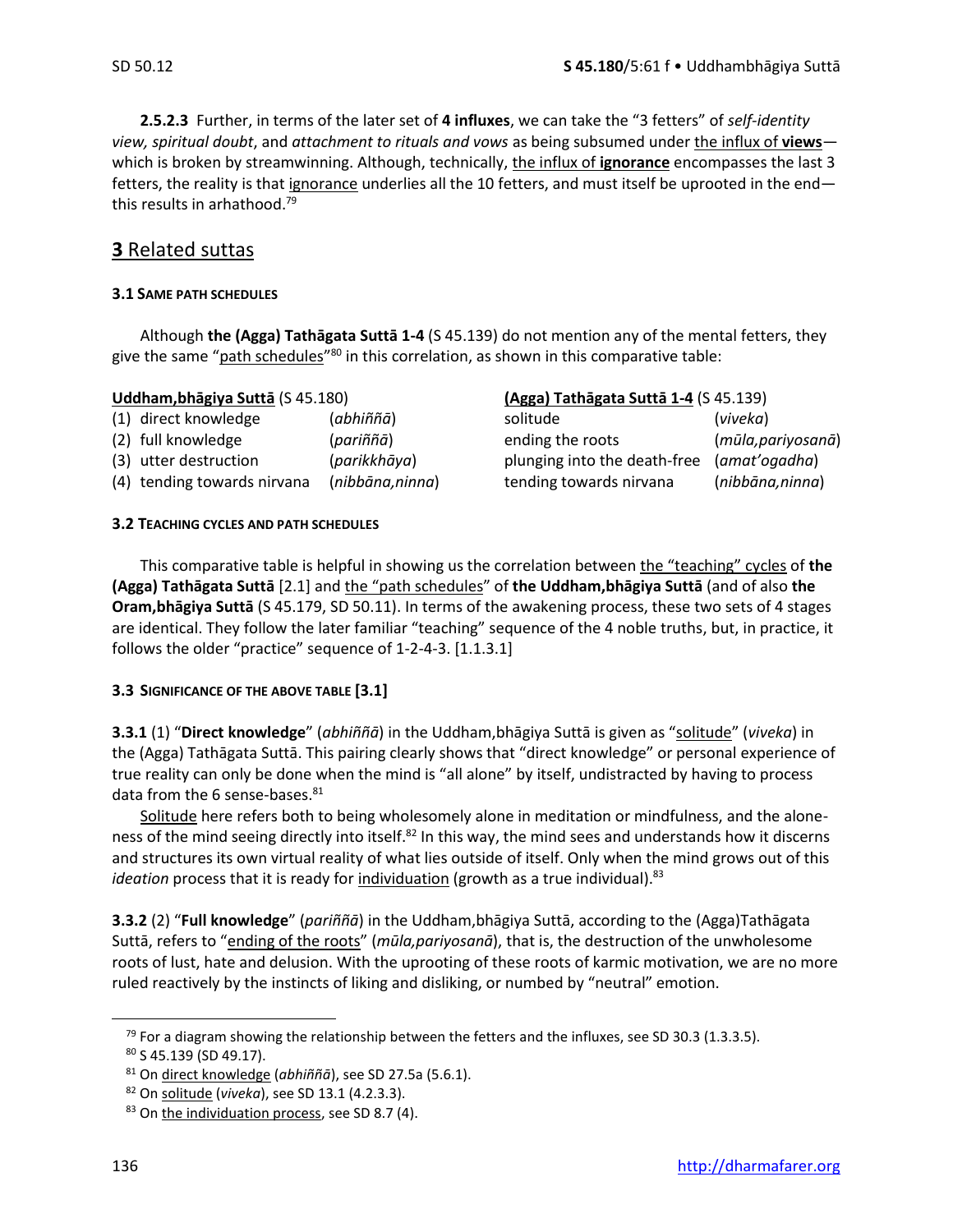**2.5.2.3** Further, in terms of the later set of **4 influxes**, we can take the "3 fetters" of *self-identity view, spiritual doubt*, and *attachment to rituals and vows* as being subsumed under the influx of **views**—which is broken by streamwinning. Although, technically, the influx of **ignorance** encompasses the last 3 fetters, the reality is that ignorance underlies all the 10 fetters, and must itself be uprooted in the end—this results in arhathood.[79]

## **3** Related suttas

#### 3.1 SAME PATH SCHEDULES

Although **the (Agga) Tathāgata Suttā 1-4** (S 45.139) do not mention any of the mental fetters, they give the same "path schedules"[80] in this correlation, as shown in this comparative table:

| **Uddham,bhāgiya Suttā** (S 45.180) | | **(Agga) Tathāgata Suttā 1-4** (S 45.139) | |
|---|---|---|---|
| (1) direct knowledge | (*abhiññā*) | solitude | (*viveka*) |
| (2) full knowledge | (*pariññā*) | ending the roots | (*mūla,pariyosanā*) |
| (3) utter destruction | (*parikkhāya*) | plunging into the death-free | (*amat'ogadha*) |
| (4) tending towards nirvana | (*nibbāna,ninna*) | tending towards nirvana | (*nibbāna,ninna*) |

#### 3.2 TEACHING CYCLES AND PATH SCHEDULES

This comparative table is helpful in showing us the correlation between the "teaching" cycles of **the (Agga) Tathāgata Suttā** [2.1] and the "path schedules" of **the Uddham,bhāgiya Suttā** (and of also **the Oram,bhāgiya Suttā** (S 45.179, SD 50.11). In terms of the awakening process, these two sets of 4 stages are identical. They follow the later familiar "teaching" sequence of the 4 noble truths, but, in practice, it follows the older "practice" sequence of 1-2-4-3. [1.1.3.1]

#### 3.3 SIGNIFICANCE OF THE ABOVE TABLE [3.1]

**3.3.1** (1) "**Direct knowledge**" (*abhiññā*) in the Uddham,bhāgiya Suttā is given as "solitude" (*viveka*) in the (Agga) Tathāgata Suttā. This pairing clearly shows that "direct knowledge" or personal experience of true reality can only be done when the mind is "all alone" by itself, undistracted by having to process data from the 6 sense-bases.[81]

Solitude here refers both to being wholesomely alone in meditation or mindfulness, and the aloneness of the mind seeing directly into itself.[82] In this way, the mind sees and understands how it discerns and structures its own virtual reality of what lies outside of itself. Only when the mind grows out of this *ideation* process that it is ready for individuation (growth as a true individual).[83]

**3.3.2** (2) "**Full knowledge**" (*pariññā*) in the Uddham,bhāgiya Suttā, according to the (Agga)Tathāgata Suttā, refers to "ending of the roots" (*mūla,pariyosanā*), that is, the destruction of the unwholesome roots of lust, hate and delusion. With the uprooting of these roots of karmic motivation, we are no more ruled reactively by the instincts of liking and disliking, or numbed by "neutral" emotion.

---

[79] For a diagram showing the relationship between the fetters and the influxes, see SD 30.3 (1.3.3.5).

[80] S 45.139 (SD 49.17).

[81] On direct knowledge (*abhiññā*), see SD 27.5a (5.6.1).

[82] On solitude (*viveka*), see SD 13.1 (4.2.3.3).

[83] On the individuation process, see SD 8.7 (4).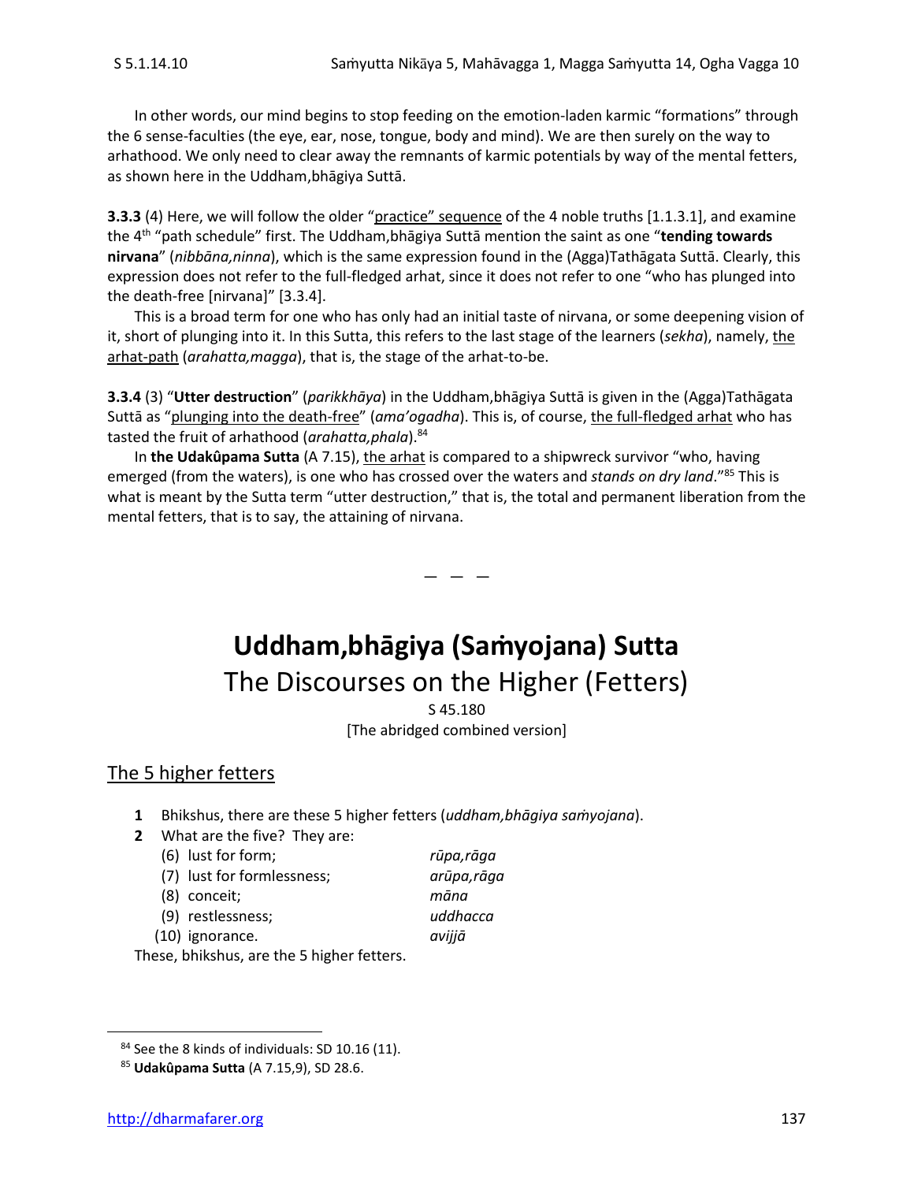In other words, our mind begins to stop feeding on the emotion-laden karmic "formations" through the 6 sense-faculties (the eye, ear, nose, tongue, body and mind). We are then surely on the way to arhathood. We only need to clear away the remnants of karmic potentials by way of the mental fetters, as shown here in the Uddham,bhāgiya Suttā.

**3.3.3** (4) Here, we will follow the older "practice" sequence of the 4 noble truths [1.1.3.1], and examine the 4th "path schedule" first. The Uddham,bhāgiya Suttā mention the saint as one "**tending towards nirvana**" (*nibbāna,ninna*), which is the same expression found in the (Agga)Tathāgata Suttā. Clearly, this expression does not refer to the full-fledged arhat, since it does not refer to one "who has plunged into the death-free [nirvana]" [3.3.4].

This is a broad term for one who has only had an initial taste of nirvana, or some deepening vision of it, short of plunging into it. In this Sutta, this refers to the last stage of the learners (*sekha*), namely, the arhat-path (*arahatta,magga*), that is, the stage of the arhat-to-be.

**3.3.4** (3) "**Utter destruction**" (*parikkhāya*) in the Uddham,bhāgiya Suttā is given in the (Agga)Tathāgata Suttā as "plunging into the death-free" (*ama'ogadha*). This is, of course, the full-fledged arhat who has tasted the fruit of arhathood (*arahatta,phala*).[84]

In **the Udakûpama Sutta** (A 7.15), the arhat is compared to a shipwreck survivor "who, having emerged (from the waters), is one who has crossed over the waters and *stands on dry land*."[85] This is what is meant by the Sutta term "utter destruction," that is, the total and permanent liberation from the mental fetters, that is to say, the attaining of nirvana.

— — —

# Uddham,bhāgiya (Saṁyojana) Sutta
## The Discourses on the Higher (Fetters)

S 45.180

[The abridged combined version]

## The 5 higher fetters

**1** Bhikshus, there are these 5 higher fetters (*uddham,bhāgiya saṁyojana*).

**2** What are the five? They are:

| | |
|---|---|
| (6) lust for form; | *rūpa,rāga* |
| (7) lust for formlessness; | *arūpa,rāga* |
| (8) conceit; | *māna* |
| (9) restlessness; | *uddhacca* |
| (10) ignorance. | *avijjā* |

These, bhikshus, are the 5 higher fetters.

---

[84] See the 8 kinds of individuals: SD 10.16 (11).

[85] **Udakûpama Sutta** (A 7.15,9), SD 28.6.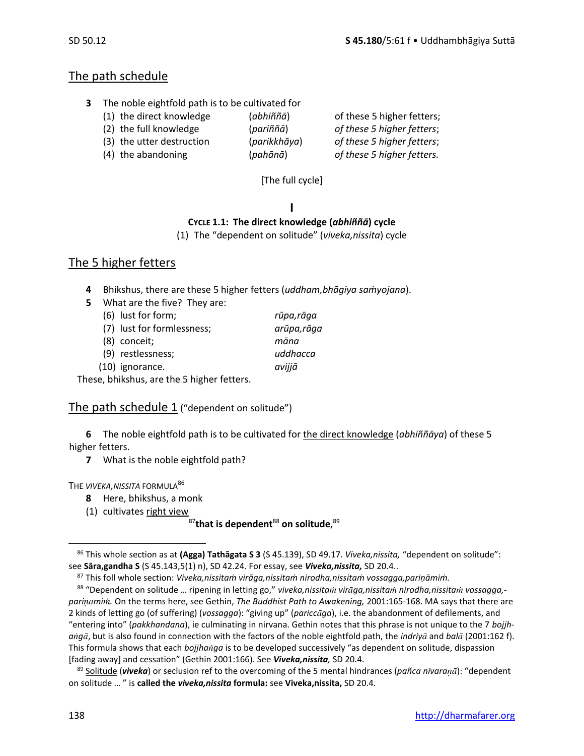## The path schedule

**3** The noble eightfold path is to be cultivated for

| | | |
|---|---|---|
| (1) the direct knowledge | (*abhiññā*) | of these 5 higher fetters; |
| (2) the full knowledge | (*pariññā*) | *of these 5 higher fetters*; |
| (3) the utter destruction | (*parikkhāya*) | *of these 5 higher fetters*; |
| (4) the abandoning | (*pahānā*) | *of these 5 higher fetters.* |

[The full cycle]

**I**

**CYCLE 1.1: The direct knowledge (*abhiññā*) cycle**

(1) The "dependent on solitude" (*viveka,nissita*) cycle

## The 5 higher fetters

**4** Bhikshus, there are these 5 higher fetters (*uddham,bhāgiya saṁyojana*).

**5** What are the five? They are:

| | |
|---|---|
| (6) lust for form; | *rūpa,rāga* |
| (7) lust for formlessness; | *arūpa,rāga* |
| (8) conceit; | *māna* |
| (9) restlessness; | *uddhacca* |
| (10) ignorance. | *avijjā* |

These, bhikshus, are the 5 higher fetters.

## The path schedule 1 ("dependent on solitude")

**6** The noble eightfold path is to be cultivated for the direct knowledge (*abhiññāya*) of these 5 higher fetters.

**7** What is the noble eightfold path?

THE *VIVEKA,NISSITA* FORMULA[86]

**8** Here, bhikshus, a monk

(1) cultivates right view

[87]**that is dependent**[88] **on solitude**,[89]

---

[86] This whole section as at **(Agga) Tathāgata S 3** (S 45.139), SD 49.17. *Viveka,nissita,* "dependent on solitude": see **Sāra,gandha S** (S 45.143,5(1) n), SD 42.24. For essay, see ***Viveka,nissita,*** SD 20.4..

[87] This foll whole section: *Viveka,nissitaṁ virāga,nissitaṁ nirodha,nissitaṁ vossagga,pariṇāmiṁ.*

[88] "Dependent on solitude … ripening in letting go," *viveka,nissitaṁ virāga,nissitaṁ nirodha,nissitaṁ vossagga,-pariṇāmiṁ.* On the terms here, see Gethin, *The Buddhist Path to Awakening,* 2001:165-168. MA says that there are 2 kinds of letting go (of suffering) (*vossagga*): "giving up" (*pariccāga*), i.e. the abandonment of defilements, and "entering into" (*pakkhandana*), ie culminating in nirvana. Gethin notes that this phrase is not unique to the 7 *bojjh-aṅgā*, but is also found in connection with the factors of the noble eightfold path, the *indriyā* and *balā* (2001:162 f). This formula shows that each *bojjhaṅga* is to be developed successively "as dependent on solitude, dispassion [fading away] and cessation" (Gethin 2001:166). See ***Viveka,nissita,*** SD 20.4.

[89] Solitude (***viveka***) or seclusion ref to the overcoming of the 5 mental hindrances (*pañca nīvaraṇā*): "dependent on solitude … " is **called the *viveka,nissita* formula:** see **Viveka,nissita,** SD 20.4.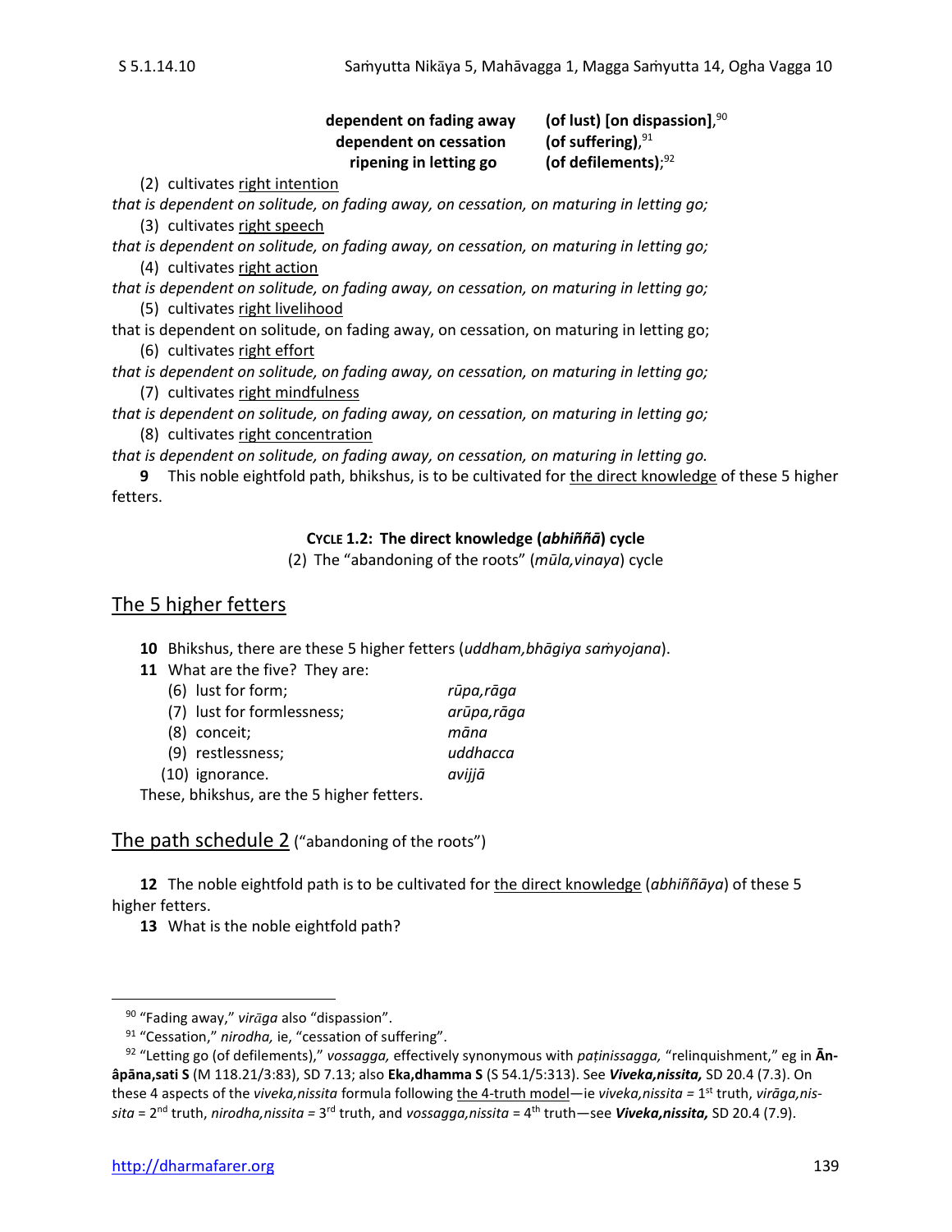| | |
|---|---|
| **dependent on fading away** | **(of lust) [on dispassion]**,[90] |
| **dependent on cessation** | **(of suffering)**,[91] |
| **ripening in letting go** | **(of defilements)**;[92] |

(2) cultivates right intention
*that is dependent on solitude, on fading away, on cessation, on maturing in letting go;*
(3) cultivates right speech
*that is dependent on solitude, on fading away, on cessation, on maturing in letting go;*
(4) cultivates right action
*that is dependent on solitude, on fading away, on cessation, on maturing in letting go;*
(5) cultivates right livelihood
that is dependent on solitude, on fading away, on cessation, on maturing in letting go;
(6) cultivates right effort
*that is dependent on solitude, on fading away, on cessation, on maturing in letting go;*
(7) cultivates right mindfulness
*that is dependent on solitude, on fading away, on cessation, on maturing in letting go;*
(8) cultivates right concentration
*that is dependent on solitude, on fading away, on cessation, on maturing in letting go.*

**9** This noble eightfold path, bhikshus, is to be cultivated for the direct knowledge of these 5 higher fetters.

**CYCLE 1.2: The direct knowledge (*abhiññā*) cycle**
(2) The "abandoning of the roots" (*mūla,vinaya*) cycle

## The 5 higher fetters

**10** Bhikshus, there are these 5 higher fetters (*uddham,bhāgiya saṁyojana*).
**11** What are the five? They are:

| | |
|---|---|
| (6) lust for form; | *rūpa,rāga* |
| (7) lust for formlessness; | *arūpa,rāga* |
| (8) conceit; | *māna* |
| (9) restlessness; | *uddhacca* |
| (10) ignorance. | *avijjā* |

These, bhikshus, are the 5 higher fetters.

## The path schedule 2 ("abandoning of the roots")

**12** The noble eightfold path is to be cultivated for the direct knowledge (*abhiññāya*) of these 5 higher fetters.
**13** What is the noble eightfold path?

---

[90] "Fading away," *virāga* also "dispassion".

[91] "Cessation," *nirodha,* ie, "cessation of suffering".

[92] "Letting go (of defilements)," *vossagga,* effectively synonymous with *paṭinissagga,* "relinquishment," eg in **Ānâpāna,sati S** (M 118.21/3:83), SD 7.13; also **Eka,dhamma S** (S 54.1/5:313). See ***Viveka,nissita,*** SD 20.4 (7.3). On these 4 aspects of the *viveka,nissita* formula following the 4-truth model—ie *viveka,nissita* = 1st truth, *virāga,nissita* = 2nd truth, *nirodha,nissita* = 3rd truth, and *vossagga,nissita* = 4th truth—see ***Viveka,nissita,*** SD 20.4 (7.9).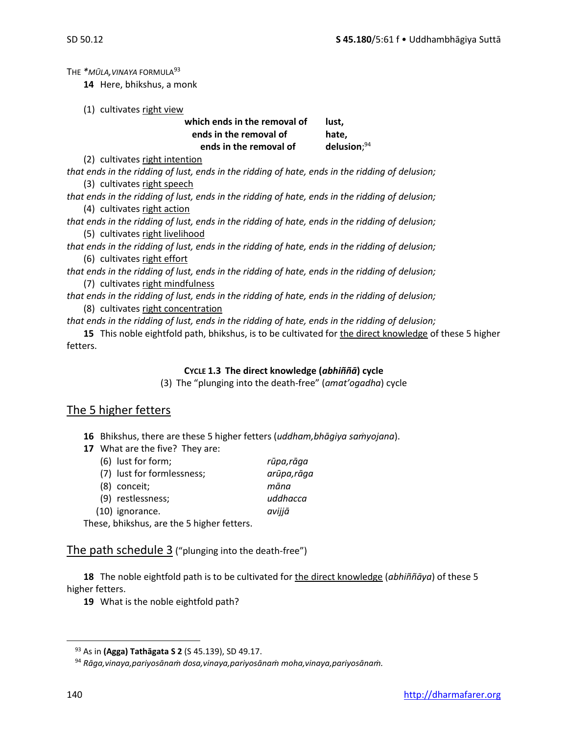THE *\*MŪLA,VINAYA* FORMULA[93]

**14** Here, bhikshus, a monk

(1) cultivates right view

| | |
|---|---|
| **which ends in the removal of** | **lust,** |
| **ends in the removal of** | **hate,** |
| **ends in the removal of** | **delusion**;[94] |

(2) cultivates right intention
*that ends in the ridding of lust, ends in the ridding of hate, ends in the ridding of delusion;*

(3) cultivates right speech
*that ends in the ridding of lust, ends in the ridding of hate, ends in the ridding of delusion;*

(4) cultivates right action
*that ends in the ridding of lust, ends in the ridding of hate, ends in the ridding of delusion;*

(5) cultivates right livelihood
*that ends in the ridding of lust, ends in the ridding of hate, ends in the ridding of delusion;*

(6) cultivates right effort
*that ends in the ridding of lust, ends in the ridding of hate, ends in the ridding of delusion;*

(7) cultivates right mindfulness
*that ends in the ridding of lust, ends in the ridding of hate, ends in the ridding of delusion;*

(8) cultivates right concentration
*that ends in the ridding of lust, ends in the ridding of hate, ends in the ridding of delusion;*

**15** This noble eightfold path, bhikshus, is to be cultivated for the direct knowledge of these 5 higher fetters.

**CYCLE 1.3 The direct knowledge (*abhiññā*) cycle**

(3) The "plunging into the death-free" (*amat'ogadha*) cycle

## The 5 higher fetters

**16** Bhikshus, there are these 5 higher fetters (*uddham,bhāgiya saṁyojana*).

**17** What are the five? They are:

| | |
|---|---|
| (6) lust for form; | *rūpa,rāga* |
| (7) lust for formlessness; | *arūpa,rāga* |
| (8) conceit; | *māna* |
| (9) restlessness; | *uddhacca* |
| (10) ignorance. | *avijjā* |

These, bhikshus, are the 5 higher fetters.

## The path schedule 3 ("plunging into the death-free")

**18** The noble eightfold path is to be cultivated for the direct knowledge (*abhiññāya*) of these 5 higher fetters.

**19** What is the noble eightfold path?

---

[93] As in **(Agga) Tathāgata S 2** (S 45.139), SD 49.17.

[94] *Rāga,vinaya,pariyosānaṁ dosa,vinaya,pariyosānaṁ moha,vinaya,pariyosānaṁ.*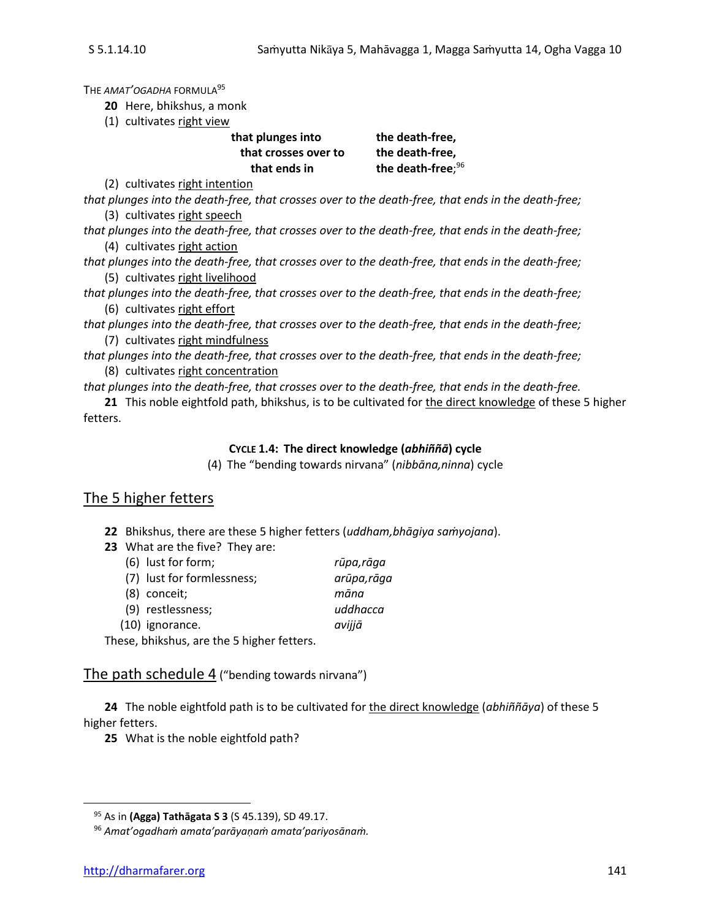THE *AMAT'OGADHA* FORMULA[95]

**20** Here, bhikshus, a monk

(1) cultivates right view

**that plunges into the death-free,**
**that crosses over to the death-free,**
**that ends in the death-free;**[96]

(2) cultivates right intention

*that plunges into the death-free, that crosses over to the death-free, that ends in the death-free;*

(3) cultivates right speech

*that plunges into the death-free, that crosses over to the death-free, that ends in the death-free;*

(4) cultivates right action

*that plunges into the death-free, that crosses over to the death-free, that ends in the death-free;*

(5) cultivates right livelihood

*that plunges into the death-free, that crosses over to the death-free, that ends in the death-free;*

(6) cultivates right effort

*that plunges into the death-free, that crosses over to the death-free, that ends in the death-free;*

(7) cultivates right mindfulness

*that plunges into the death-free, that crosses over to the death-free, that ends in the death-free;*

(8) cultivates right concentration

*that plunges into the death-free, that crosses over to the death-free, that ends in the death-free.*

**21** This noble eightfold path, bhikshus, is to be cultivated for the direct knowledge of these 5 higher fetters.

**CYCLE 1.4: The direct knowledge (*abhiññā*) cycle**

(4) The "bending towards nirvana" (*nibbāna,ninna*) cycle

## The 5 higher fetters

**22** Bhikshus, there are these 5 higher fetters (*uddham,bhāgiya saṁyojana*).

**23** What are the five? They are:

| | |
|---|---|
| (6) lust for form; | *rūpa,rāga* |
| (7) lust for formlessness; | *arūpa,rāga* |
| (8) conceit; | *māna* |
| (9) restlessness; | *uddhacca* |
| (10) ignorance. | *avijjā* |

These, bhikshus, are the 5 higher fetters.

## The path schedule 4 ("bending towards nirvana")

**24** The noble eightfold path is to be cultivated for the direct knowledge (*abhiññāya*) of these 5 higher fetters.

**25** What is the noble eightfold path?

---

[95] As in **(Agga) Tathāgata S 3** (S 45.139), SD 49.17.

[96] *Amat'ogadhaṁ amata'parāyaṇaṁ amata'pariyosānaṁ.*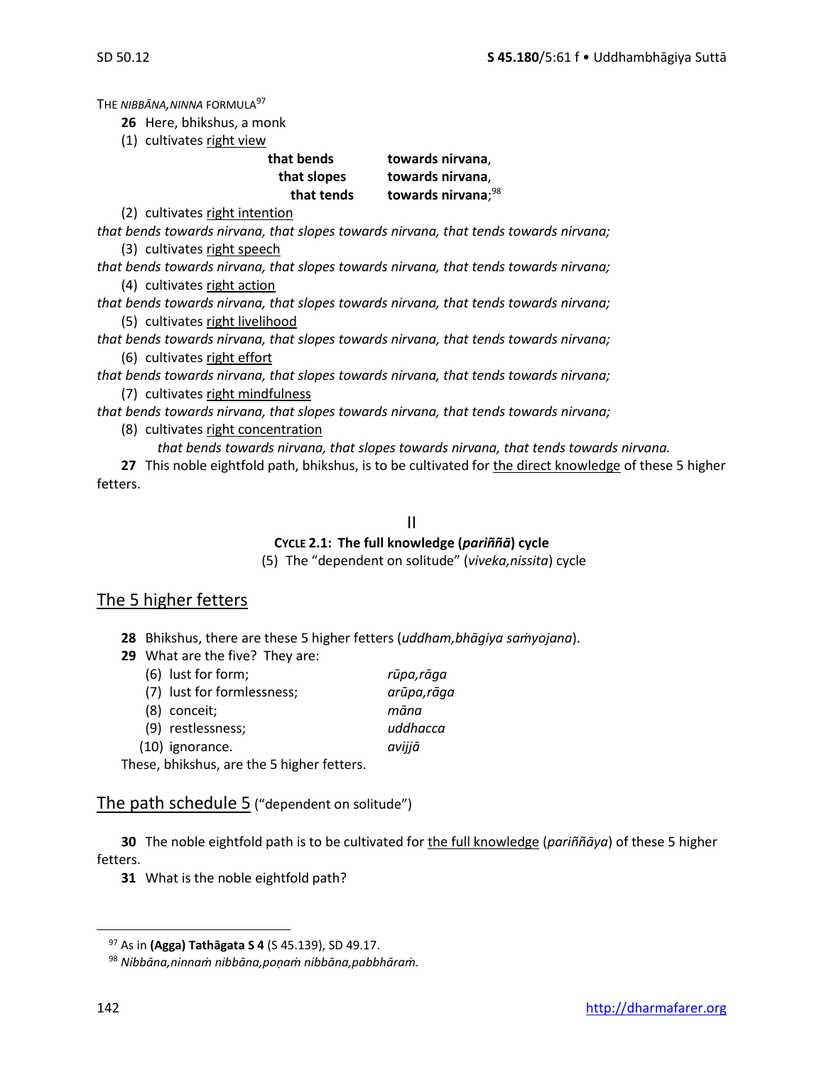THE *NIBBĀNA,NINNA* FORMULA[97]

**26** Here, bhikshus, a monk

(1) cultivates right view

| | |
|---|---|
| **that bends** | **towards nirvana**, |
| **that slopes** | **towards nirvana**, |
| **that tends** | **towards nirvana**;[98] |

(2) cultivates right intention

*that bends towards nirvana, that slopes towards nirvana, that tends towards nirvana;*

(3) cultivates right speech

*that bends towards nirvana, that slopes towards nirvana, that tends towards nirvana;*

(4) cultivates right action

*that bends towards nirvana, that slopes towards nirvana, that tends towards nirvana;*

(5) cultivates right livelihood

*that bends towards nirvana, that slopes towards nirvana, that tends towards nirvana;*

(6) cultivates right effort

*that bends towards nirvana, that slopes towards nirvana, that tends towards nirvana;*

(7) cultivates right mindfulness

*that bends towards nirvana, that slopes towards nirvana, that tends towards nirvana;*

(8) cultivates right concentration

*that bends towards nirvana, that slopes towards nirvana, that tends towards nirvana.*

**27** This noble eightfold path, bhikshus, is to be cultivated for the direct knowledge of these 5 higher fetters.

II

**CYCLE 2.1: The full knowledge (*pariññā*) cycle**

(5) The "dependent on solitude" (*viveka,nissita*) cycle

## The 5 higher fetters

**28** Bhikshus, there are these 5 higher fetters (*uddham,bhāgiya saṁyojana*).

**29** What are the five? They are:

| | |
|---|---|
| (6) lust for form; | *rūpa,rāga* |
| (7) lust for formlessness; | *arūpa,rāga* |
| (8) conceit; | *māna* |
| (9) restlessness; | *uddhacca* |
| (10) ignorance. | *avijjā* |

These, bhikshus, are the 5 higher fetters.

## The path schedule 5 ("dependent on solitude")

**30** The noble eightfold path is to be cultivated for the full knowledge (*pariññāya*) of these 5 higher fetters.

**31** What is the noble eightfold path?

---

[97] As in **(Agga) Tathāgata S 4** (S 45.139), SD 49.17.

[98] *Nibbāna,ninnaṁ nibbāna,poṇaṁ nibbāna,pabbhāraṁ.*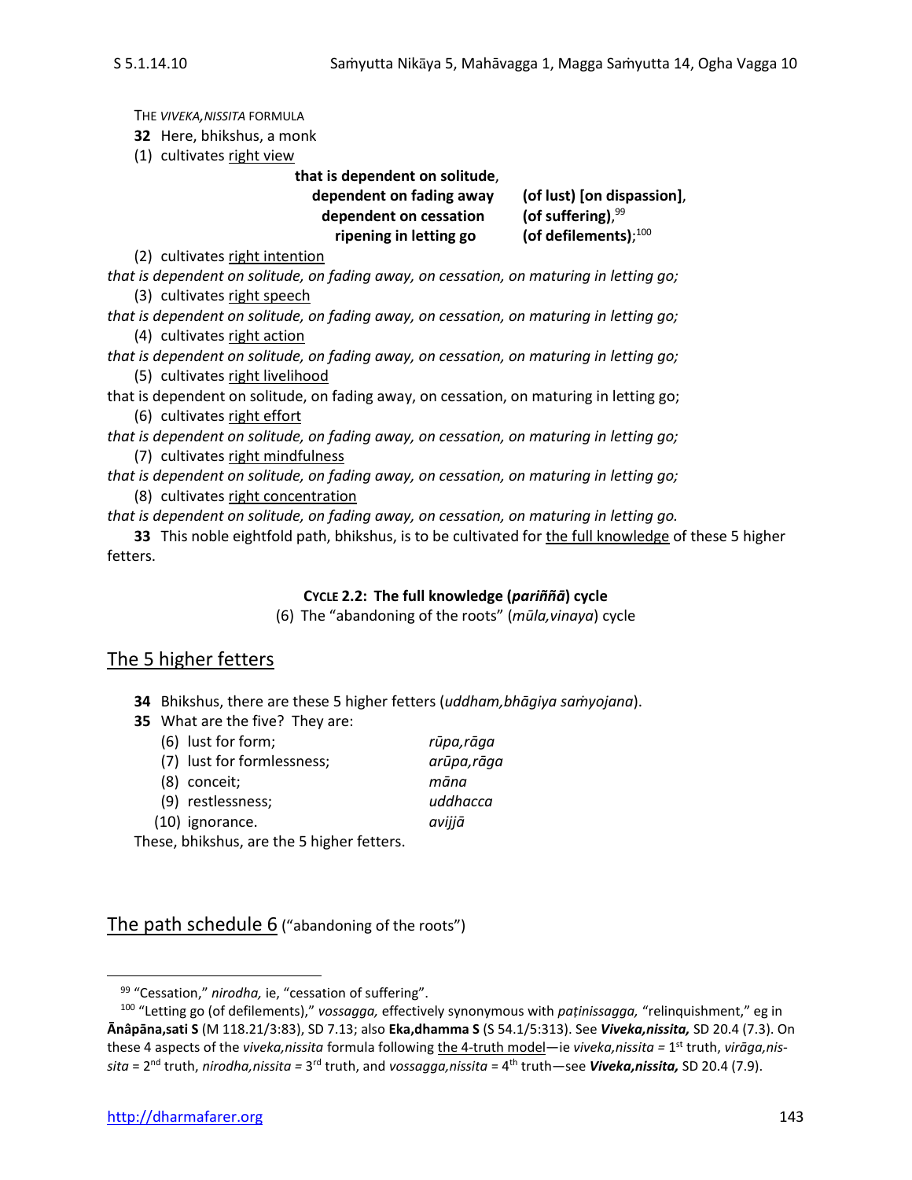THE *VIVEKA,NISSITA* FORMULA

**32** Here, bhikshus, a monk

(1) cultivates right view

**that is dependent on solitude**,
**dependent on fading away** **(of lust) [on dispassion]**,
**dependent on cessation** **(of suffering)**,[99]
**ripening in letting go** **(of defilements)**;[100]

(2) cultivates right intention

*that is dependent on solitude, on fading away, on cessation, on maturing in letting go;*

(3) cultivates right speech

*that is dependent on solitude, on fading away, on cessation, on maturing in letting go;*

(4) cultivates right action

*that is dependent on solitude, on fading away, on cessation, on maturing in letting go;*

(5) cultivates right livelihood

that is dependent on solitude, on fading away, on cessation, on maturing in letting go;

(6) cultivates right effort

*that is dependent on solitude, on fading away, on cessation, on maturing in letting go;*

(7) cultivates right mindfulness

*that is dependent on solitude, on fading away, on cessation, on maturing in letting go;*

(8) cultivates right concentration

*that is dependent on solitude, on fading away, on cessation, on maturing in letting go.*

**33** This noble eightfold path, bhikshus, is to be cultivated for the full knowledge of these 5 higher fetters.

**CYCLE 2.2: The full knowledge (*pariññā*) cycle**

(6) The "abandoning of the roots" (*mūla,vinaya*) cycle

## The 5 higher fetters

**34** Bhikshus, there are these 5 higher fetters (*uddham,bhāgiya saṁyojana*).

**35** What are the five? They are:

| | |
|---|---|
| (6) lust for form; | *rūpa,rāga* |
| (7) lust for formlessness; | *arūpa,rāga* |
| (8) conceit; | *māna* |
| (9) restlessness; | *uddhacca* |
| (10) ignorance. | *avijjā* |

These, bhikshus, are the 5 higher fetters.

## The path schedule 6 ("abandoning of the roots")

---

[99] "Cessation," *nirodha,* ie, "cessation of suffering".

[100] "Letting go (of defilements)," *vossagga,* effectively synonymous with *paṭinissagga,* "relinquishment," eg in **Ānâpāna,sati S** (M 118.21/3:83), SD 7.13; also **Eka,dhamma S** (S 54.1/5:313). See ***Viveka,nissita,*** SD 20.4 (7.3). On these 4 aspects of the *viveka,nissita* formula following the 4-truth model—ie *viveka,nissita* = 1st truth, *virāga,nissita* = 2nd truth, *nirodha,nissita* = 3rd truth, and *vossagga,nissita* = 4th truth—see ***Viveka,nissita,*** SD 20.4 (7.9).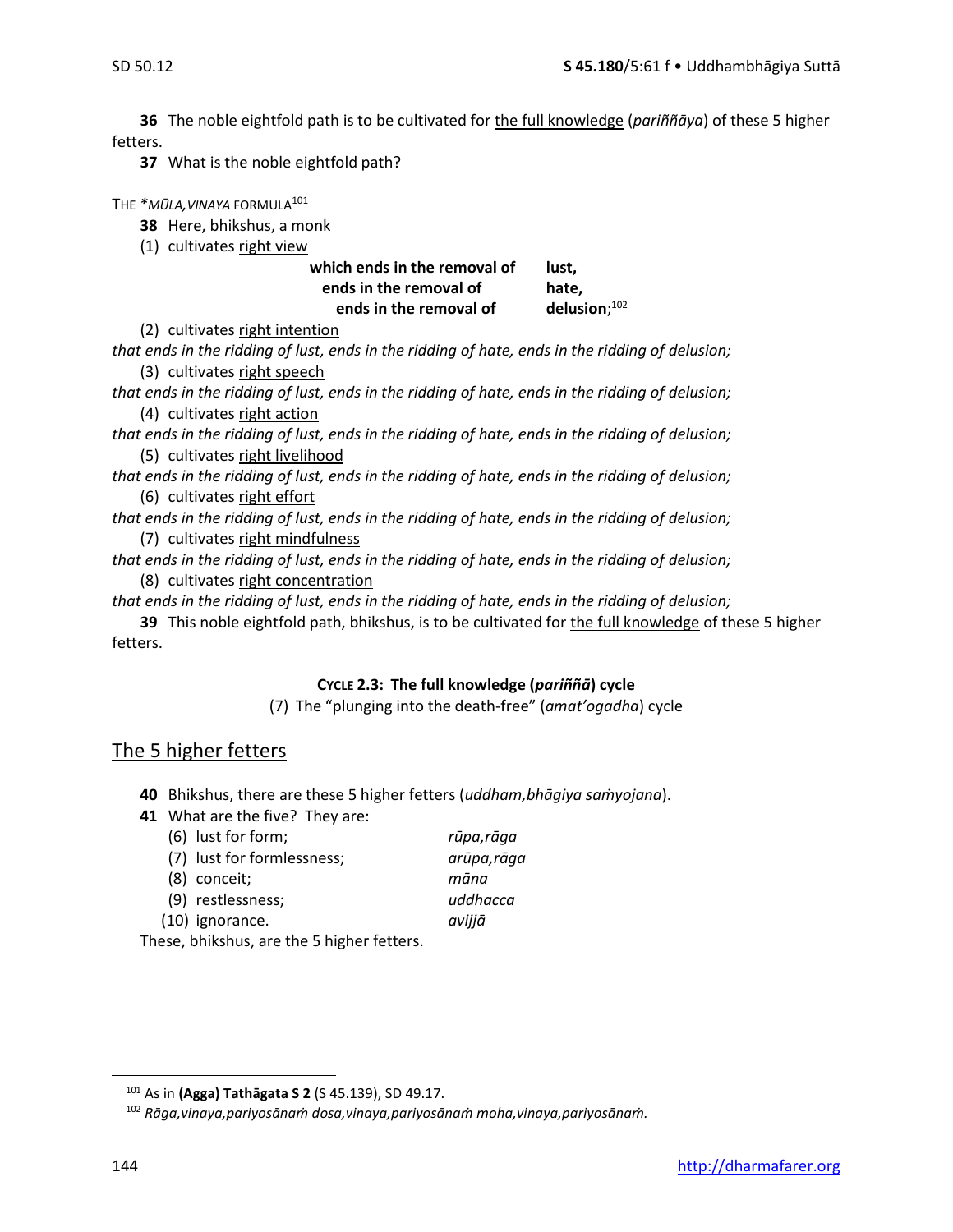**36** The noble eightfold path is to be cultivated for the full knowledge (*pariññāya*) of these 5 higher fetters.

**37** What is the noble eightfold path?

THE *\*MŪLA,VINAYA* FORMULA[101]

**38** Here, bhikshus, a monk

(1) cultivates right view

**which ends in the removal of lust,**
**ends in the removal of hate,**
**ends in the removal of delusion;**[102]

(2) cultivates right intention

*that ends in the ridding of lust, ends in the ridding of hate, ends in the ridding of delusion;*

(3) cultivates right speech

*that ends in the ridding of lust, ends in the ridding of hate, ends in the ridding of delusion;*

(4) cultivates right action

*that ends in the ridding of lust, ends in the ridding of hate, ends in the ridding of delusion;*

(5) cultivates right livelihood

*that ends in the ridding of lust, ends in the ridding of hate, ends in the ridding of delusion;*

(6) cultivates right effort

*that ends in the ridding of lust, ends in the ridding of hate, ends in the ridding of delusion;*

(7) cultivates right mindfulness

*that ends in the ridding of lust, ends in the ridding of hate, ends in the ridding of delusion;*

(8) cultivates right concentration

*that ends in the ridding of lust, ends in the ridding of hate, ends in the ridding of delusion;*

**39** This noble eightfold path, bhikshus, is to be cultivated for the full knowledge of these 5 higher fetters.

### CYCLE 2.3: The full knowledge (*pariññā*) cycle

(7) The "plunging into the death-free" (*amat'ogadha*) cycle

## The 5 higher fetters

**40** Bhikshus, there are these 5 higher fetters (*uddham,bhāgiya saṁyojana*).

**41** What are the five? They are:

| | |
|---|---|
| (6) lust for form; | *rūpa,rāga* |
| (7) lust for formlessness; | *arūpa,rāga* |
| (8) conceit; | *māna* |
| (9) restlessness; | *uddhacca* |
| (10) ignorance. | *avijjā* |

These, bhikshus, are the 5 higher fetters.

---

[101] As in **(Agga) Tathāgata S 2** (S 45.139), SD 49.17.

[102] *Rāga,vinaya,pariyosānaṁ dosa,vinaya,pariyosānaṁ moha,vinaya,pariyosānaṁ.*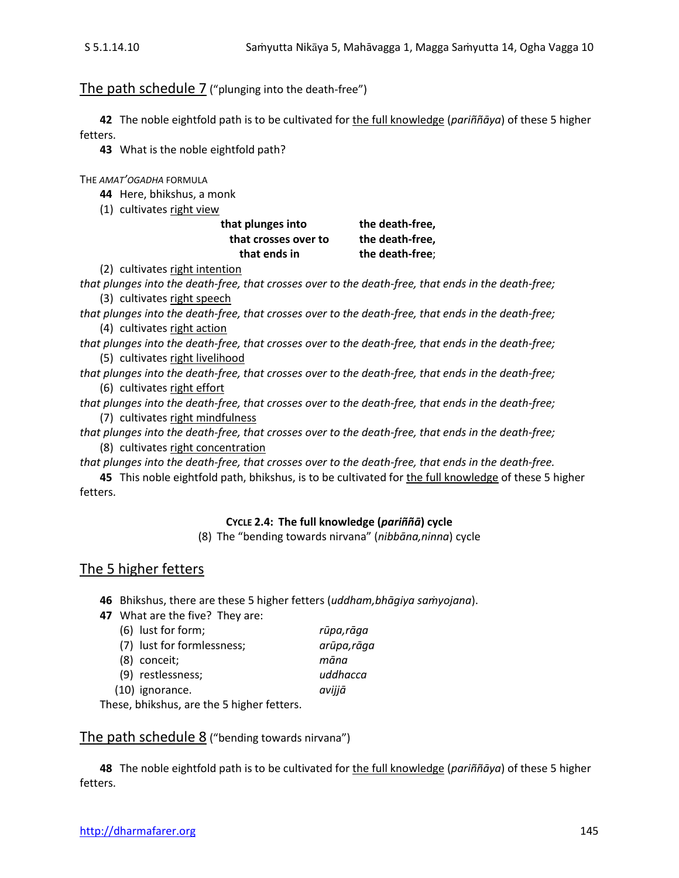## <u>The path schedule 7</u> ("plunging into the death-free")

**42** The noble eightfold path is to be cultivated for <u>the full knowledge</u> (*pariññāya*) of these 5 higher fetters.

**43** What is the noble eightfold path?

THE *AMAT'OGADHA* FORMULA

**44** Here, bhikshus, a monk

(1) cultivates <u>right view</u>

| | |
|---|---|
| **that plunges into** | **the death-free,** |
| **that crosses over to** | **the death-free,** |
| **that ends in** | **the death-free**; |

(2) cultivates <u>right intention</u>

*that plunges into the death-free, that crosses over to the death-free, that ends in the death-free;*

(3) cultivates <u>right speech</u>

*that plunges into the death-free, that crosses over to the death-free, that ends in the death-free;*

(4) cultivates <u>right action</u>

*that plunges into the death-free, that crosses over to the death-free, that ends in the death-free;*

(5) cultivates <u>right livelihood</u>

*that plunges into the death-free, that crosses over to the death-free, that ends in the death-free;*

(6) cultivates <u>right effort</u>

*that plunges into the death-free, that crosses over to the death-free, that ends in the death-free;*

(7) cultivates <u>right mindfulness</u>

*that plunges into the death-free, that crosses over to the death-free, that ends in the death-free;*

(8) cultivates <u>right concentration</u>

*that plunges into the death-free, that crosses over to the death-free, that ends in the death-free.*

**45** This noble eightfold path, bhikshus, is to be cultivated for <u>the full knowledge</u> of these 5 higher fetters.

**CYCLE 2.4: The full knowledge (*pariññā*) cycle**

(8) The "bending towards nirvana" (*nibbāna,ninna*) cycle

## <u>The 5 higher fetters</u>

**46** Bhikshus, there are these 5 higher fetters (*uddham,bhāgiya saṁyojana*).

**47** What are the five? They are:

| | |
|---|---|
| (6) lust for form; | *rūpa,rāga* |
| (7) lust for formlessness; | *arūpa,rāga* |
| (8) conceit; | *māna* |
| (9) restlessness; | *uddhacca* |
| (10) ignorance. | *avijjā* |

These, bhikshus, are the 5 higher fetters.

## <u>The path schedule 8</u> ("bending towards nirvana")

**48** The noble eightfold path is to be cultivated for <u>the full knowledge</u> (*pariññāya*) of these 5 higher fetters.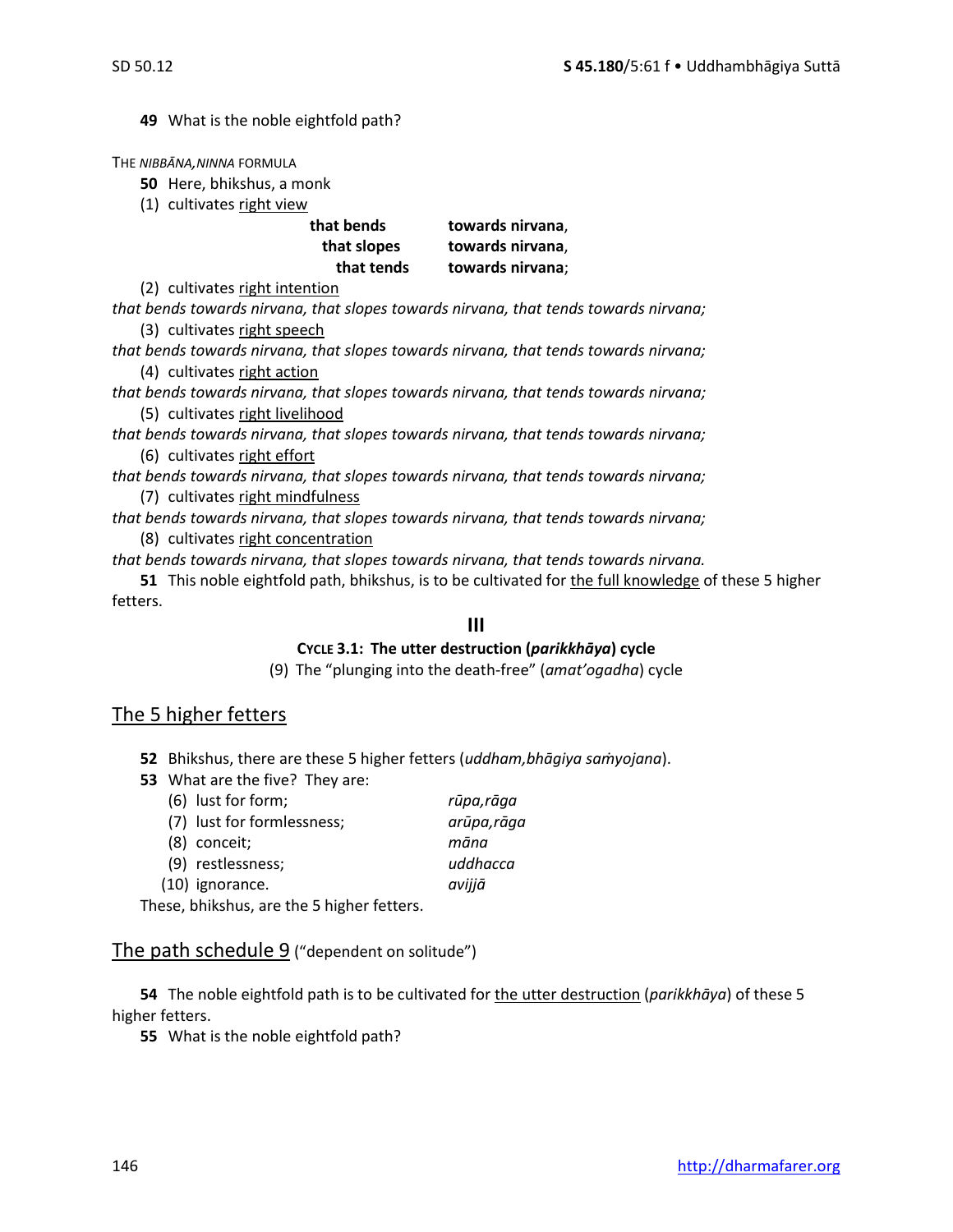**49** What is the noble eightfold path?

THE *NIBBĀNA,NINNA* FORMULA

**50** Here, bhikshus, a monk

(1) cultivates right view

| | |
|---|---|
| **that bends** | **towards nirvana**, |
| **that slopes** | **towards nirvana**, |
| **that tends** | **towards nirvana**; |

(2) cultivates right intention

*that bends towards nirvana, that slopes towards nirvana, that tends towards nirvana;*

(3) cultivates right speech

*that bends towards nirvana, that slopes towards nirvana, that tends towards nirvana;*

(4) cultivates right action

*that bends towards nirvana, that slopes towards nirvana, that tends towards nirvana;*

(5) cultivates right livelihood

*that bends towards nirvana, that slopes towards nirvana, that tends towards nirvana;*

(6) cultivates right effort

*that bends towards nirvana, that slopes towards nirvana, that tends towards nirvana;*

(7) cultivates right mindfulness

*that bends towards nirvana, that slopes towards nirvana, that tends towards nirvana;*

(8) cultivates right concentration

*that bends towards nirvana, that slopes towards nirvana, that tends towards nirvana.*

**51** This noble eightfold path, bhikshus, is to be cultivated for the full knowledge of these 5 higher fetters.

### III

**CYCLE 3.1: The utter destruction (*parikkhāya*) cycle**

(9) The "plunging into the death-free" (*amat'ogadha*) cycle

## The 5 higher fetters

**52** Bhikshus, there are these 5 higher fetters (*uddham,bhāgiya saṁyojana*).

**53** What are the five? They are:

| | |
|---|---|
| (6) lust for form; | *rūpa,rāga* |
| (7) lust for formlessness; | *arūpa,rāga* |
| (8) conceit; | *māna* |
| (9) restlessness; | *uddhacca* |
| (10) ignorance. | *avijjā* |

These, bhikshus, are the 5 higher fetters.

## The path schedule 9 ("dependent on solitude")

**54** The noble eightfold path is to be cultivated for the utter destruction (*parikkhāya*) of these 5 higher fetters.

**55** What is the noble eightfold path?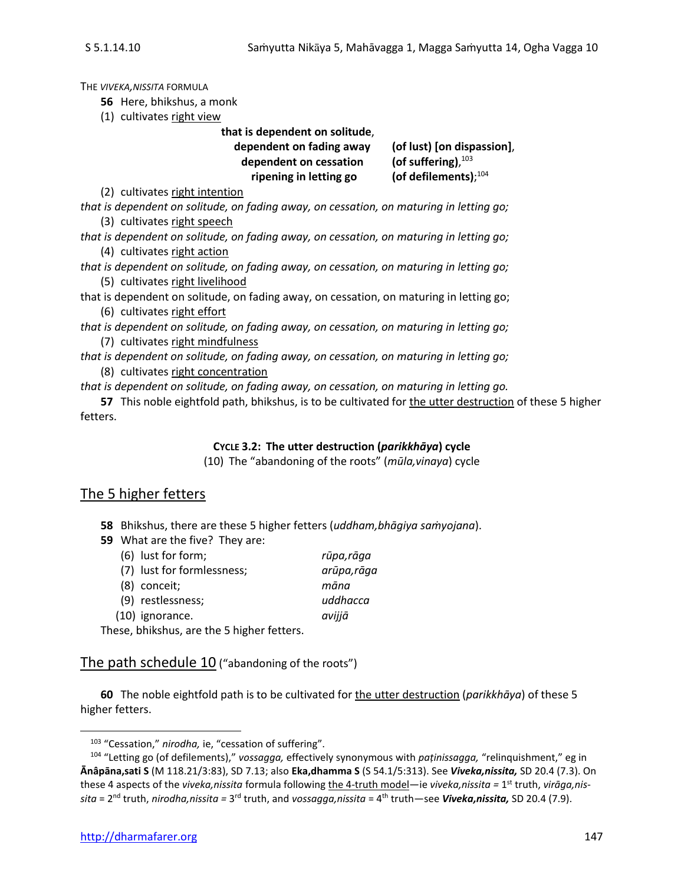THE *VIVEKA,NISSITA* FORMULA

**56** Here, bhikshus, a monk

(1) cultivates right view

**that is dependent on solitude**,
**dependent on fading away (of lust) [on dispassion]**,
**dependent on cessation (of suffering)**,[103]
**ripening in letting go (of defilements)**;[104]

(2) cultivates right intention

*that is dependent on solitude, on fading away, on cessation, on maturing in letting go;*

(3) cultivates right speech

*that is dependent on solitude, on fading away, on cessation, on maturing in letting go;*

(4) cultivates right action

*that is dependent on solitude, on fading away, on cessation, on maturing in letting go;*

(5) cultivates right livelihood

that is dependent on solitude, on fading away, on cessation, on maturing in letting go;

(6) cultivates right effort

*that is dependent on solitude, on fading away, on cessation, on maturing in letting go;*

(7) cultivates right mindfulness

*that is dependent on solitude, on fading away, on cessation, on maturing in letting go;*

(8) cultivates right concentration

*that is dependent on solitude, on fading away, on cessation, on maturing in letting go.*

**57** This noble eightfold path, bhikshus, is to be cultivated for the utter destruction of these 5 higher fetters.

**CYCLE 3.2: The utter destruction (*parikkhāya*) cycle**

(10) The "abandoning of the roots" (*mūla,vinaya*) cycle

## The 5 higher fetters

**58** Bhikshus, there are these 5 higher fetters (*uddham,bhāgiya saṁyojana*).

**59** What are the five? They are:

(6) lust for form; *rūpa,rāga*
(7) lust for formlessness; *arūpa,rāga*
(8) conceit; *māna*
(9) restlessness; *uddhacca*
(10) ignorance. *avijjā*

These, bhikshus, are the 5 higher fetters.

## The path schedule 10 ("abandoning of the roots")

**60** The noble eightfold path is to be cultivated for the utter destruction (*parikkhāya*) of these 5 higher fetters.

---

[103] "Cessation," *nirodha,* ie, "cessation of suffering".

[104] "Letting go (of defilements)," *vossagga,* effectively synonymous with *paṭinissagga,* "relinquishment," eg in **Ānâpāna,sati S** (M 118.21/3:83), SD 7.13; also **Eka,dhamma S** (S 54.1/5:313). See ***Viveka,nissita,*** SD 20.4 (7.3). On these 4 aspects of the *viveka,nissita* formula following the 4-truth model—ie *viveka,nissita* = 1st truth, *virāga,nissita* = 2nd truth, *nirodha,nissita* = 3rd truth, and *vossagga,nissita* = 4th truth—see ***Viveka,nissita,*** SD 20.4 (7.9).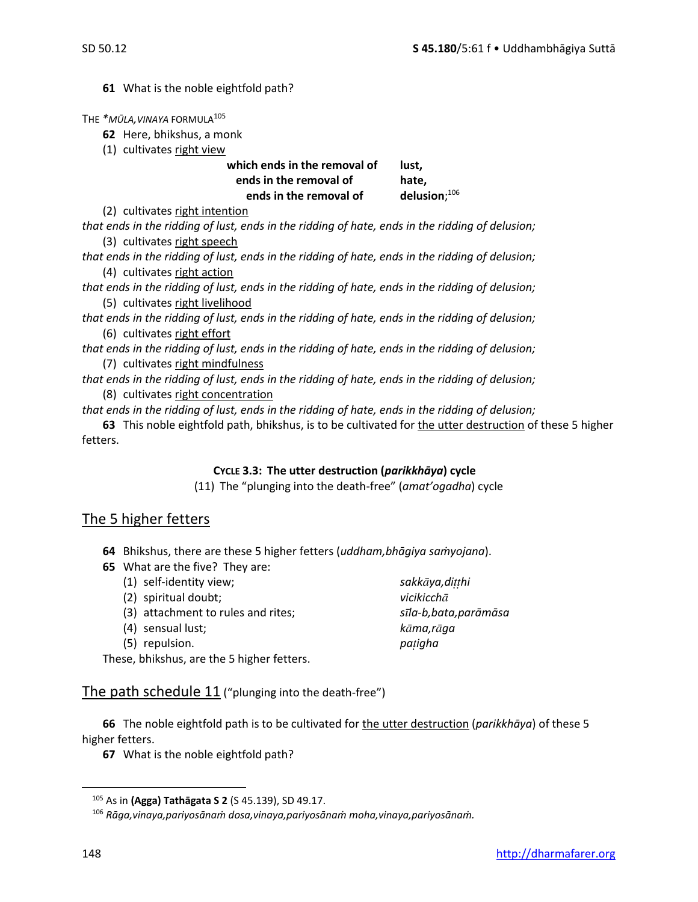**61** What is the noble eightfold path?

THE *\*MŪLA,VINAYA* FORMULA[105]

**62** Here, bhikshus, a monk

(1) cultivates right view

| | |
|---|---|
| **which ends in the removal of** | **lust,** |
| **ends in the removal of** | **hate,** |
| **ends in the removal of** | **delusion**;[106] |

(2) cultivates right intention

*that ends in the ridding of lust, ends in the ridding of hate, ends in the ridding of delusion;*

(3) cultivates right speech

*that ends in the ridding of lust, ends in the ridding of hate, ends in the ridding of delusion;*

(4) cultivates right action

*that ends in the ridding of lust, ends in the ridding of hate, ends in the ridding of delusion;*

(5) cultivates right livelihood

*that ends in the ridding of lust, ends in the ridding of hate, ends in the ridding of delusion;*

(6) cultivates right effort

*that ends in the ridding of lust, ends in the ridding of hate, ends in the ridding of delusion;*

(7) cultivates right mindfulness

*that ends in the ridding of lust, ends in the ridding of hate, ends in the ridding of delusion;*

(8) cultivates right concentration

*that ends in the ridding of lust, ends in the ridding of hate, ends in the ridding of delusion;*

**63** This noble eightfold path, bhikshus, is to be cultivated for the utter destruction of these 5 higher fetters.

**CYCLE 3.3: The utter destruction (*parikkhāya*) cycle**

(11) The "plunging into the death-free" (*amat'ogadha*) cycle

## The 5 higher fetters

**64** Bhikshus, there are these 5 higher fetters (*uddham,bhāgiya saṁyojana*).

**65** What are the five? They are:

| | |
|---|---|
| (1) self-identity view; | *sakkāya,diṭṭhi* |
| (2) spiritual doubt; | *vicikicchā* |
| (3) attachment to rules and rites; | *sīla-b,bata,parāmāsa* |
| (4) sensual lust; | *kāma,rāga* |
| (5) repulsion. | *paṭigha* |

These, bhikshus, are the 5 higher fetters.

## The path schedule 11 ("plunging into the death-free")

**66** The noble eightfold path is to be cultivated for the utter destruction (*parikkhāya*) of these 5 higher fetters.

**67** What is the noble eightfold path?

---

[105] As in **(Agga) Tathāgata S 2** (S 45.139), SD 49.17.

[106] *Rāga,vinaya,pariyosānaṁ dosa,vinaya,pariyosānaṁ moha,vinaya,pariyosānaṁ.*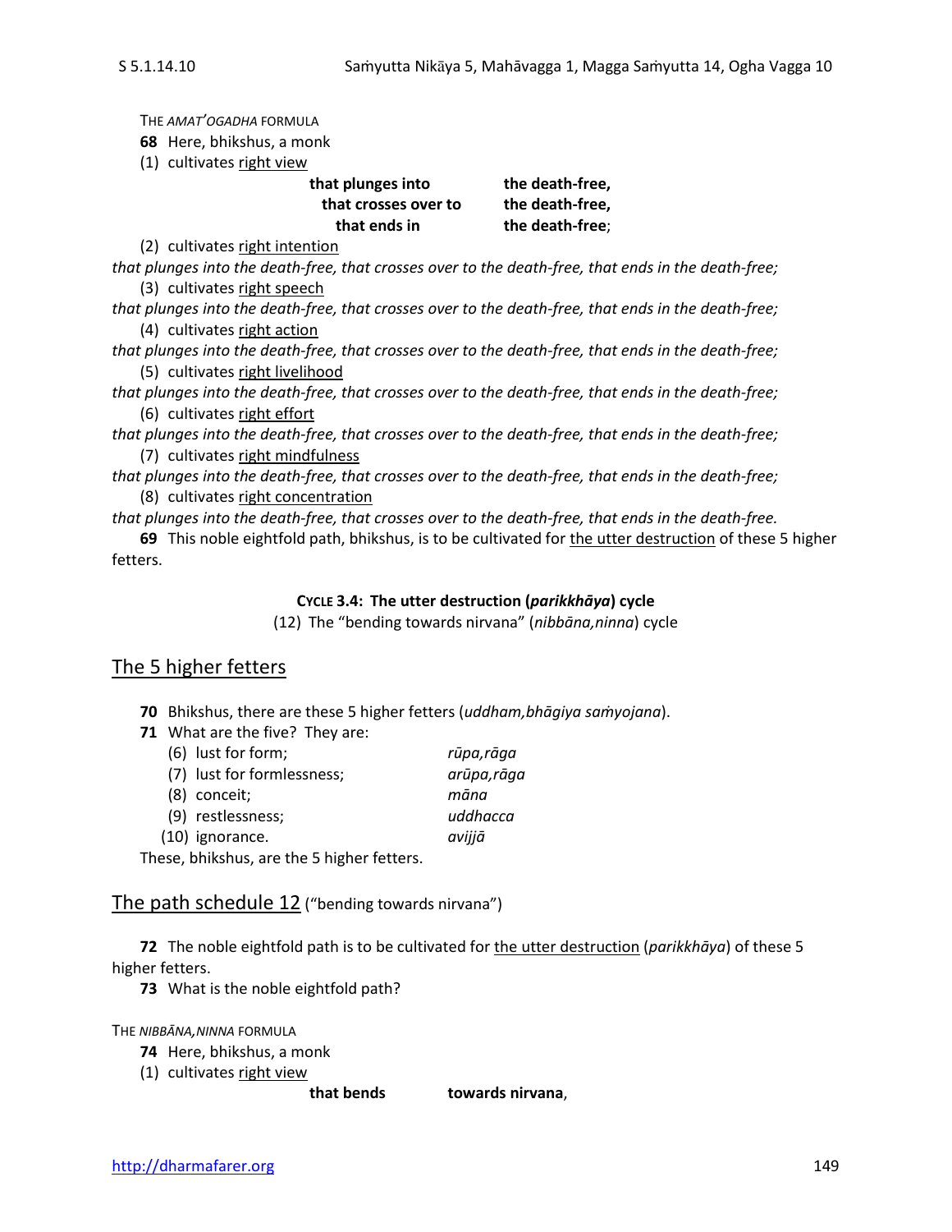THE *AMAT'OGADHA* FORMULA

**68** Here, bhikshus, a monk

(1) cultivates right view

| | |
|---|---|
| **that plunges into** | **the death-free,** |
| **that crosses over to** | **the death-free,** |
| **that ends in** | **the death-free**; |

(2) cultivates right intention

*that plunges into the death-free, that crosses over to the death-free, that ends in the death-free;*

(3) cultivates right speech

*that plunges into the death-free, that crosses over to the death-free, that ends in the death-free;*

(4) cultivates right action

*that plunges into the death-free, that crosses over to the death-free, that ends in the death-free;*

(5) cultivates right livelihood

*that plunges into the death-free, that crosses over to the death-free, that ends in the death-free;*

(6) cultivates right effort

*that plunges into the death-free, that crosses over to the death-free, that ends in the death-free;*

(7) cultivates right mindfulness

*that plunges into the death-free, that crosses over to the death-free, that ends in the death-free;*

(8) cultivates right concentration

*that plunges into the death-free, that crosses over to the death-free, that ends in the death-free.*

**69** This noble eightfold path, bhikshus, is to be cultivated for the utter destruction of these 5 higher fetters.

**CYCLE 3.4: The utter destruction (*parikkhāya*) cycle**

(12) The "bending towards nirvana" (*nibbāna,ninna*) cycle

## The 5 higher fetters

**70** Bhikshus, there are these 5 higher fetters (*uddham,bhāgiya saṁyojana*).

**71** What are the five? They are:

| | |
|---|---|
| (6) lust for form; | *rūpa,rāga* |
| (7) lust for formlessness; | *arūpa,rāga* |
| (8) conceit; | *māna* |
| (9) restlessness; | *uddhacca* |
| (10) ignorance. | *avijjā* |

These, bhikshus, are the 5 higher fetters.

## The path schedule 12 ("bending towards nirvana")

**72** The noble eightfold path is to be cultivated for the utter destruction (*parikkhāya*) of these 5 higher fetters.

**73** What is the noble eightfold path?

THE *NIBBĀNA,NINNA* FORMULA

**74** Here, bhikshus, a monk

(1) cultivates right view

| | |
|---|---|
| **that bends** | **towards nirvana**, |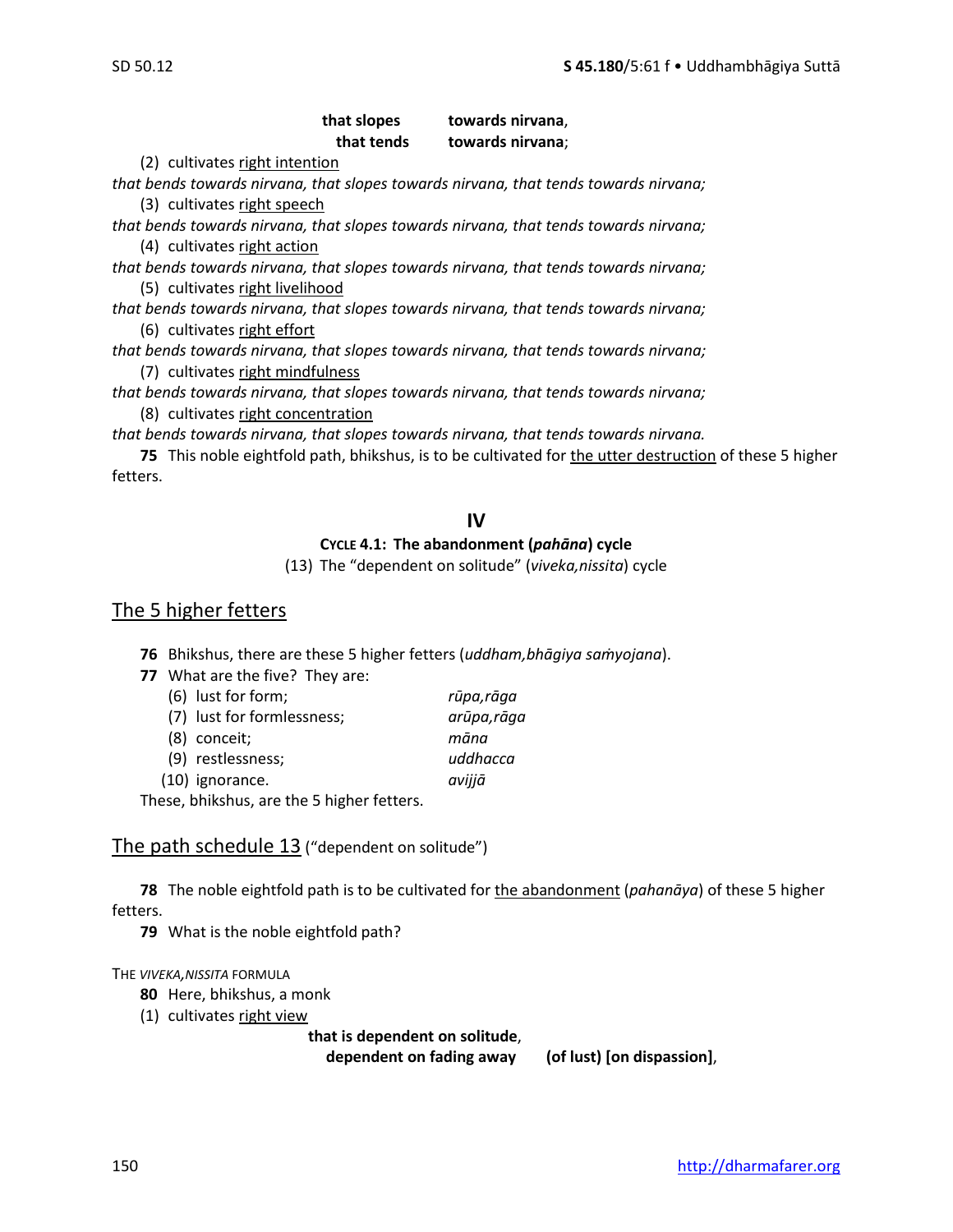**that slopes towards nirvana**,
**that tends towards nirvana**;

(2) cultivates right intention

*that bends towards nirvana, that slopes towards nirvana, that tends towards nirvana;*

(3) cultivates right speech

*that bends towards nirvana, that slopes towards nirvana, that tends towards nirvana;*

(4) cultivates right action

*that bends towards nirvana, that slopes towards nirvana, that tends towards nirvana;*

(5) cultivates right livelihood

*that bends towards nirvana, that slopes towards nirvana, that tends towards nirvana;*

(6) cultivates right effort

*that bends towards nirvana, that slopes towards nirvana, that tends towards nirvana;*

(7) cultivates right mindfulness

*that bends towards nirvana, that slopes towards nirvana, that tends towards nirvana;*

(8) cultivates right concentration

*that bends towards nirvana, that slopes towards nirvana, that tends towards nirvana.*

**75** This noble eightfold path, bhikshus, is to be cultivated for the utter destruction of these 5 higher fetters.

## IV

### CYCLE 4.1: The abandonment (*pahāna*) cycle

(13) The "dependent on solitude" (*viveka,nissita*) cycle

## The 5 higher fetters

**76** Bhikshus, there are these 5 higher fetters (*uddham,bhāgiya saṁyojana*).

**77** What are the five? They are:

(6) lust for form; *rūpa,rāga*
(7) lust for formlessness; *arūpa,rāga*
(8) conceit; *māna*
(9) restlessness; *uddhacca*
(10) ignorance. *avijjā*

These, bhikshus, are the 5 higher fetters.

## The path schedule 13 ("dependent on solitude")

**78** The noble eightfold path is to be cultivated for the abandonment (*pahanāya*) of these 5 higher fetters.

**79** What is the noble eightfold path?

THE *VIVEKA,NISSITA* FORMULA

**80** Here, bhikshus, a monk

(1) cultivates right view

**that is dependent on solitude**,
**dependent on fading away (of lust) [on dispassion]**,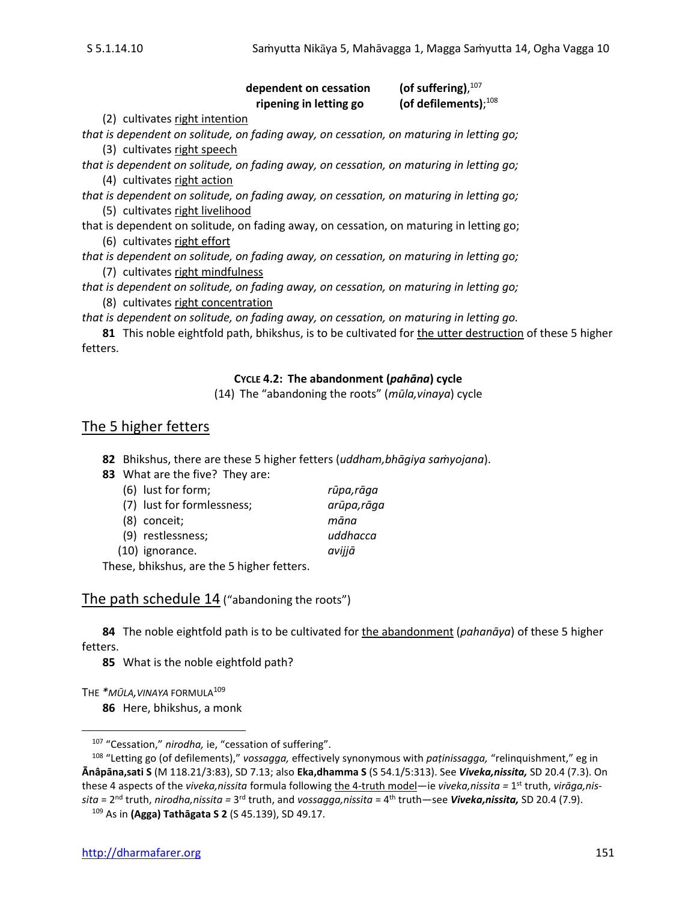**dependent on cessation** **(of suffering)**,[107]
**ripening in letting go** **(of defilements)**;[108]

(2) cultivates <u>right intention</u>

*that is dependent on solitude, on fading away, on cessation, on maturing in letting go;*

(3) cultivates <u>right speech</u>

*that is dependent on solitude, on fading away, on cessation, on maturing in letting go;*

(4) cultivates <u>right action</u>

*that is dependent on solitude, on fading away, on cessation, on maturing in letting go;*

(5) cultivates <u>right livelihood</u>

that is dependent on solitude, on fading away, on cessation, on maturing in letting go;

(6) cultivates <u>right effort</u>

*that is dependent on solitude, on fading away, on cessation, on maturing in letting go;*

(7) cultivates <u>right mindfulness</u>

*that is dependent on solitude, on fading away, on cessation, on maturing in letting go;*

(8) cultivates <u>right concentration</u>

*that is dependent on solitude, on fading away, on cessation, on maturing in letting go.*

**81** This noble eightfold path, bhikshus, is to be cultivated for <u>the utter destruction</u> of these 5 higher fetters.

**CYCLE 4.2: The abandonment (*pahāna*) cycle**

(14) The "abandoning the roots" (*mūla,vinaya*) cycle

## The 5 higher fetters

**82** Bhikshus, there are these 5 higher fetters (*uddham,bhāgiya saṁyojana*).

**83** What are the five? They are:

| | |
|---|---|
| (6) lust for form; | *rūpa,rāga* |
| (7) lust for formlessness; | *arūpa,rāga* |
| (8) conceit; | *māna* |
| (9) restlessness; | *uddhacca* |
| (10) ignorance. | *avijjā* |

These, bhikshus, are the 5 higher fetters.

## The path schedule 14 ("abandoning the roots")

**84** The noble eightfold path is to be cultivated for <u>the abandonment</u> (*pahanāya*) of these 5 higher fetters.

**85** What is the noble eightfold path?

THE *\*MŪLA,VINAYA* FORMULA[109]

**86** Here, bhikshus, a monk

---

[107] "Cessation," *nirodha,* ie, "cessation of suffering".

[108] "Letting go (of defilements)," *vossagga,* effectively synonymous with *paṭinissagga,* "relinquishment," eg in **Ānâpāna,sati S** (M 118.21/3:83), SD 7.13; also **Eka,dhamma S** (S 54.1/5:313). See ***Viveka,nissita,*** SD 20.4 (7.3). On these 4 aspects of the *viveka,nissita* formula following <u>the 4-truth model</u>—ie *viveka,nissita* = 1st truth, *virāga,nissita* = 2nd truth, *nirodha,nissita* = 3rd truth, and *vossagga,nissita* = 4th truth—see ***Viveka,nissita,*** SD 20.4 (7.9).

[109] As in **(Agga) Tathāgata S 2** (S 45.139), SD 49.17.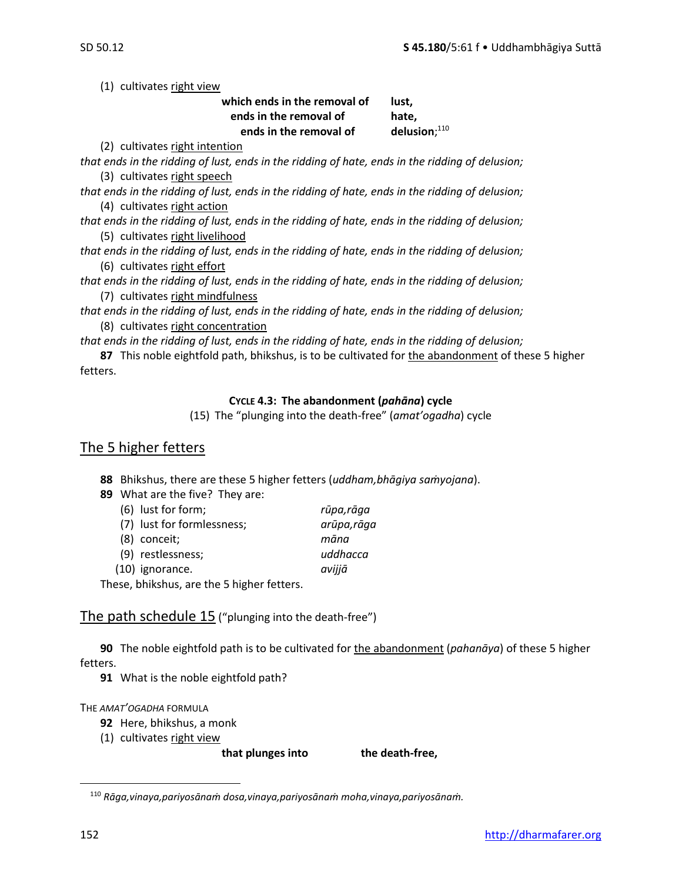(1) cultivates <u>right view</u>

**which ends in the removal of lust,**
**ends in the removal of hate,**
**ends in the removal of delusion**;[110]

(2) cultivates <u>right intention</u>

*that ends in the ridding of lust, ends in the ridding of hate, ends in the ridding of delusion;*

(3) cultivates <u>right speech</u>

*that ends in the ridding of lust, ends in the ridding of hate, ends in the ridding of delusion;*

(4) cultivates <u>right action</u>

*that ends in the ridding of lust, ends in the ridding of hate, ends in the ridding of delusion;*

(5) cultivates <u>right livelihood</u>

*that ends in the ridding of lust, ends in the ridding of hate, ends in the ridding of delusion;*

(6) cultivates <u>right effort</u>

*that ends in the ridding of lust, ends in the ridding of hate, ends in the ridding of delusion;*

(7) cultivates <u>right mindfulness</u>

*that ends in the ridding of lust, ends in the ridding of hate, ends in the ridding of delusion;*

(8) cultivates <u>right concentration</u>

*that ends in the ridding of lust, ends in the ridding of hate, ends in the ridding of delusion;*

**87** This noble eightfold path, bhikshus, is to be cultivated for <u>the abandonment</u> of these 5 higher fetters.

**CYCLE 4.3: The abandonment (*pahāna*) cycle**

(15) The "plunging into the death-free" (*amat'ogadha*) cycle

## The 5 higher fetters

**88** Bhikshus, there are these 5 higher fetters (*uddham,bhāgiya saṁyojana*).

**89** What are the five? They are:

| | |
|---|---|
| (6) lust for form; | *rūpa,rāga* |
| (7) lust for formlessness; | *arūpa,rāga* |
| (8) conceit; | *māna* |
| (9) restlessness; | *uddhacca* |
| (10) ignorance. | *avijjā* |

These, bhikshus, are the 5 higher fetters.

## The path schedule 15 ("plunging into the death-free")

**90** The noble eightfold path is to be cultivated for <u>the abandonment</u> (*pahanāya*) of these 5 higher fetters.

**91** What is the noble eightfold path?

THE *AMAT'OGADHA* FORMULA

**92** Here, bhikshus, a monk

(1) cultivates <u>right view</u>

**that plunges into the death-free,**

---

[110] *Rāga,vinaya,pariyosānaṁ dosa,vinaya,pariyosānaṁ moha,vinaya,pariyosānaṁ.*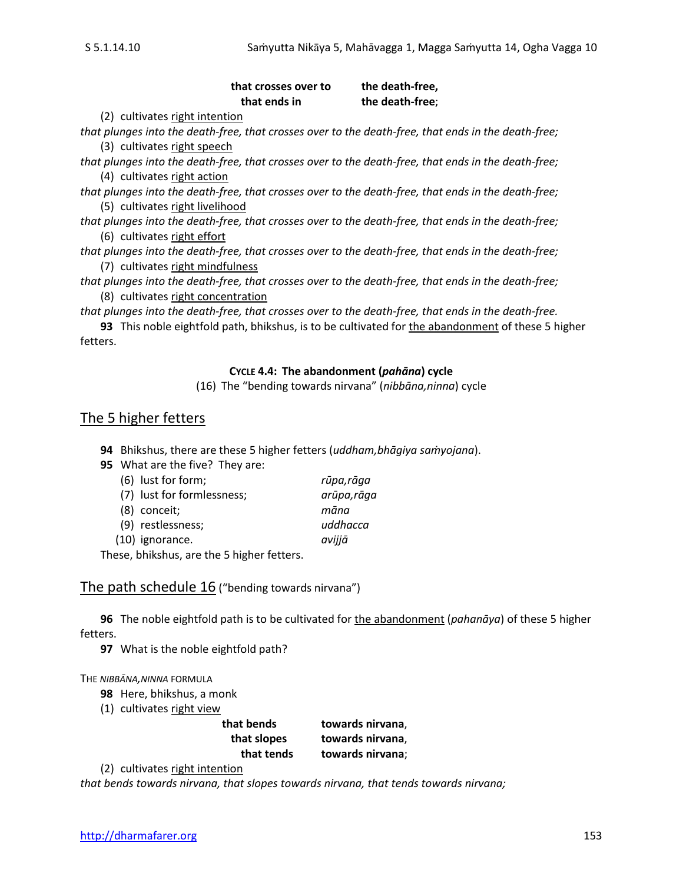**that crosses over to** **the death-free,**
**that ends in** **the death-free**;

(2) cultivates right intention

*that plunges into the death-free, that crosses over to the death-free, that ends in the death-free;*

(3) cultivates right speech

*that plunges into the death-free, that crosses over to the death-free, that ends in the death-free;*

(4) cultivates right action

*that plunges into the death-free, that crosses over to the death-free, that ends in the death-free;*

(5) cultivates right livelihood

*that plunges into the death-free, that crosses over to the death-free, that ends in the death-free;*

(6) cultivates right effort

*that plunges into the death-free, that crosses over to the death-free, that ends in the death-free;*

(7) cultivates right mindfulness

*that plunges into the death-free, that crosses over to the death-free, that ends in the death-free;*

(8) cultivates right concentration

*that plunges into the death-free, that crosses over to the death-free, that ends in the death-free.*

**93** This noble eightfold path, bhikshus, is to be cultivated for the abandonment of these 5 higher fetters.

**CYCLE 4.4: The abandonment (*pahāna*) cycle**

(16) The "bending towards nirvana" (*nibbāna,ninna*) cycle

## The 5 higher fetters

**94** Bhikshus, there are these 5 higher fetters (*uddham,bhāgiya saṁyojana*).

**95** What are the five? They are:

(6) lust for form; *rūpa,rāga*
(7) lust for formlessness; *arūpa,rāga*
(8) conceit; *māna*
(9) restlessness; *uddhacca*
(10) ignorance. *avijjā*

These, bhikshus, are the 5 higher fetters.

## The path schedule 16 ("bending towards nirvana")

**96** The noble eightfold path is to be cultivated for the abandonment (*pahanāya*) of these 5 higher fetters.

**97** What is the noble eightfold path?

THE *NIBBĀNA,NINNA* FORMULA

**98** Here, bhikshus, a monk

(1) cultivates right view

**that bends** **towards nirvana**,
**that slopes** **towards nirvana**,
**that tends** **towards nirvana**;

(2) cultivates right intention

*that bends towards nirvana, that slopes towards nirvana, that tends towards nirvana;*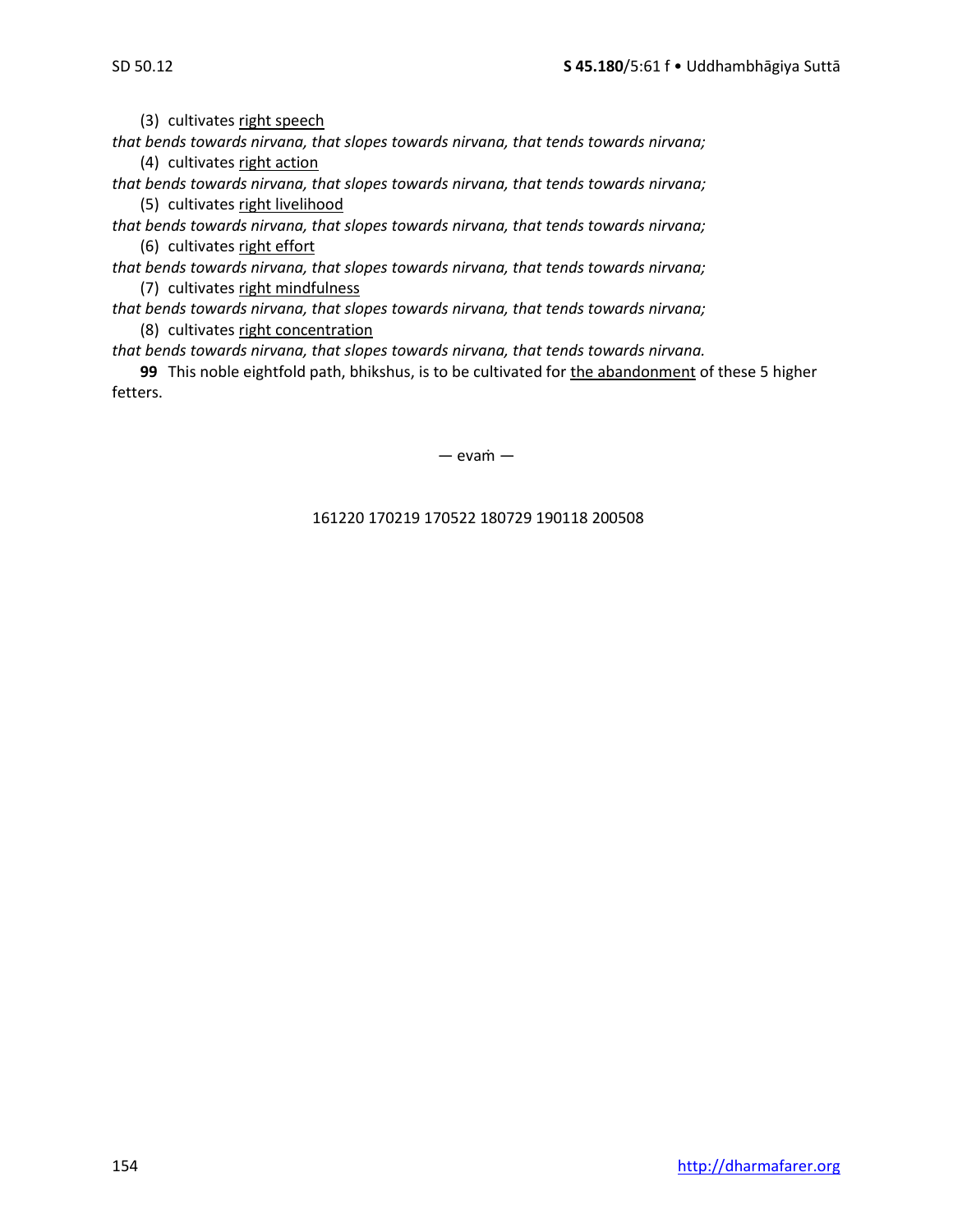(3) cultivates right speech

*that bends towards nirvana, that slopes towards nirvana, that tends towards nirvana;*

(4) cultivates right action

*that bends towards nirvana, that slopes towards nirvana, that tends towards nirvana;*

(5) cultivates right livelihood

*that bends towards nirvana, that slopes towards nirvana, that tends towards nirvana;*

(6) cultivates right effort

*that bends towards nirvana, that slopes towards nirvana, that tends towards nirvana;*

(7) cultivates right mindfulness

*that bends towards nirvana, that slopes towards nirvana, that tends towards nirvana;*

(8) cultivates right concentration

*that bends towards nirvana, that slopes towards nirvana, that tends towards nirvana.*

**99** This noble eightfold path, bhikshus, is to be cultivated for the abandonment of these 5 higher fetters.

— evaṁ —

161220 170219 170522 180729 190118 200508